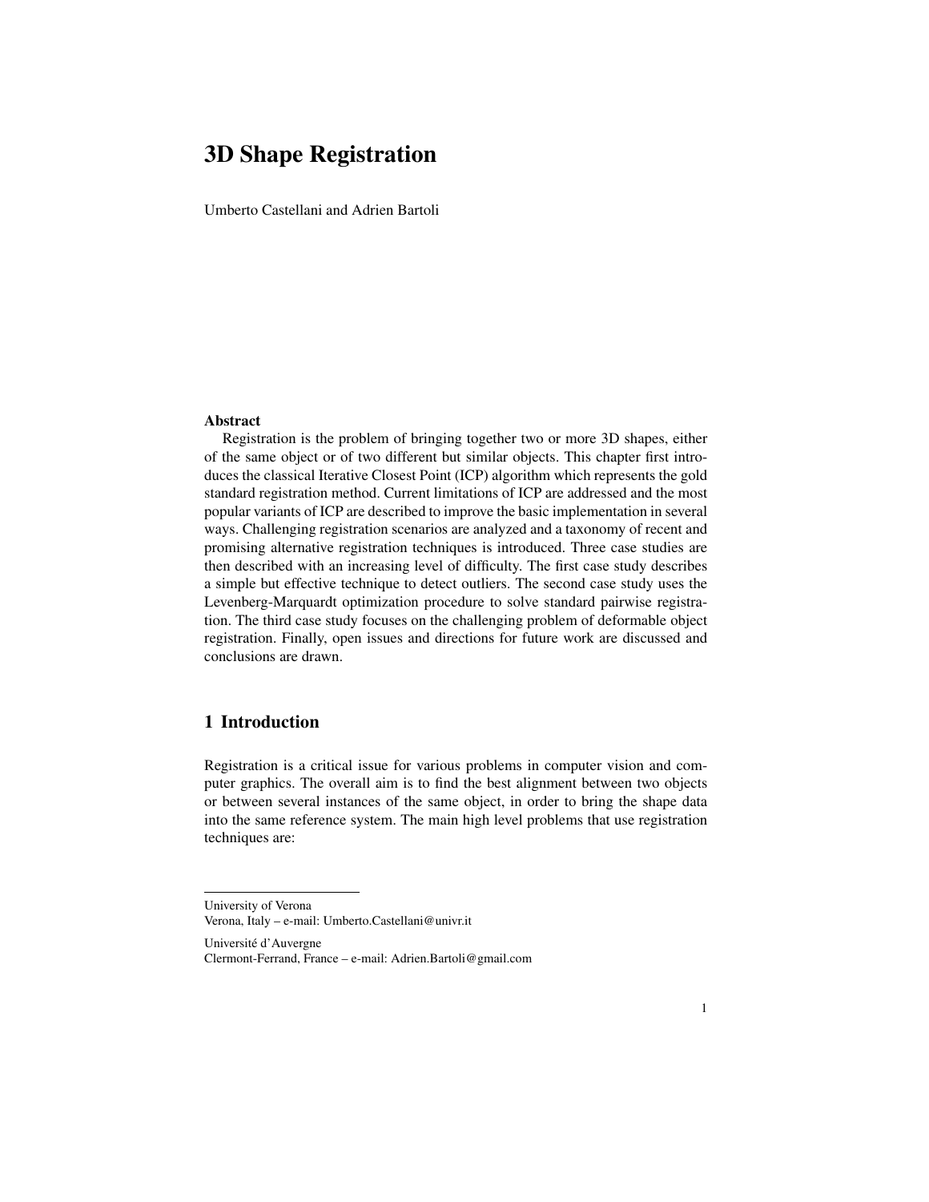# 3D Shape Registration

Umberto Castellani and Adrien Bartoli

**Abstract**

Registration is the problem of bringing together two or more 3D shapes, either of the same object or of two different but similar objects. This chapter first introduces the classical Iterative Closest Point (ICP) algorithm which represents the gold standard registration method. Current limitations of ICP are addressed and the most popular variants of ICP are described to improve the basic implementation in several ways. Challenging registration scenarios are analyzed and a taxonomy of recent and promising alternative registration techniques is introduced. Three case studies are then described with an increasing level of difficulty. The first case study describes a simple but effective technique to detect outliers. The second case study uses the Levenberg-Marquardt optimization procedure to solve standard pairwise registration. The third case study focuses on the challenging problem of deformable object registration. Finally, open issues and directions for future work are discussed and conclusions are drawn.

## 1 Introduction

Registration is a critical issue for various problems in computer vision and computer graphics. The overall aim is to find the best alignment between two objects or between several instances of the same object, in order to bring the shape data into the same reference system. The main high level problems that use registration techniques are:

---

University of Verona
Verona, Italy – e-mail: Umberto.Castellani@univr.it

Université d'Auvergne
Clermont-Ferrand, France – e-mail: Adrien.Bartoli@gmail.com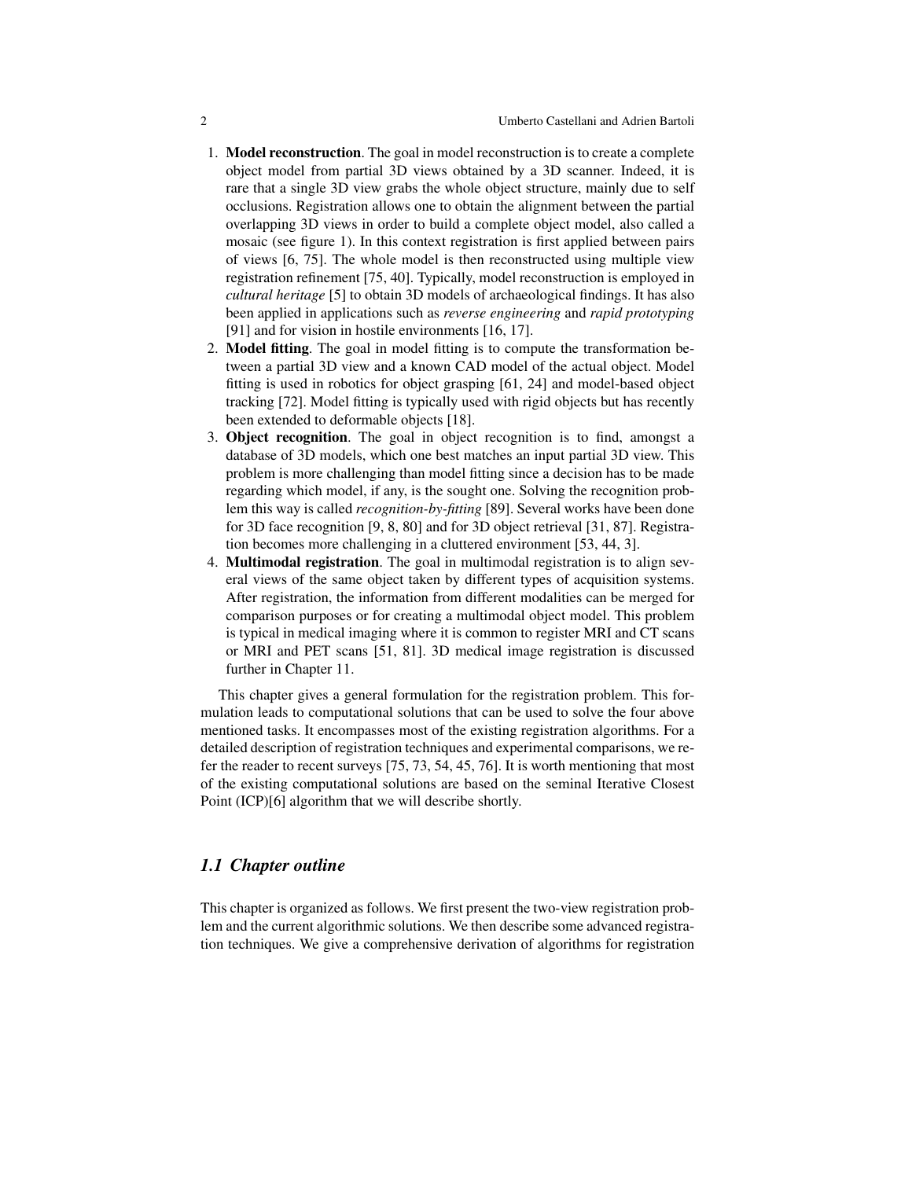1. **Model reconstruction**. The goal in model reconstruction is to create a complete object model from partial 3D views obtained by a 3D scanner. Indeed, it is rare that a single 3D view grabs the whole object structure, mainly due to self occlusions. Registration allows one to obtain the alignment between the partial overlapping 3D views in order to build a complete object model, also called a mosaic (see figure 1). In this context registration is first applied between pairs of views [6, 75]. The whole model is then reconstructed using multiple view registration refinement [75, 40]. Typically, model reconstruction is employed in *cultural heritage* [5] to obtain 3D models of archaeological findings. It has also been applied in applications such as *reverse engineering* and *rapid prototyping* [91] and for vision in hostile environments [16, 17].
2. **Model fitting**. The goal in model fitting is to compute the transformation between a partial 3D view and a known CAD model of the actual object. Model fitting is used in robotics for object grasping [61, 24] and model-based object tracking [72]. Model fitting is typically used with rigid objects but has recently been extended to deformable objects [18].
3. **Object recognition**. The goal in object recognition is to find, amongst a database of 3D models, which one best matches an input partial 3D view. This problem is more challenging than model fitting since a decision has to be made regarding which model, if any, is the sought one. Solving the recognition problem this way is called *recognition-by-fitting* [89]. Several works have been done for 3D face recognition [9, 8, 80] and for 3D object retrieval [31, 87]. Registration becomes more challenging in a cluttered environment [53, 44, 3].
4. **Multimodal registration**. The goal in multimodal registration is to align several views of the same object taken by different types of acquisition systems. After registration, the information from different modalities can be merged for comparison purposes or for creating a multimodal object model. This problem is typical in medical imaging where it is common to register MRI and CT scans or MRI and PET scans [51, 81]. 3D medical image registration is discussed further in Chapter 11.

This chapter gives a general formulation for the registration problem. This formulation leads to computational solutions that can be used to solve the four above mentioned tasks. It encompasses most of the existing registration algorithms. For a detailed description of registration techniques and experimental comparisons, we refer the reader to recent surveys [75, 73, 54, 45, 76]. It is worth mentioning that most of the existing computational solutions are based on the seminal Iterative Closest Point (ICP)[6] algorithm that we will describe shortly.

## 1.1 Chapter outline

This chapter is organized as follows. We first present the two-view registration problem and the current algorithmic solutions. We then describe some advanced registration techniques. We give a comprehensive derivation of algorithms for registration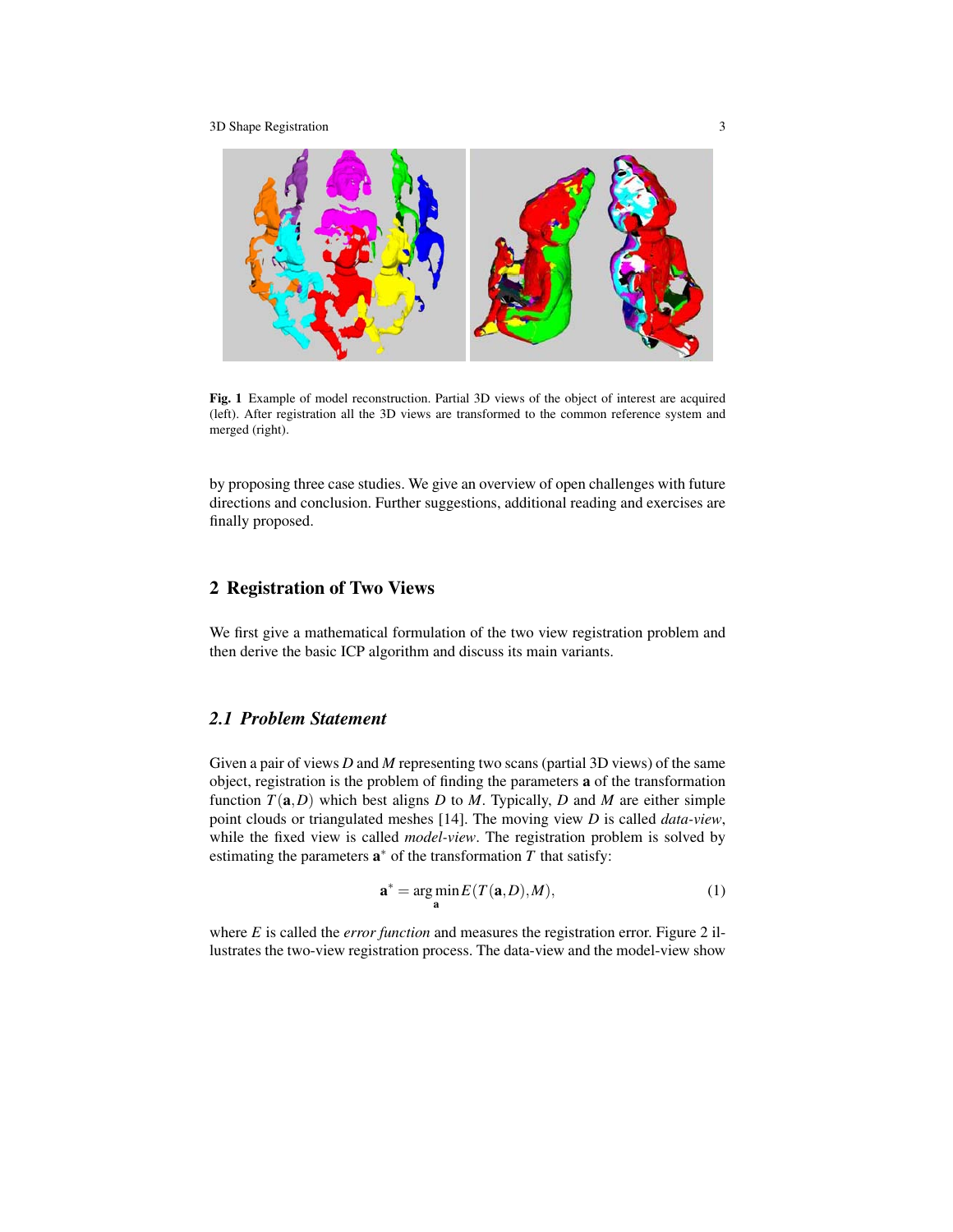**Fig. 1** Example of model reconstruction. Partial 3D views of the object of interest are acquired (left). After registration all the 3D views are transformed to the common reference system and merged (right).

by proposing three case studies. We give an overview of open challenges with future directions and conclusion. Further suggestions, additional reading and exercises are finally proposed.

## 2 Registration of Two Views

We first give a mathematical formulation of the two view registration problem and then derive the basic ICP algorithm and discuss its main variants.

### 2.1 Problem Statement

Given a pair of views $D$ and $M$ representing two scans (partial 3D views) of the same object, registration is the problem of finding the parameters $\mathbf{a}$ of the transformation function $T(\mathbf{a}, D)$ which best aligns $D$ to $M$. Typically, $D$ and $M$ are either simple point clouds or triangulated meshes [14]. The moving view $D$ is called *data-view*, while the fixed view is called *model-view*. The registration problem is solved by estimating the parameters $\mathbf{a}^*$ of the transformation $T$ that satisfy:

$$\mathbf{a}^* = \arg\min_{\mathbf{a}} E(T(\mathbf{a}, D), M), \tag{1}$$

where $E$ is called the *error function* and measures the registration error. Figure 2 illustrates the two-view registration process. The data-view and the model-view show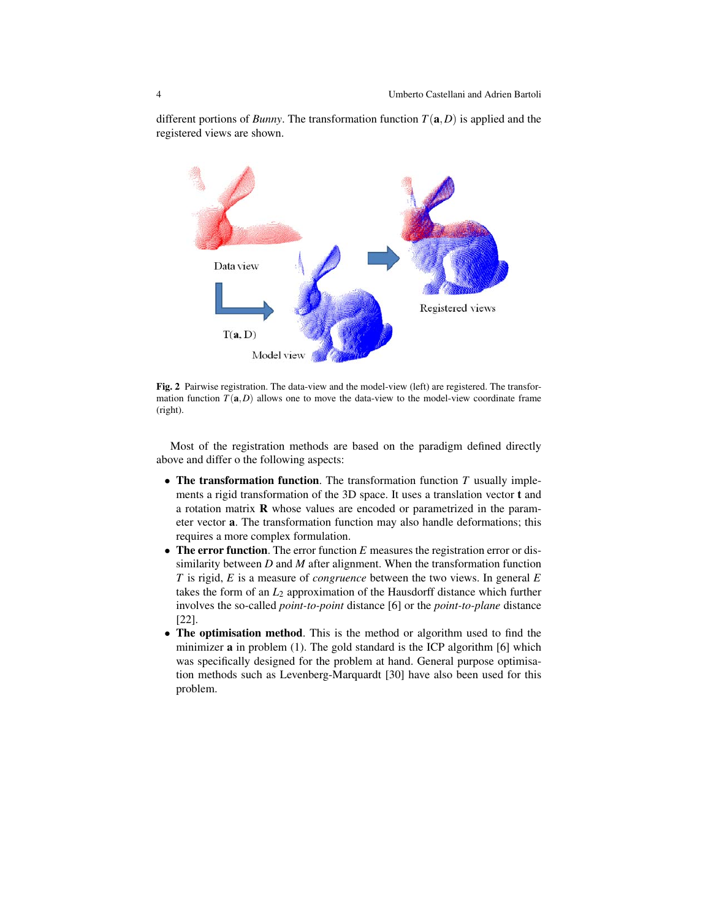different portions of *Bunny*. The transformation function $T(\mathbf{a}, D)$ is applied and the registered views are shown.

**Fig. 2** Pairwise registration. The data-view and the model-view (left) are registered. The transformation function $T(\mathbf{a}, D)$ allows one to move the data-view to the model-view coordinate frame (right).

Most of the registration methods are based on the paradigm defined directly above and differ o the following aspects:

- **The transformation function**. The transformation function $T$ usually implements a rigid transformation of the 3D space. It uses a translation vector $\mathbf{t}$ and a rotation matrix $\mathbf{R}$ whose values are encoded or parametrized in the parameter vector $\mathbf{a}$. The transformation function may also handle deformations; this requires a more complex formulation.
- **The error function**. The error function $E$ measures the registration error or dissimilarity between $D$ and $M$ after alignment. When the transformation function $T$ is rigid, $E$ is a measure of *congruence* between the two views. In general $E$ takes the form of an $L_2$ approximation of the Hausdorff distance which further involves the so-called *point-to-point* distance [6] or the *point-to-plane* distance [22].
- **The optimisation method**. This is the method or algorithm used to find the minimizer $\mathbf{a}$ in problem (1). The gold standard is the ICP algorithm [6] which was specifically designed for the problem at hand. General purpose optimisation methods such as Levenberg-Marquardt [30] have also been used for this problem.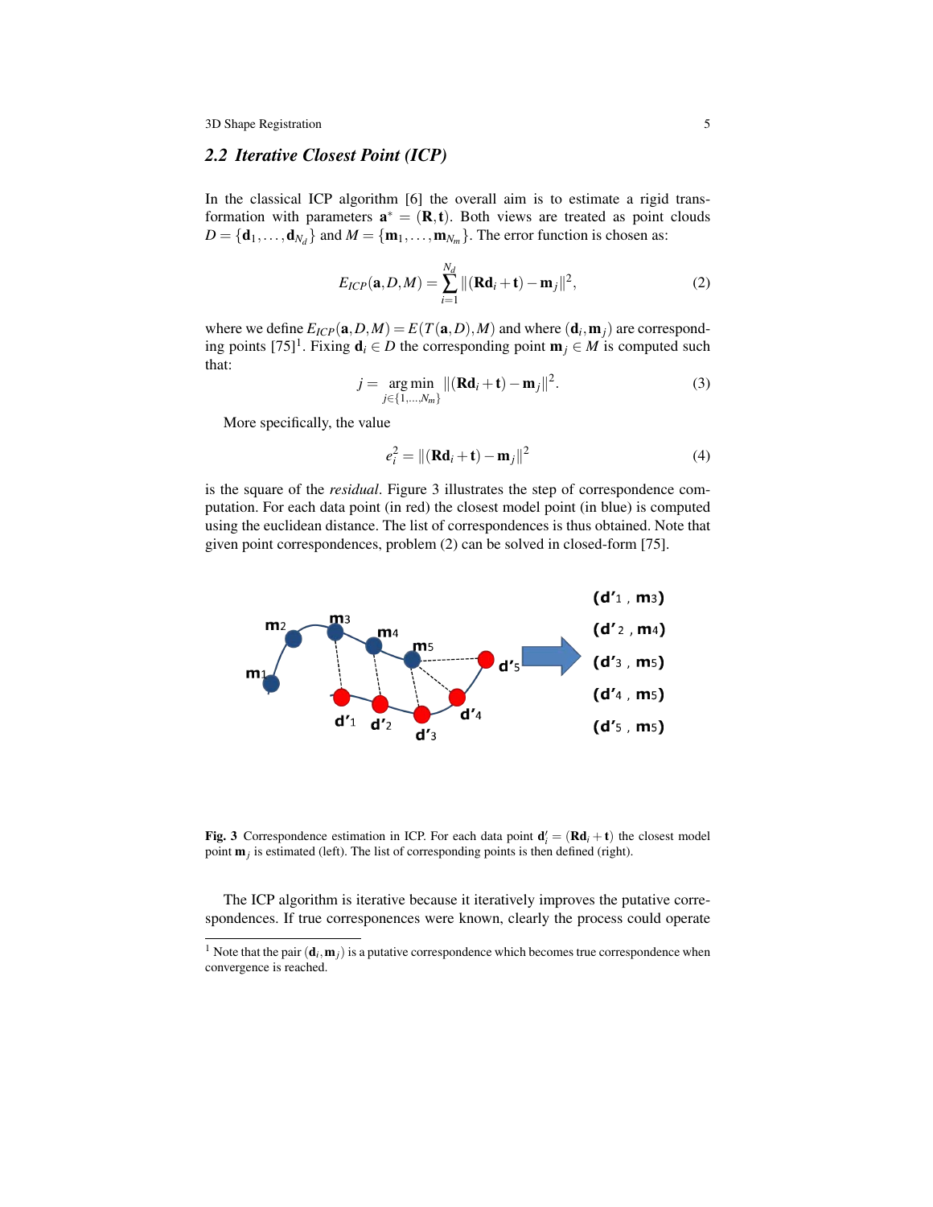### 2.2 Iterative Closest Point (ICP)

In the classical ICP algorithm [6] the overall aim is to estimate a rigid transformation with parameters $\mathbf{a}^* = (\mathbf{R}, \mathbf{t})$. Both views are treated as point clouds $D = \{\mathbf{d}_1, \ldots, \mathbf{d}_{N_d}\}$ and $M = \{\mathbf{m}_1, \ldots, \mathbf{m}_{N_m}\}$. The error function is chosen as:

$$E_{ICP}(\mathbf{a}, D, M) = \sum_{i=1}^{N_d} \|(\mathbf{R}\mathbf{d}_i + \mathbf{t}) - \mathbf{m}_j\|^2, \tag{2}$$

where we define $E_{ICP}(\mathbf{a}, D, M) = E(T(\mathbf{a}, D), M)$ and where $(\mathbf{d}_i, \mathbf{m}_j)$ are corresponding points [75][1]. Fixing $\mathbf{d}_i \in D$ the corresponding point $\mathbf{m}_j \in M$ is computed such that:

$$j = \underset{j \in \{1,\ldots,N_m\}}{\arg\min} \|(\mathbf{R}\mathbf{d}_i + \mathbf{t}) - \mathbf{m}_j\|^2. \tag{3}$$

More specifically, the value

$$e_i^2 = \|(\mathbf{R}\mathbf{d}_i + \mathbf{t}) - \mathbf{m}_j\|^2 \tag{4}$$

is the square of the *residual*. Figure 3 illustrates the step of correspondence computation. For each data point (in red) the closest model point (in blue) is computed using the euclidean distance. The list of correspondences is thus obtained. Note that given point correspondences, problem (2) can be solved in closed-form [75].

**Fig. 3** Correspondence estimation in ICP. For each data point $\mathbf{d}'_i = (\mathbf{R}\mathbf{d}_i + \mathbf{t})$ the closest model point $\mathbf{m}_j$ is estimated (left). The list of corresponding points is then defined (right).

The ICP algorithm is iterative because it iteratively improves the putative correspondences. If true corresponences were known, clearly the process could operate

[1] Note that the pair $(\mathbf{d}_i, \mathbf{m}_j)$ is a putative correspondence which becomes true correspondence when convergence is reached.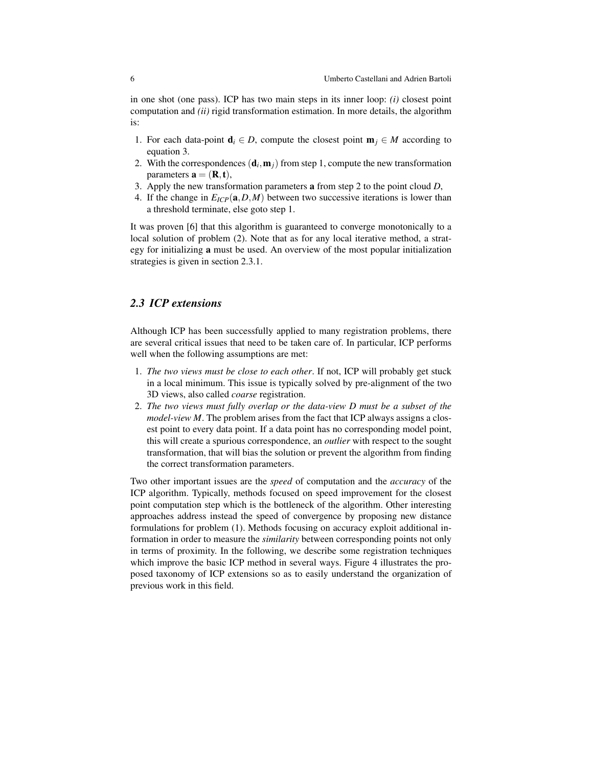in one shot (one pass). ICP has two main steps in its inner loop: *(i)* closest point computation and *(ii)* rigid transformation estimation. In more details, the algorithm is:

1. For each data-point $\mathbf{d}_i \in D$, compute the closest point $\mathbf{m}_j \in M$ according to equation 3.
2. With the correspondences $(\mathbf{d}_i, \mathbf{m}_j)$ from step 1, compute the new transformation parameters $\mathbf{a} = (\mathbf{R}, \mathbf{t})$,
3. Apply the new transformation parameters $\mathbf{a}$ from step 2 to the point cloud $D$,
4. If the change in $E_{ICP}(\mathbf{a}, D, M)$ between two successive iterations is lower than a threshold terminate, else goto step 1.

It was proven [6] that this algorithm is guaranteed to converge monotonically to a local solution of problem (2). Note that as for any local iterative method, a strategy for initializing $\mathbf{a}$ must be used. An overview of the most popular initialization strategies is given in section 2.3.1.

## 2.3 ICP extensions

Although ICP has been successfully applied to many registration problems, there are several critical issues that need to be taken care of. In particular, ICP performs well when the following assumptions are met:

1. *The two views must be close to each other*. If not, ICP will probably get stuck in a local minimum. This issue is typically solved by pre-alignment of the two 3D views, also called *coarse* registration.
2. *The two views must fully overlap or the data-view D must be a subset of the model-view M*. The problem arises from the fact that ICP always assigns a closest point to every data point. If a data point has no corresponding model point, this will create a spurious correspondence, an *outlier* with respect to the sought transformation, that will bias the solution or prevent the algorithm from finding the correct transformation parameters.

Two other important issues are the *speed* of computation and the *accuracy* of the ICP algorithm. Typically, methods focused on speed improvement for the closest point computation step which is the bottleneck of the algorithm. Other interesting approaches address instead the speed of convergence by proposing new distance formulations for problem (1). Methods focusing on accuracy exploit additional information in order to measure the *similarity* between corresponding points not only in terms of proximity. In the following, we describe some registration techniques which improve the basic ICP method in several ways. Figure 4 illustrates the proposed taxonomy of ICP extensions so as to easily understand the organization of previous work in this field.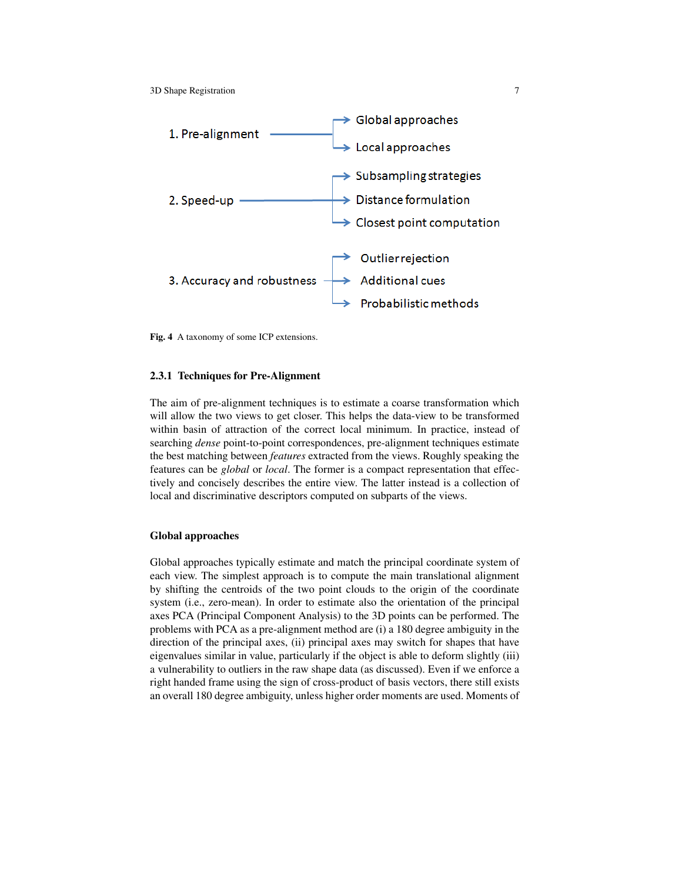1. Pre-alignment → Global approaches; Local approaches

2. Speed-up → Subsampling strategies; Distance formulation; Closest point computation

3. Accuracy and robustness → Outlier rejection; Additional cues; Probabilistic methods

**Fig. 4** A taxonomy of some ICP extensions.

### 2.3.1 Techniques for Pre-Alignment

The aim of pre-alignment techniques is to estimate a coarse transformation which will allow the two views to get closer. This helps the data-view to be transformed within basin of attraction of the correct local minimum. In practice, instead of searching *dense* point-to-point correspondences, pre-alignment techniques estimate the best matching between *features* extracted from the views. Roughly speaking the features can be *global* or *local*. The former is a compact representation that effectively and concisely describes the entire view. The latter instead is a collection of local and discriminative descriptors computed on subparts of the views.

#### Global approaches

Global approaches typically estimate and match the principal coordinate system of each view. The simplest approach is to compute the main translational alignment by shifting the centroids of the two point clouds to the origin of the coordinate system (i.e., zero-mean). In order to estimate also the orientation of the principal axes PCA (Principal Component Analysis) to the 3D points can be performed. The problems with PCA as a pre-alignment method are (i) a 180 degree ambiguity in the direction of the principal axes, (ii) principal axes may switch for shapes that have eigenvalues similar in value, particularly if the object is able to deform slightly (iii) a vulnerability to outliers in the raw shape data (as discussed). Even if we enforce a right handed frame using the sign of cross-product of basis vectors, there still exists an overall 180 degree ambiguity, unless higher order moments are used. Moments of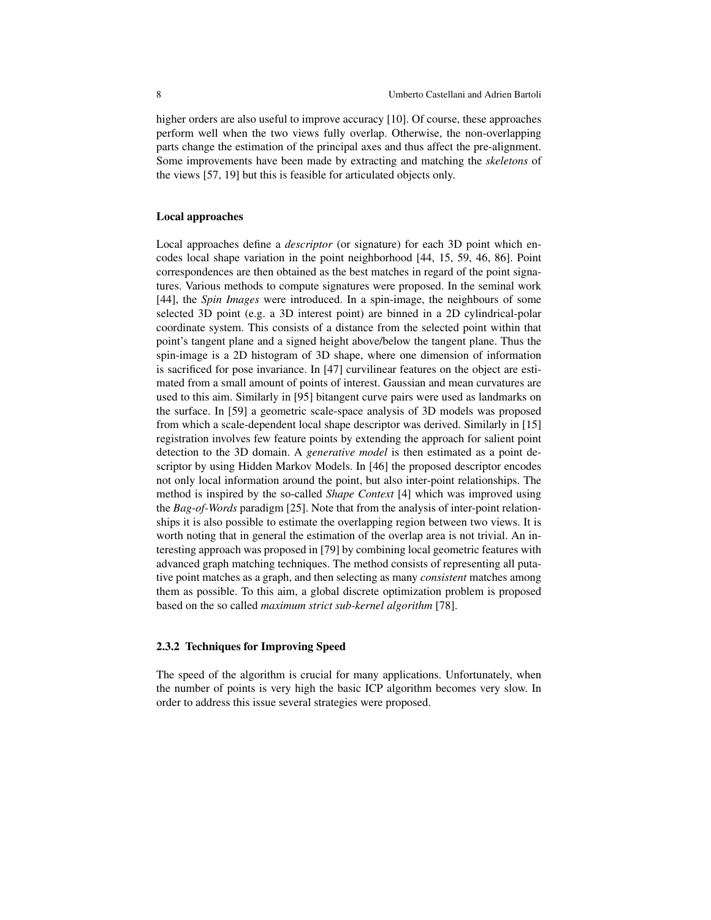higher orders are also useful to improve accuracy [10]. Of course, these approaches perform well when the two views fully overlap. Otherwise, the non-overlapping parts change the estimation of the principal axes and thus affect the pre-alignment. Some improvements have been made by extracting and matching the *skeletons* of the views [57, 19] but this is feasible for articulated objects only.

#### Local approaches

Local approaches define a *descriptor* (or signature) for each 3D point which encodes local shape variation in the point neighborhood [44, 15, 59, 46, 86]. Point correspondences are then obtained as the best matches in regard of the point signatures. Various methods to compute signatures were proposed. In the seminal work [44], the *Spin Images* were introduced. In a spin-image, the neighbours of some selected 3D point (e.g. a 3D interest point) are binned in a 2D cylindrical-polar coordinate system. This consists of a distance from the selected point within that point's tangent plane and a signed height above/below the tangent plane. Thus the spin-image is a 2D histogram of 3D shape, where one dimension of information is sacrificed for pose invariance. In [47] curvilinear features on the object are estimated from a small amount of points of interest. Gaussian and mean curvatures are used to this aim. Similarly in [95] bitangent curve pairs were used as landmarks on the surface. In [59] a geometric scale-space analysis of 3D models was proposed from which a scale-dependent local shape descriptor was derived. Similarly in [15] registration involves few feature points by extending the approach for salient point detection to the 3D domain. A *generative model* is then estimated as a point descriptor by using Hidden Markov Models. In [46] the proposed descriptor encodes not only local information around the point, but also inter-point relationships. The method is inspired by the so-called *Shape Context* [4] which was improved using the *Bag-of-Words* paradigm [25]. Note that from the analysis of inter-point relationships it is also possible to estimate the overlapping region between two views. It is worth noting that in general the estimation of the overlap area is not trivial. An interesting approach was proposed in [79] by combining local geometric features with advanced graph matching techniques. The method consists of representing all putative point matches as a graph, and then selecting as many *consistent* matches among them as possible. To this aim, a global discrete optimization problem is proposed based on the so called *maximum strict sub-kernel algorithm* [78].

### 2.3.2 Techniques for Improving Speed

The speed of the algorithm is crucial for many applications. Unfortunately, when the number of points is very high the basic ICP algorithm becomes very slow. In order to address this issue several strategies were proposed.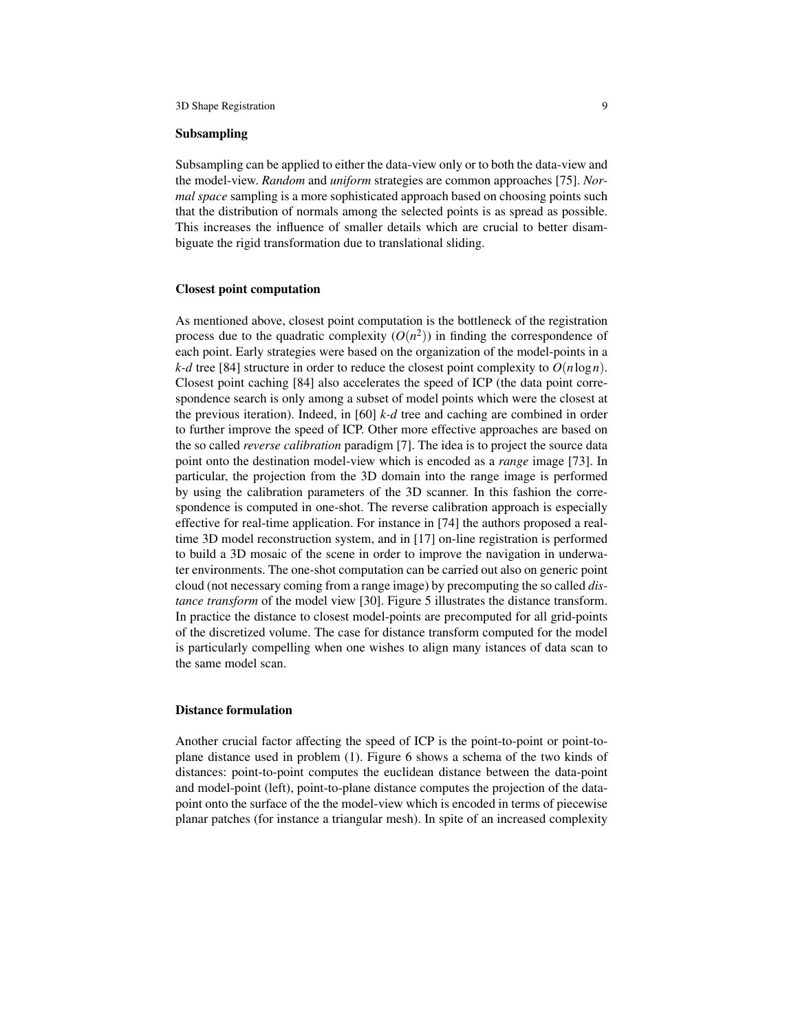### Subsampling

Subsampling can be applied to either the data-view only or to both the data-view and the model-view. *Random* and *uniform* strategies are common approaches [75]. *Normal space* sampling is a more sophisticated approach based on choosing points such that the distribution of normals among the selected points is as spread as possible. This increases the influence of smaller details which are crucial to better disambiguate the rigid transformation due to translational sliding.

### Closest point computation

As mentioned above, closest point computation is the bottleneck of the registration process due to the quadratic complexity ($O(n^2)$) in finding the correspondence of each point. Early strategies were based on the organization of the model-points in a *k-d* tree [84] structure in order to reduce the closest point complexity to $O(n \log n)$. Closest point caching [84] also accelerates the speed of ICP (the data point correspondence search is only among a subset of model points which were the closest at the previous iteration). Indeed, in [60] *k-d* tree and caching are combined in order to further improve the speed of ICP. Other more effective approaches are based on the so called *reverse calibration* paradigm [7]. The idea is to project the source data point onto the destination model-view which is encoded as a *range* image [73]. In particular, the projection from the 3D domain into the range image is performed by using the calibration parameters of the 3D scanner. In this fashion the correspondence is computed in one-shot. The reverse calibration approach is especially effective for real-time application. For instance in [74] the authors proposed a real-time 3D model reconstruction system, and in [17] on-line registration is performed to build a 3D mosaic of the scene in order to improve the navigation in underwater environments. The one-shot computation can be carried out also on generic point cloud (not necessary coming from a range image) by precomputing the so called *distance transform* of the model view [30]. Figure 5 illustrates the distance transform. In practice the distance to closest model-points are precomputed for all grid-points of the discretized volume. The case for distance transform computed for the model is particularly compelling when one wishes to align many istances of data scan to the same model scan.

### Distance formulation

Another crucial factor affecting the speed of ICP is the point-to-point or point-to-plane distance used in problem (1). Figure 6 shows a schema of the two kinds of distances: point-to-point computes the euclidean distance between the data-point and model-point (left), point-to-plane distance computes the projection of the data-point onto the surface of the the model-view which is encoded in terms of piecewise planar patches (for instance a triangular mesh). In spite of an increased complexity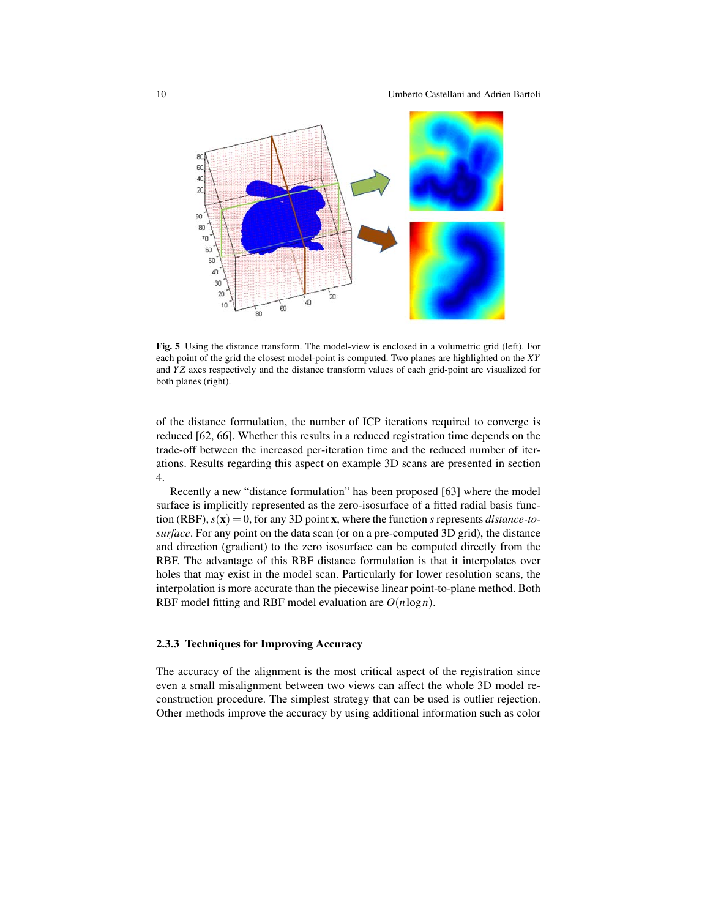**Fig. 5** Using the distance transform. The model-view is enclosed in a volumetric grid (left). For each point of the grid the closest model-point is computed. Two planes are highlighted on the $XY$ and $YZ$ axes respectively and the distance transform values of each grid-point are visualized for both planes (right).

of the distance formulation, the number of ICP iterations required to converge is reduced [62, 66]. Whether this results in a reduced registration time depends on the trade-off between the increased per-iteration time and the reduced number of iterations. Results regarding this aspect on example 3D scans are presented in section 4.

Recently a new "distance formulation" has been proposed [63] where the model surface is implicitly represented as the zero-isosurface of a fitted radial basis function (RBF), $s(\mathbf{x}) = 0$, for any 3D point $\mathbf{x}$, where the function $s$ represents *distance-to-surface*. For any point on the data scan (or on a pre-computed 3D grid), the distance and direction (gradient) to the zero isosurface can be computed directly from the RBF. The advantage of this RBF distance formulation is that it interpolates over holes that may exist in the model scan. Particularly for lower resolution scans, the interpolation is more accurate than the piecewise linear point-to-plane method. Both RBF model fitting and RBF model evaluation are $O(n \log n)$.

#### 2.3.3 Techniques for Improving Accuracy

The accuracy of the alignment is the most critical aspect of the registration since even a small misalignment between two views can affect the whole 3D model reconstruction procedure. The simplest strategy that can be used is outlier rejection. Other methods improve the accuracy by using additional information such as color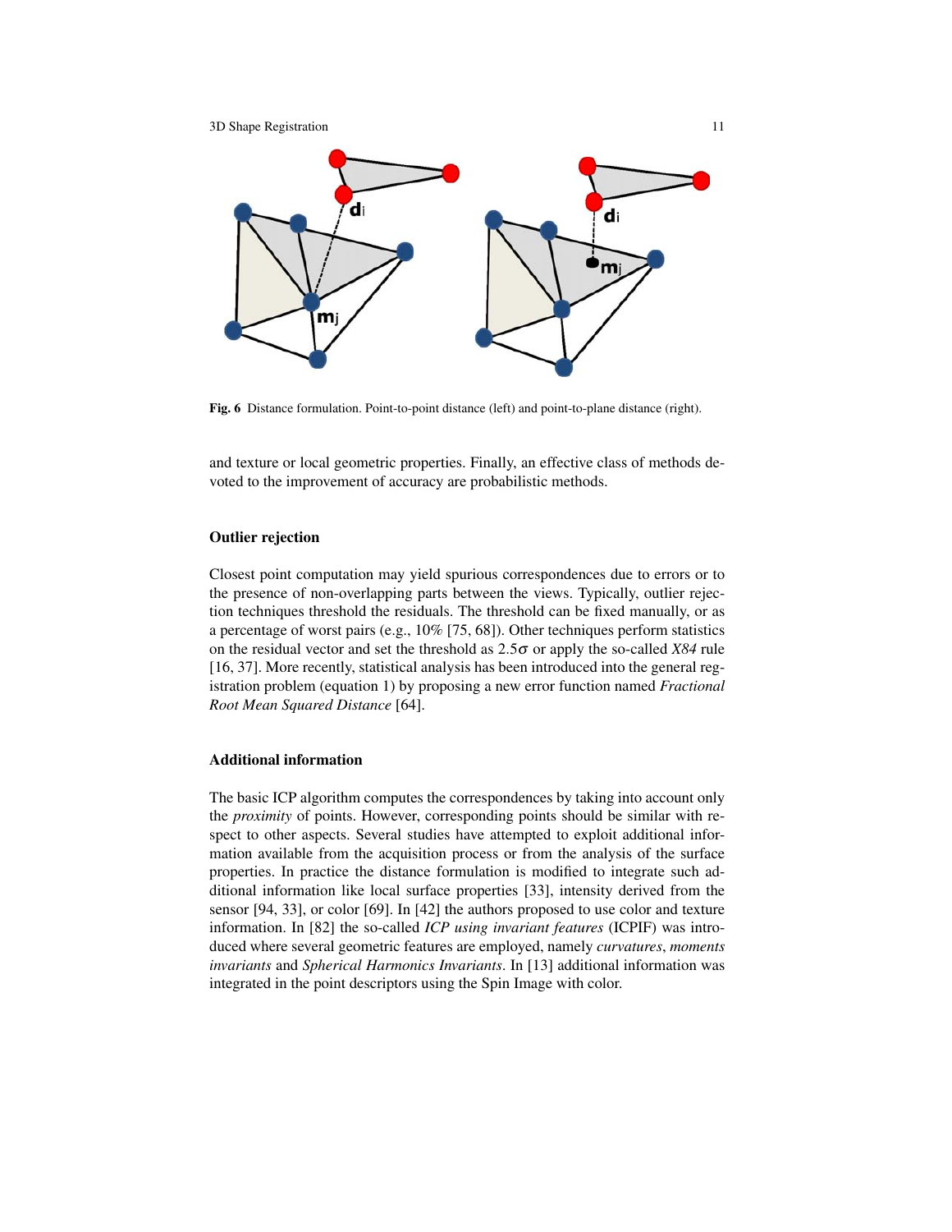**Fig. 6** Distance formulation. Point-to-point distance (left) and point-to-plane distance (right).

and texture or local geometric properties. Finally, an effective class of methods devoted to the improvement of accuracy are probabilistic methods.

#### Outlier rejection

Closest point computation may yield spurious correspondences due to errors or to the presence of non-overlapping parts between the views. Typically, outlier rejection techniques threshold the residuals. The threshold can be fixed manually, or as a percentage of worst pairs (e.g., 10% [75, 68]). Other techniques perform statistics on the residual vector and set the threshold as $2.5\sigma$ or apply the so-called *X84* rule [16, 37]. More recently, statistical analysis has been introduced into the general registration problem (equation 1) by proposing a new error function named *Fractional Root Mean Squared Distance* [64].

#### Additional information

The basic ICP algorithm computes the correspondences by taking into account only the *proximity* of points. However, corresponding points should be similar with respect to other aspects. Several studies have attempted to exploit additional information available from the acquisition process or from the analysis of the surface properties. In practice the distance formulation is modified to integrate such additional information like local surface properties [33], intensity derived from the sensor [94, 33], or color [69]. In [42] the authors proposed to use color and texture information. In [82] the so-called *ICP using invariant features* (ICPIF) was introduced where several geometric features are employed, namely *curvatures*, *moments invariants* and *Spherical Harmonics Invariants*. In [13] additional information was integrated in the point descriptors using the Spin Image with color.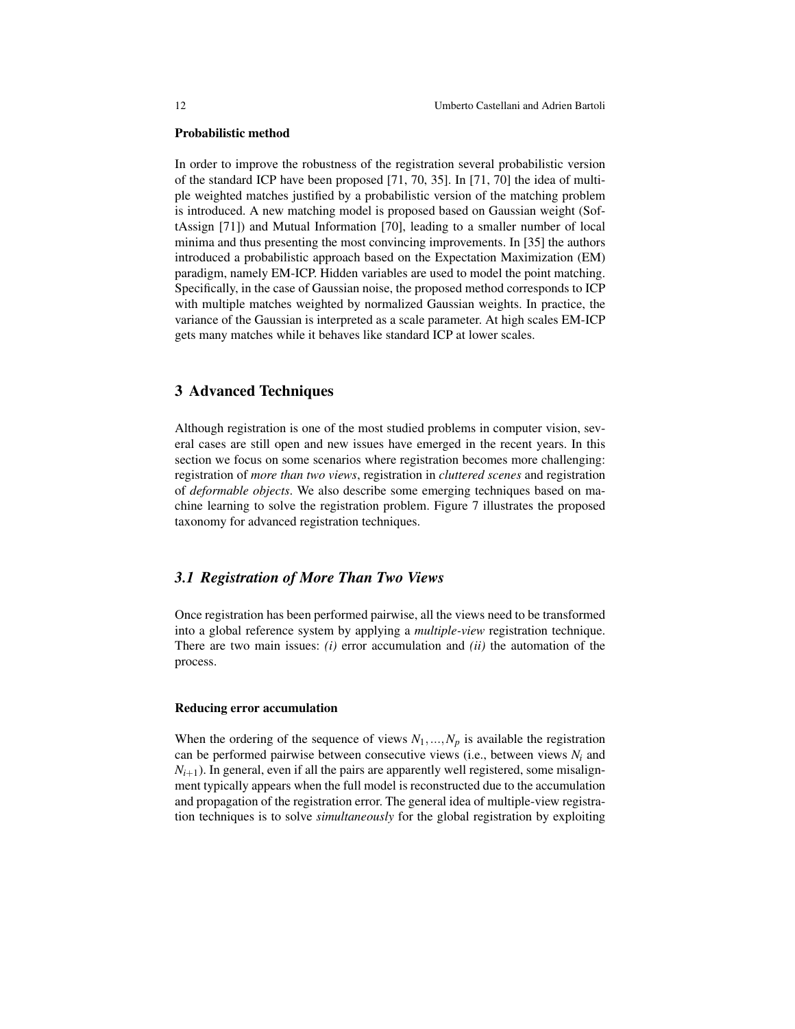**Probabilistic method**

In order to improve the robustness of the registration several probabilistic version of the standard ICP have been proposed [71, 70, 35]. In [71, 70] the idea of multiple weighted matches justified by a probabilistic version of the matching problem is introduced. A new matching model is proposed based on Gaussian weight (SoftAssign [71]) and Mutual Information [70], leading to a smaller number of local minima and thus presenting the most convincing improvements. In [35] the authors introduced a probabilistic approach based on the Expectation Maximization (EM) paradigm, namely EM-ICP. Hidden variables are used to model the point matching. Specifically, in the case of Gaussian noise, the proposed method corresponds to ICP with multiple matches weighted by normalized Gaussian weights. In practice, the variance of the Gaussian is interpreted as a scale parameter. At high scales EM-ICP gets many matches while it behaves like standard ICP at lower scales.

## 3 Advanced Techniques

Although registration is one of the most studied problems in computer vision, several cases are still open and new issues have emerged in the recent years. In this section we focus on some scenarios where registration becomes more challenging: registration of *more than two views*, registration in *cluttered scenes* and registration of *deformable objects*. We also describe some emerging techniques based on machine learning to solve the registration problem. Figure 7 illustrates the proposed taxonomy for advanced registration techniques.

### *3.1 Registration of More Than Two Views*

Once registration has been performed pairwise, all the views need to be transformed into a global reference system by applying a *multiple-view* registration technique. There are two main issues: *(i)* error accumulation and *(ii)* the automation of the process.

**Reducing error accumulation**

When the ordering of the sequence of views $N_1, ..., N_p$ is available the registration can be performed pairwise between consecutive views (i.e., between views $N_i$ and $N_{i+1}$). In general, even if all the pairs are apparently well registered, some misalignment typically appears when the full model is reconstructed due to the accumulation and propagation of the registration error. The general idea of multiple-view registration techniques is to solve *simultaneously* for the global registration by exploiting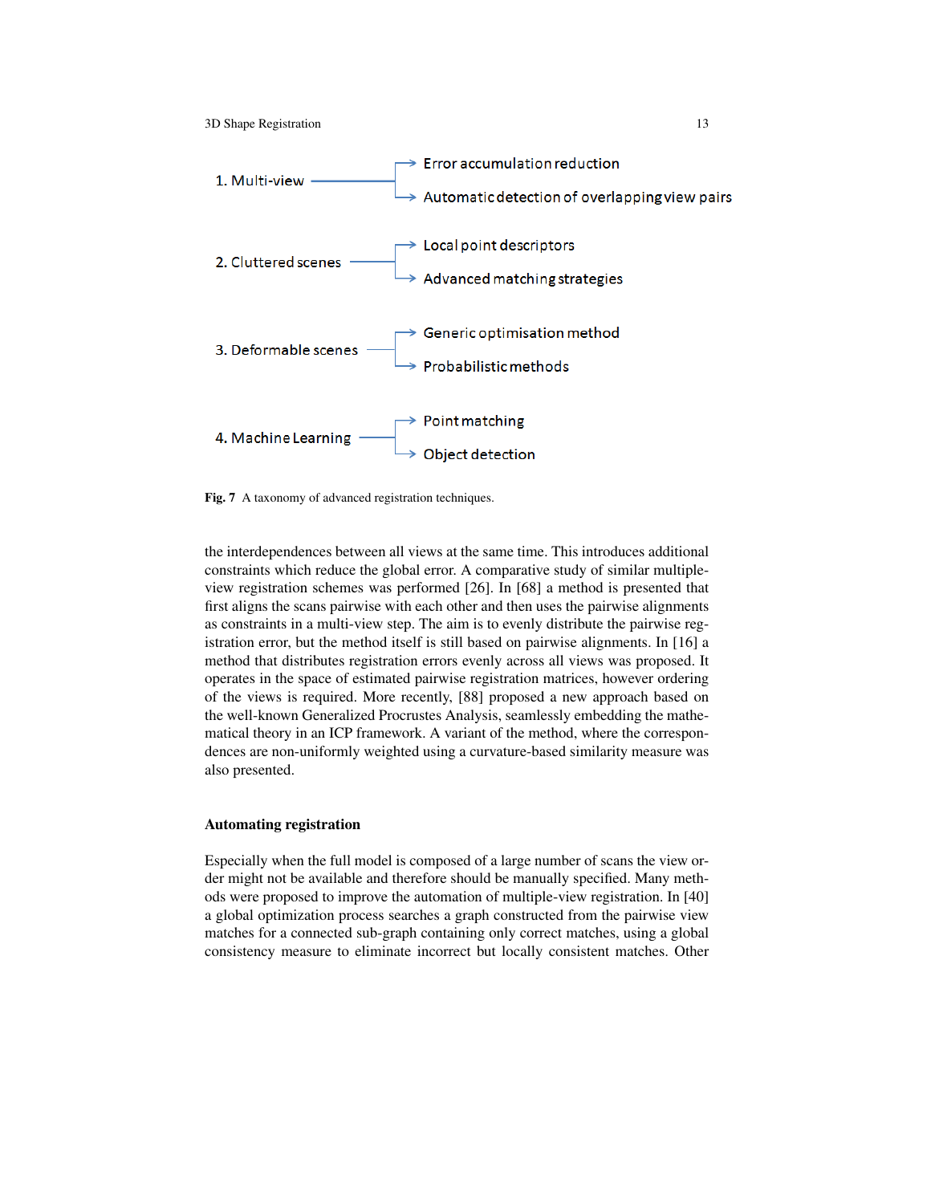1. Multi-view → Error accumulation reduction; Automatic detection of overlapping view pairs

2. Cluttered scenes → Local point descriptors; Advanced matching strategies

3. Deformable scenes → Generic optimisation method; Probabilistic methods

4. Machine Learning → Point matching; Object detection

**Fig. 7** A taxonomy of advanced registration techniques.

the interdependences between all views at the same time. This introduces additional constraints which reduce the global error. A comparative study of similar multiple-view registration schemes was performed [26]. In [68] a method is presented that first aligns the scans pairwise with each other and then uses the pairwise alignments as constraints in a multi-view step. The aim is to evenly distribute the pairwise registration error, but the method itself is still based on pairwise alignments. In [16] a method that distributes registration errors evenly across all views was proposed. It operates in the space of estimated pairwise registration matrices, however ordering of the views is required. More recently, [88] proposed a new approach based on the well-known Generalized Procrustes Analysis, seamlessly embedding the mathematical theory in an ICP framework. A variant of the method, where the correspondences are non-uniformly weighted using a curvature-based similarity measure was also presented.

#### Automating registration

Especially when the full model is composed of a large number of scans the view order might not be available and therefore should be manually specified. Many methods were proposed to improve the automation of multiple-view registration. In [40] a global optimization process searches a graph constructed from the pairwise view matches for a connected sub-graph containing only correct matches, using a global consistency measure to eliminate incorrect but locally consistent matches. Other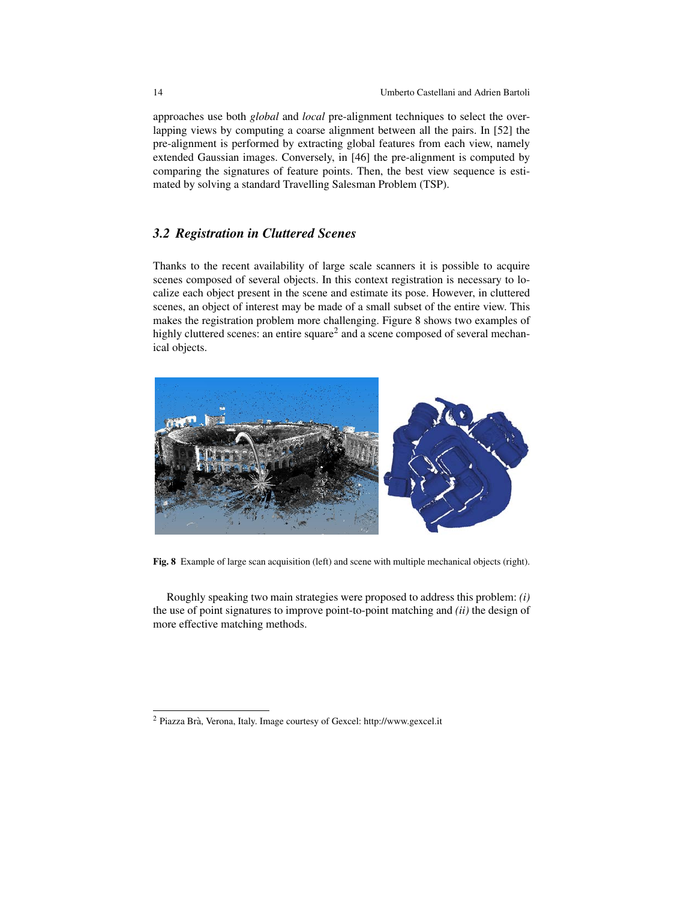approaches use both *global* and *local* pre-alignment techniques to select the overlapping views by computing a coarse alignment between all the pairs. In [52] the pre-alignment is performed by extracting global features from each view, namely extended Gaussian images. Conversely, in [46] the pre-alignment is computed by comparing the signatures of feature points. Then, the best view sequence is estimated by solving a standard Travelling Salesman Problem (TSP).

### *3.2 Registration in Cluttered Scenes*

Thanks to the recent availability of large scale scanners it is possible to acquire scenes composed of several objects. In this context registration is necessary to localize each object present in the scene and estimate its pose. However, in cluttered scenes, an object of interest may be made of a small subset of the entire view. This makes the registration problem more challenging. Figure 8 shows two examples of highly cluttered scenes: an entire square[2] and a scene composed of several mechanical objects.

**Fig. 8** Example of large scan acquisition (left) and scene with multiple mechanical objects (right).

Roughly speaking two main strategies were proposed to address this problem: *(i)* the use of point signatures to improve point-to-point matching and *(ii)* the design of more effective matching methods.

[2] Piazza Brà, Verona, Italy. Image courtesy of Gexcel: http://www.gexcel.it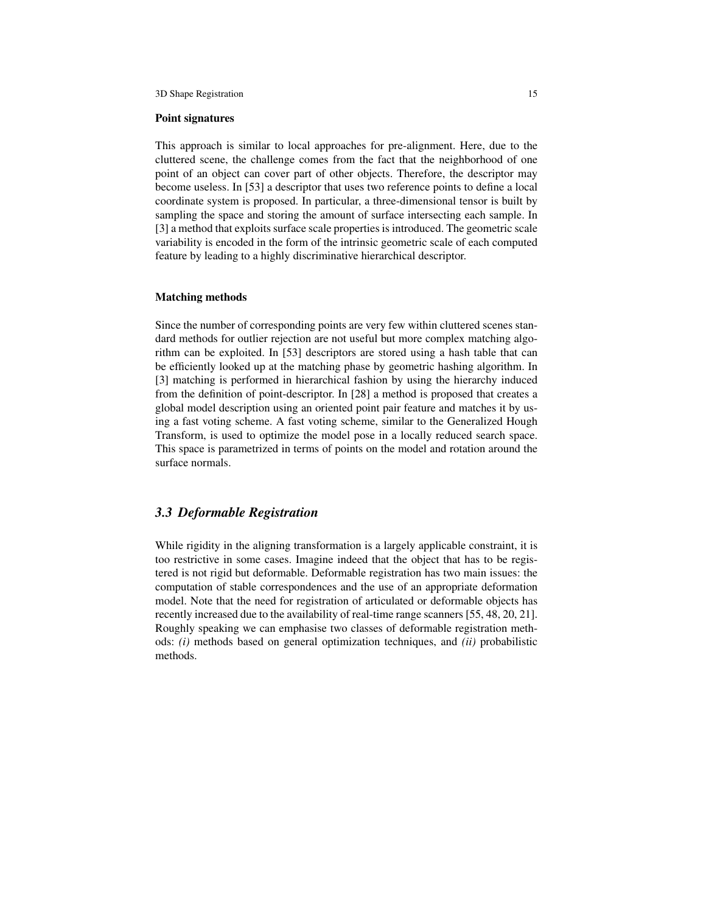#### Point signatures

This approach is similar to local approaches for pre-alignment. Here, due to the cluttered scene, the challenge comes from the fact that the neighborhood of one point of an object can cover part of other objects. Therefore, the descriptor may become useless. In [53] a descriptor that uses two reference points to define a local coordinate system is proposed. In particular, a three-dimensional tensor is built by sampling the space and storing the amount of surface intersecting each sample. In [3] a method that exploits surface scale properties is introduced. The geometric scale variability is encoded in the form of the intrinsic geometric scale of each computed feature by leading to a highly discriminative hierarchical descriptor.

#### Matching methods

Since the number of corresponding points are very few within cluttered scenes standard methods for outlier rejection are not useful but more complex matching algorithm can be exploited. In [53] descriptors are stored using a hash table that can be efficiently looked up at the matching phase by geometric hashing algorithm. In [3] matching is performed in hierarchical fashion by using the hierarchy induced from the definition of point-descriptor. In [28] a method is proposed that creates a global model description using an oriented point pair feature and matches it by using a fast voting scheme. A fast voting scheme, similar to the Generalized Hough Transform, is used to optimize the model pose in a locally reduced search space. This space is parametrized in terms of points on the model and rotation around the surface normals.

## *3.3 Deformable Registration*

While rigidity in the aligning transformation is a largely applicable constraint, it is too restrictive in some cases. Imagine indeed that the object that has to be registered is not rigid but deformable. Deformable registration has two main issues: the computation of stable correspondences and the use of an appropriate deformation model. Note that the need for registration of articulated or deformable objects has recently increased due to the availability of real-time range scanners [55, 48, 20, 21]. Roughly speaking we can emphasise two classes of deformable registration methods: *(i)* methods based on general optimization techniques, and *(ii)* probabilistic methods.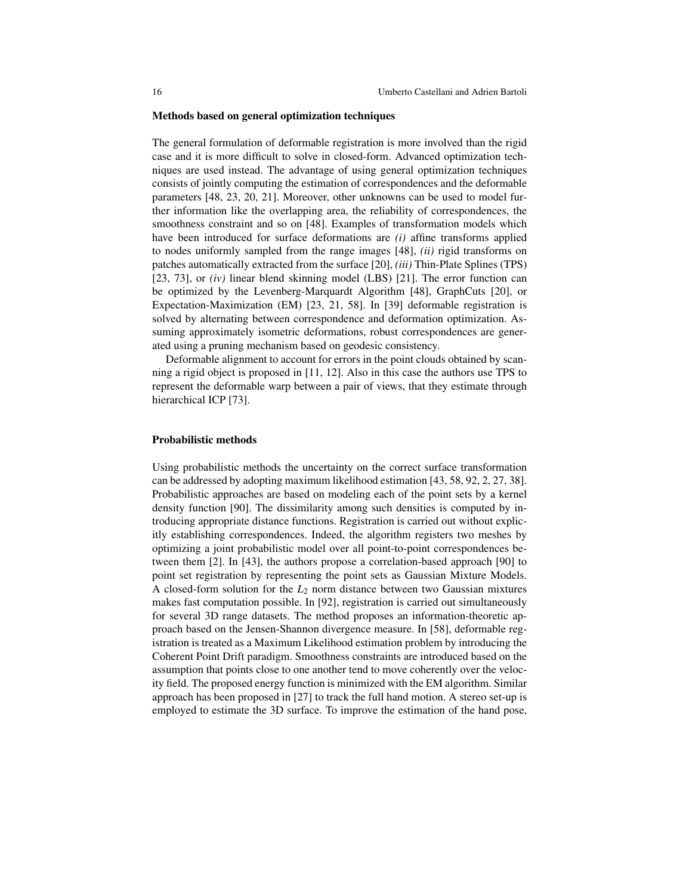### Methods based on general optimization techniques

The general formulation of deformable registration is more involved than the rigid case and it is more difficult to solve in closed-form. Advanced optimization techniques are used instead. The advantage of using general optimization techniques consists of jointly computing the estimation of correspondences and the deformable parameters [48, 23, 20, 21]. Moreover, other unknowns can be used to model further information like the overlapping area, the reliability of correspondences, the smoothness constraint and so on [48]. Examples of transformation models which have been introduced for surface deformations are *(i)* affine transforms applied to nodes uniformly sampled from the range images [48], *(ii)* rigid transforms on patches automatically extracted from the surface [20], *(iii)* Thin-Plate Splines (TPS) [23, 73], or *(iv)* linear blend skinning model (LBS) [21]. The error function can be optimized by the Levenberg-Marquardt Algorithm [48], GraphCuts [20], or Expectation-Maximization (EM) [23, 21, 58]. In [39] deformable registration is solved by alternating between correspondence and deformation optimization. Assuming approximately isometric deformations, robust correspondences are generated using a pruning mechanism based on geodesic consistency.

Deformable alignment to account for errors in the point clouds obtained by scanning a rigid object is proposed in [11, 12]. Also in this case the authors use TPS to represent the deformable warp between a pair of views, that they estimate through hierarchical ICP [73].

### Probabilistic methods

Using probabilistic methods the uncertainty on the correct surface transformation can be addressed by adopting maximum likelihood estimation [43, 58, 92, 2, 27, 38]. Probabilistic approaches are based on modeling each of the point sets by a kernel density function [90]. The dissimilarity among such densities is computed by introducing appropriate distance functions. Registration is carried out without explicitly establishing correspondences. Indeed, the algorithm registers two meshes by optimizing a joint probabilistic model over all point-to-point correspondences between them [2]. In [43], the authors propose a correlation-based approach [90] to point set registration by representing the point sets as Gaussian Mixture Models. A closed-form solution for the $L_2$ norm distance between two Gaussian mixtures makes fast computation possible. In [92], registration is carried out simultaneously for several 3D range datasets. The method proposes an information-theoretic approach based on the Jensen-Shannon divergence measure. In [58], deformable registration is treated as a Maximum Likelihood estimation problem by introducing the Coherent Point Drift paradigm. Smoothness constraints are introduced based on the assumption that points close to one another tend to move coherently over the velocity field. The proposed energy function is minimized with the EM algorithm. Similar approach has been proposed in [27] to track the full hand motion. A stereo set-up is employed to estimate the 3D surface. To improve the estimation of the hand pose,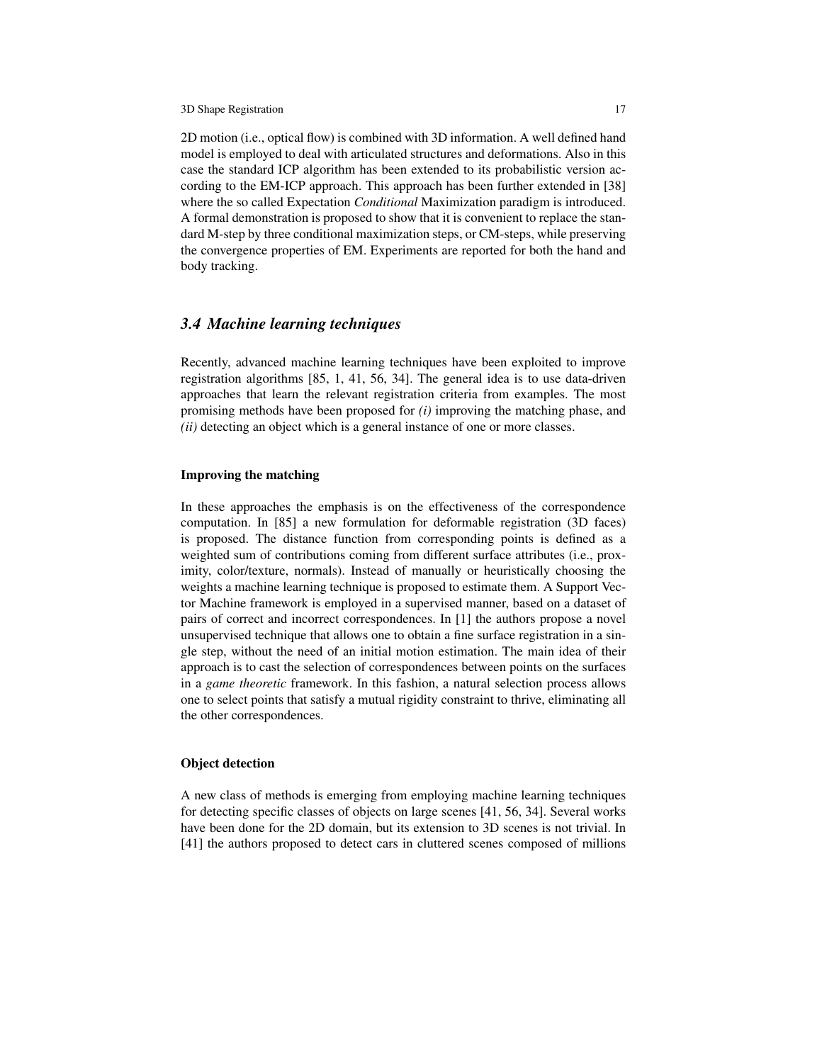2D motion (i.e., optical flow) is combined with 3D information. A well defined hand model is employed to deal with articulated structures and deformations. Also in this case the standard ICP algorithm has been extended to its probabilistic version according to the EM-ICP approach. This approach has been further extended in [38] where the so called Expectation *Conditional* Maximization paradigm is introduced. A formal demonstration is proposed to show that it is convenient to replace the standard M-step by three conditional maximization steps, or CM-steps, while preserving the convergence properties of EM. Experiments are reported for both the hand and body tracking.

## 3.4 Machine learning techniques

Recently, advanced machine learning techniques have been exploited to improve registration algorithms [85, 1, 41, 56, 34]. The general idea is to use data-driven approaches that learn the relevant registration criteria from examples. The most promising methods have been proposed for *(i)* improving the matching phase, and *(ii)* detecting an object which is a general instance of one or more classes.

#### Improving the matching

In these approaches the emphasis is on the effectiveness of the correspondence computation. In [85] a new formulation for deformable registration (3D faces) is proposed. The distance function from corresponding points is defined as a weighted sum of contributions coming from different surface attributes (i.e., proximity, color/texture, normals). Instead of manually or heuristically choosing the weights a machine learning technique is proposed to estimate them. A Support Vector Machine framework is employed in a supervised manner, based on a dataset of pairs of correct and incorrect correspondences. In [1] the authors propose a novel unsupervised technique that allows one to obtain a fine surface registration in a single step, without the need of an initial motion estimation. The main idea of their approach is to cast the selection of correspondences between points on the surfaces in a *game theoretic* framework. In this fashion, a natural selection process allows one to select points that satisfy a mutual rigidity constraint to thrive, eliminating all the other correspondences.

#### Object detection

A new class of methods is emerging from employing machine learning techniques for detecting specific classes of objects on large scenes [41, 56, 34]. Several works have been done for the 2D domain, but its extension to 3D scenes is not trivial. In [41] the authors proposed to detect cars in cluttered scenes composed of millions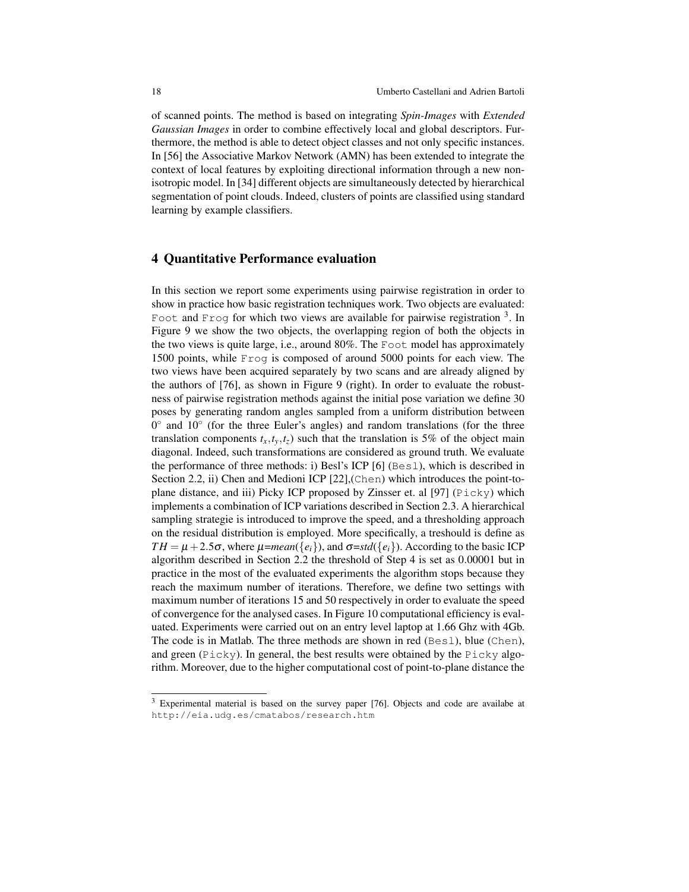of scanned points. The method is based on integrating *Spin-Images* with *Extended Gaussian Images* in order to combine effectively local and global descriptors. Furthermore, the method is able to detect object classes and not only specific instances. In [56] the Associative Markov Network (AMN) has been extended to integrate the context of local features by exploiting directional information through a new non-isotropic model. In [34] different objects are simultaneously detected by hierarchical segmentation of point clouds. Indeed, clusters of points are classified using standard learning by example classifiers.

## 4 Quantitative Performance evaluation

In this section we report some experiments using pairwise registration in order to show in practice how basic registration techniques work. Two objects are evaluated: `Foot` and `Frog` for which two views are available for pairwise registration [3]. In Figure 9 we show the two objects, the overlapping region of both the objects in the two views is quite large, i.e., around 80%. The `Foot` model has approximately 1500 points, while `Frog` is composed of around 5000 points for each view. The two views have been acquired separately by two scans and are already aligned by the authors of [76], as shown in Figure 9 (right). In order to evaluate the robustness of pairwise registration methods against the initial pose variation we define 30 poses by generating random angles sampled from a uniform distribution between $0^\circ$ and $10^\circ$ (for the three Euler's angles) and random translations (for the three translation components $t_x, t_y, t_z$) such that the translation is 5% of the object main diagonal. Indeed, such transformations are considered as ground truth. We evaluate the performance of three methods: i) Besl's ICP [6] (`Besl`), which is described in Section 2.2, ii) Chen and Medioni ICP [22],(`Chen`) which introduces the point-to-plane distance, and iii) Picky ICP proposed by Zinsser et. al [97] (`Picky`) which implements a combination of ICP variations described in Section 2.3. A hierarchical sampling strategie is introduced to improve the speed, and a thresholding approach on the residual distribution is employed. More specifically, a treshould is define as $TH = \mu + 2.5\sigma$, where $\mu$=$mean(\{e_i\})$, and $\sigma$=$std(\{e_i\})$. According to the basic ICP algorithm described in Section 2.2 the threshold of Step 4 is set as 0.00001 but in practice in the most of the evaluated experiments the algorithm stops because they reach the maximum number of iterations. Therefore, we define two settings with maximum number of iterations 15 and 50 respectively in order to evaluate the speed of convergence for the analysed cases. In Figure 10 computational efficiency is evaluated. Experiments were carried out on an entry level laptop at 1.66 Ghz with 4Gb. The code is in Matlab. The three methods are shown in red (`Besl`), blue (`Chen`), and green (`Picky`). In general, the best results were obtained by the `Picky` algorithm. Moreover, due to the higher computational cost of point-to-plane distance the

[3] Experimental material is based on the survey paper [76]. Objects and code are availabe at `http://eia.udg.es/cmatabos/research.htm`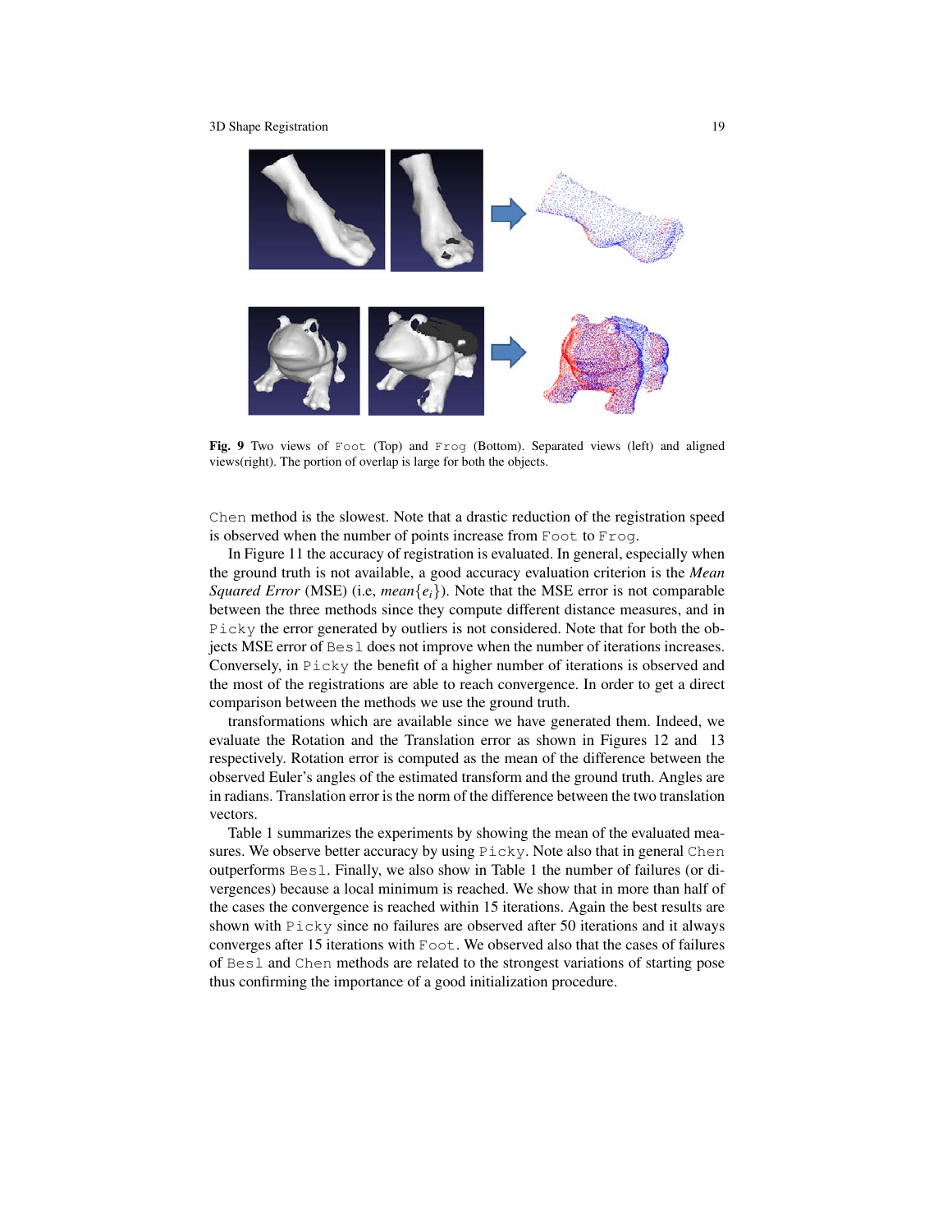**Fig. 9** Two views of `Foot` (Top) and `Frog` (Bottom). Separated views (left) and aligned views(right). The portion of overlap is large for both the objects.

`Chen` method is the slowest. Note that a drastic reduction of the registration speed is observed when the number of points increase from `Foot` to `Frog`.

In Figure 11 the accuracy of registration is evaluated. In general, especially when the ground truth is not available, a good accuracy evaluation criterion is the *Mean Squared Error* (MSE) (i.e, $mean\{e_i\}$). Note that the MSE error is not comparable between the three methods since they compute different distance measures, and in `Picky` the error generated by outliers is not considered. Note that for both the objects MSE error of `Besl` does not improve when the number of iterations increases. Conversely, in `Picky` the benefit of a higher number of iterations is observed and the most of the registrations are able to reach convergence. In order to get a direct comparison between the methods we use the ground truth.

transformations which are available since we have generated them. Indeed, we evaluate the Rotation and the Translation error as shown in Figures 12 and 13 respectively. Rotation error is computed as the mean of the difference between the observed Euler's angles of the estimated transform and the ground truth. Angles are in radians. Translation error is the norm of the difference between the two translation vectors.

Table 1 summarizes the experiments by showing the mean of the evaluated measures. We observe better accuracy by using `Picky`. Note also that in general `Chen` outperforms `Besl`. Finally, we also show in Table 1 the number of failures (or divergences) because a local minimum is reached. We show that in more than half of the cases the convergence is reached within 15 iterations. Again the best results are shown with `Picky` since no failures are observed after 50 iterations and it always converges after 15 iterations with `Foot`. We observed also that the cases of failures of `Besl` and `Chen` methods are related to the strongest variations of starting pose thus confirming the importance of a good initialization procedure.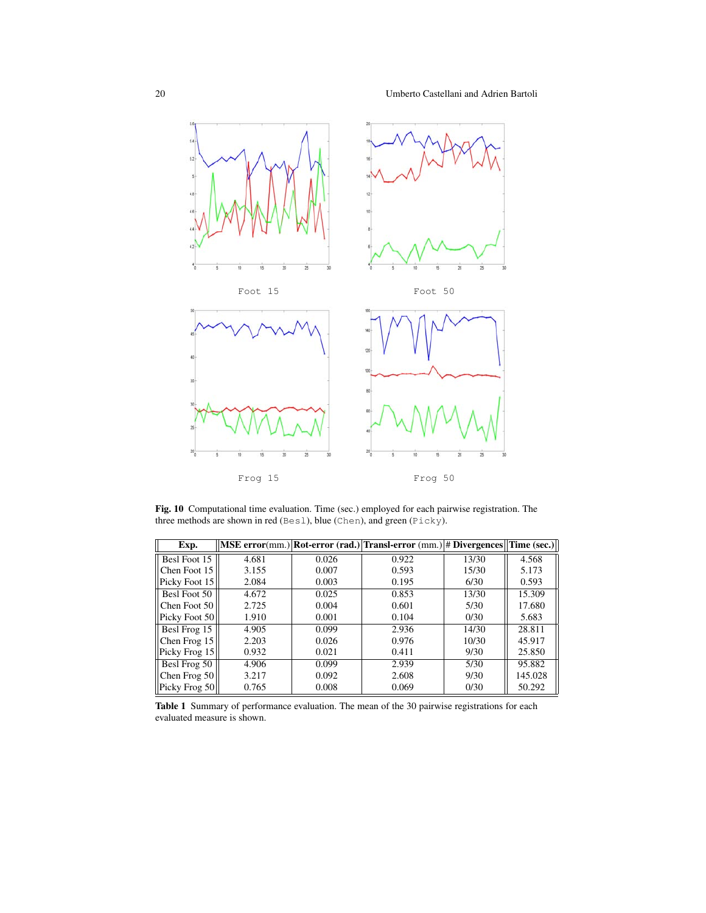Foot 15

Foot 50

Frog 15

Frog 50

**Fig. 10** Computational time evaluation. Time (sec.) employed for each pairwise registration. The three methods are shown in red (`Besl`), blue (`Chen`), and green (`Picky`).

| Exp. | MSE error(mm.) | Rot-error (rad.) | Transl-error (mm.) | # Divergences | Time (sec.) |
|---|---|---|---|---|---|
| Besl Foot 15 | 4.681 | 0.026 | 0.922 | 13/30 | 4.568 |
| Chen Foot 15 | 3.155 | 0.007 | 0.593 | 15/30 | 5.173 |
| Picky Foot 15 | 2.084 | 0.003 | 0.195 | 6/30 | 0.593 |
| Besl Foot 50 | 4.672 | 0.025 | 0.853 | 13/30 | 15.309 |
| Chen Foot 50 | 2.725 | 0.004 | 0.601 | 5/30 | 17.680 |
| Picky Foot 50 | 1.910 | 0.001 | 0.104 | 0/30 | 5.683 |
| Besl Frog 15 | 4.905 | 0.099 | 2.936 | 14/30 | 28.811 |
| Chen Frog 15 | 2.203 | 0.026 | 0.976 | 10/30 | 45.917 |
| Picky Frog 15 | 0.932 | 0.021 | 0.411 | 9/30 | 25.850 |
| Besl Frog 50 | 4.906 | 0.099 | 2.939 | 5/30 | 95.882 |
| Chen Frog 50 | 3.217 | 0.092 | 2.608 | 9/30 | 145.028 |
| Picky Frog 50 | 0.765 | 0.008 | 0.069 | 0/30 | 50.292 |

**Table 1** Summary of performance evaluation. The mean of the 30 pairwise registrations for each evaluated measure is shown.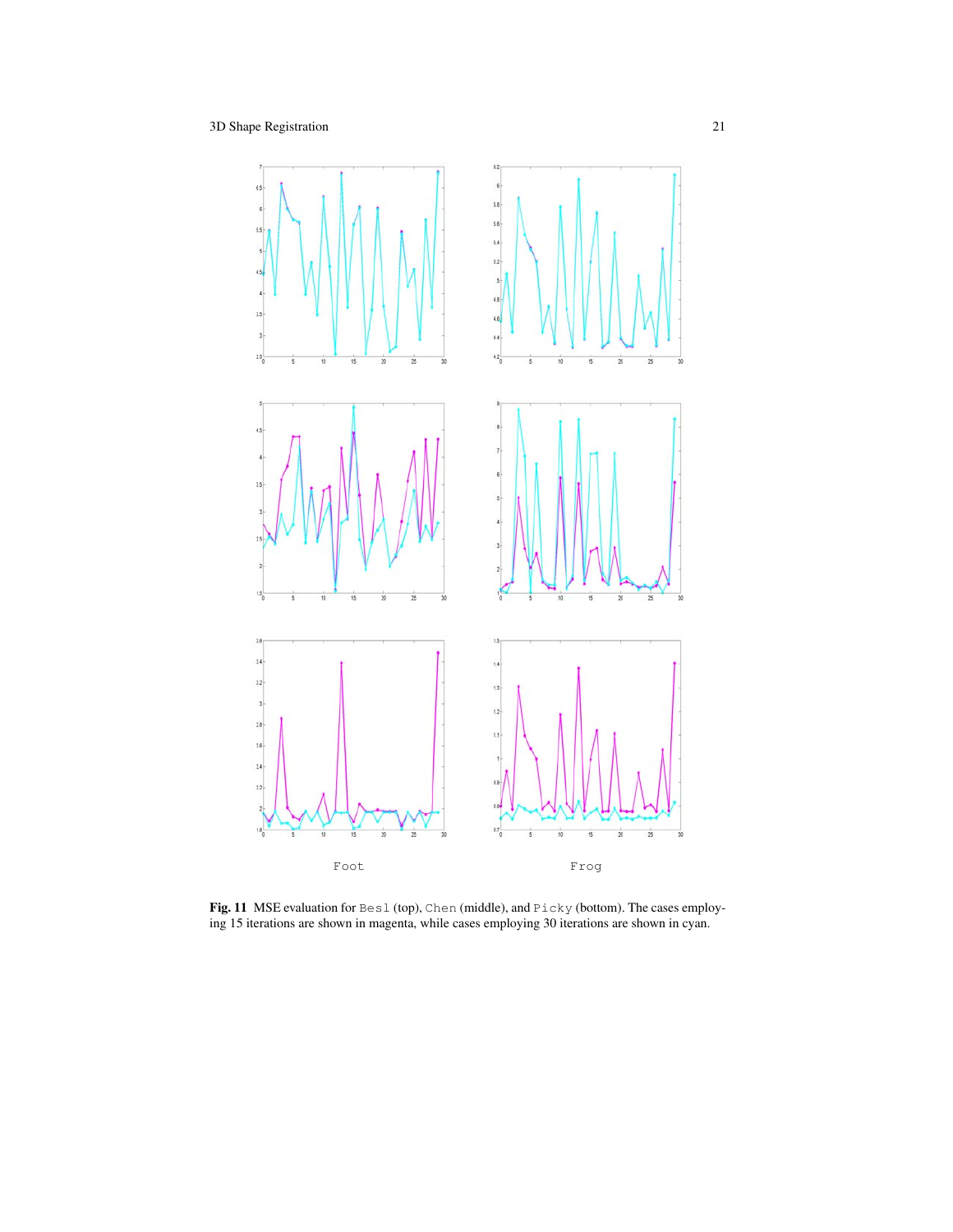Foot

Frog

**Fig. 11** MSE evaluation for `Besl` (top), `Chen` (middle), and `Picky` (bottom). The cases employing 15 iterations are shown in magenta, while cases employing 30 iterations are shown in cyan.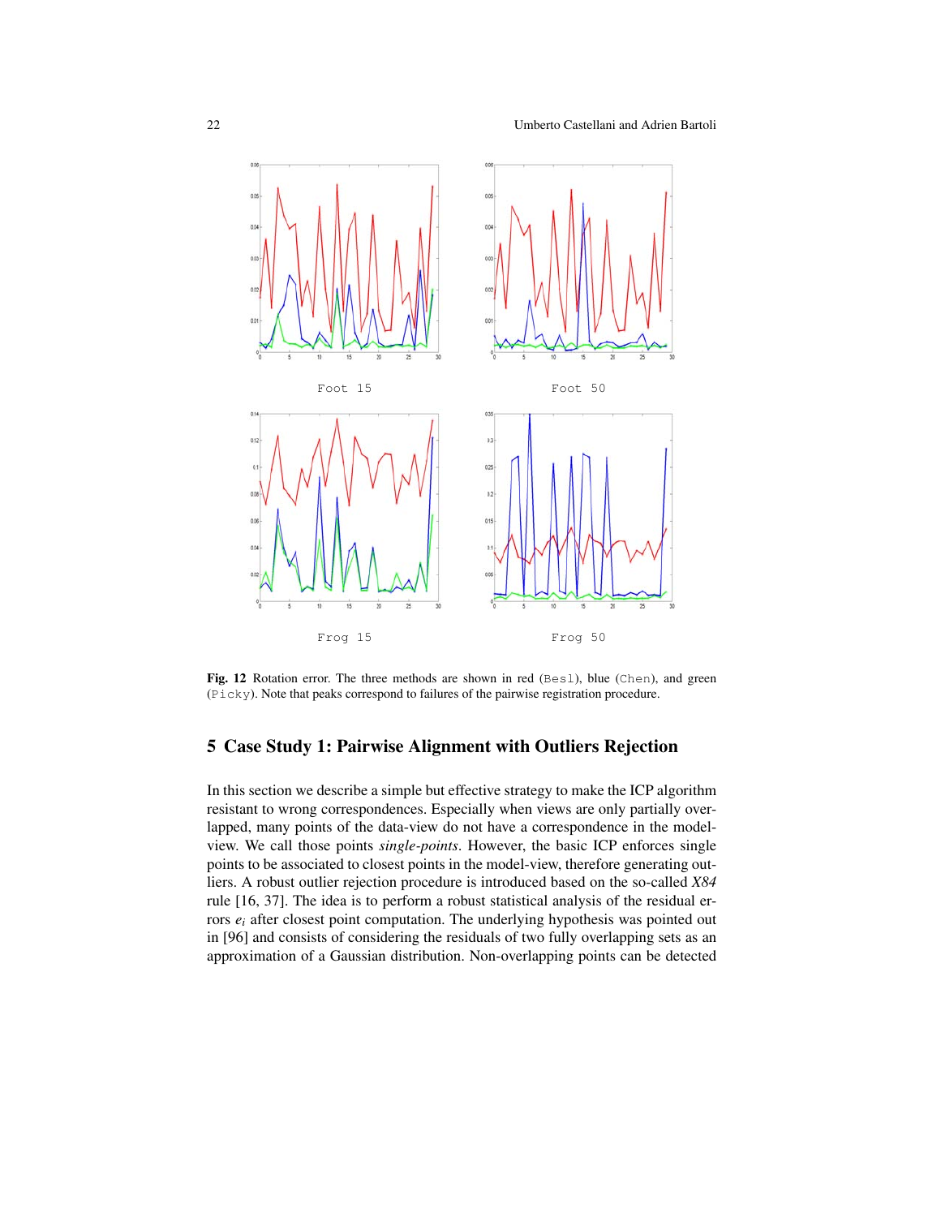Foot 15

Foot 50

Frog 15

Frog 50

**Fig. 12** Rotation error. The three methods are shown in red (`Besl`), blue (`Chen`), and green (`Picky`). Note that peaks correspond to failures of the pairwise registration procedure.

## 5 Case Study 1: Pairwise Alignment with Outliers Rejection

In this section we describe a simple but effective strategy to make the ICP algorithm resistant to wrong correspondences. Especially when views are only partially overlapped, many points of the data-view do not have a correspondence in the model-view. We call those points *single-points*. However, the basic ICP enforces single points to be associated to closest points in the model-view, therefore generating outliers. A robust outlier rejection procedure is introduced based on the so-called *X84* rule [16, 37]. The idea is to perform a robust statistical analysis of the residual errors $e_i$ after closest point computation. The underlying hypothesis was pointed out in [96] and consists of considering the residuals of two fully overlapping sets as an approximation of a Gaussian distribution. Non-overlapping points can be detected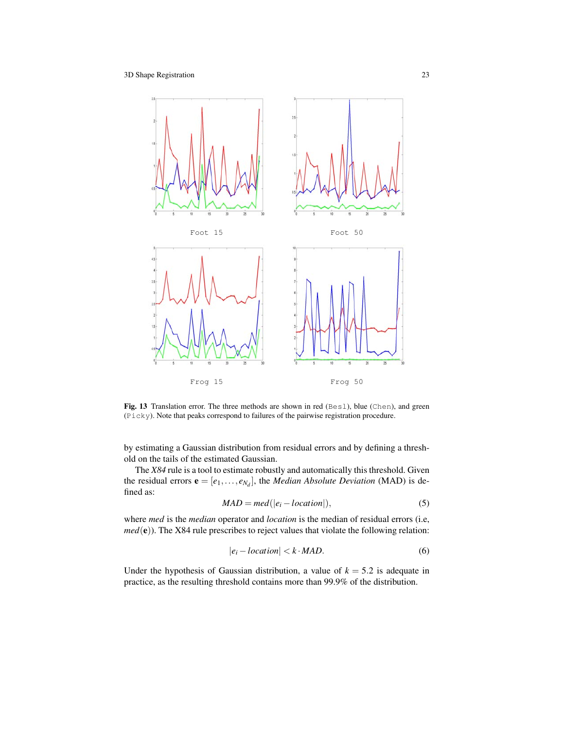Foot 15

Foot 50

Frog 15

Frog 50

**Fig. 13** Translation error. The three methods are shown in red (`Besl`), blue (`Chen`), and green (`Picky`). Note that peaks correspond to failures of the pairwise registration procedure.

by estimating a Gaussian distribution from residual errors and by defining a threshold on the tails of the estimated Gaussian.

The *X84* rule is a tool to estimate robustly and automatically this threshold. Given the residual errors $\mathbf{e} = [e_1, \dots, e_{N_d}]$, the *Median Absolute Deviation* (MAD) is defined as:

$$MAD = med(|e_i - location|), \tag{5}$$

where *med* is the *median* operator and *location* is the median of residual errors (i.e, $med(\mathbf{e})$). The X84 rule prescribes to reject values that violate the following relation:

$$|e_i - location| < k \cdot MAD. \tag{6}$$

Under the hypothesis of Gaussian distribution, a value of $k = 5.2$ is adequate in practice, as the resulting threshold contains more than 99.9% of the distribution.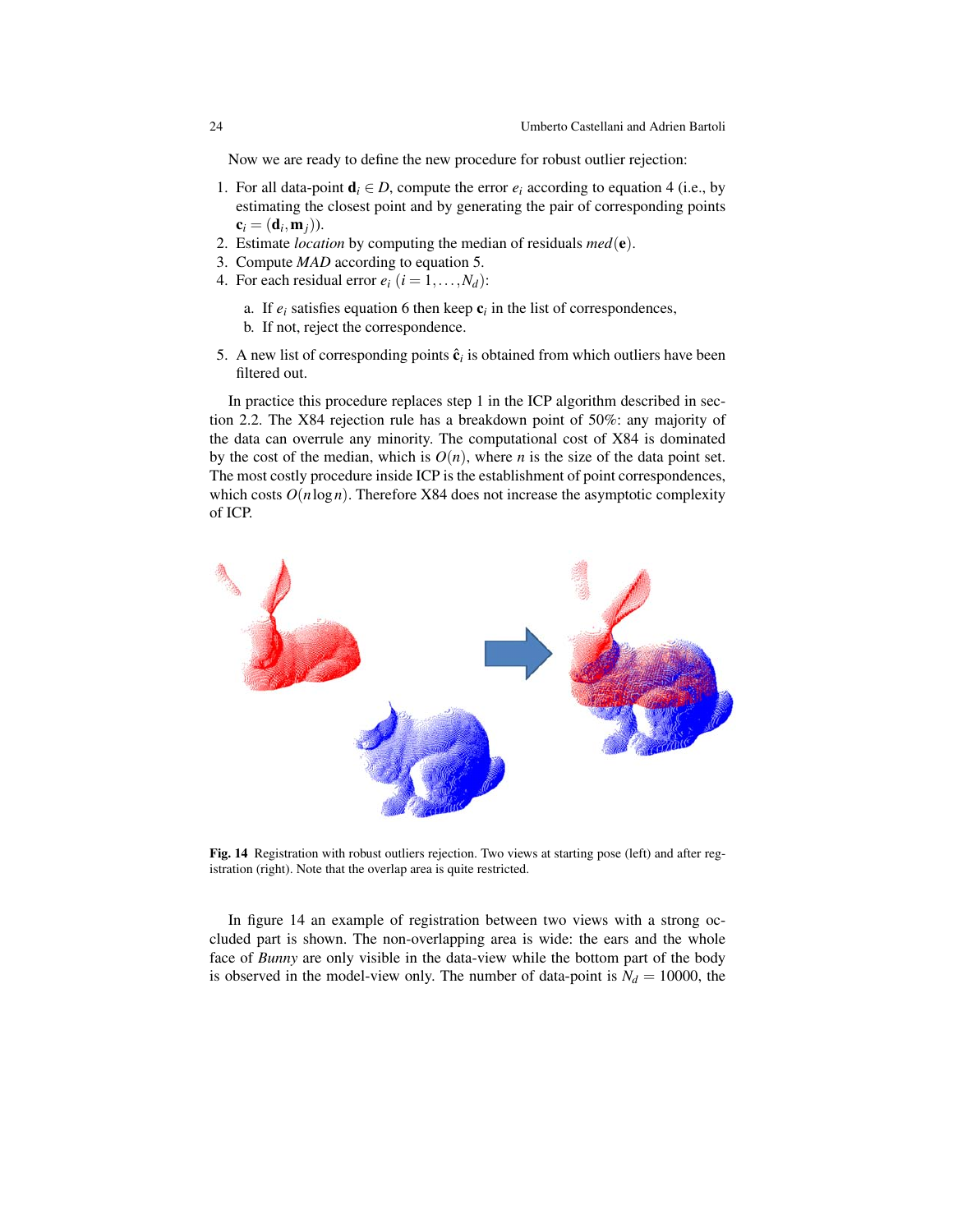Now we are ready to define the new procedure for robust outlier rejection:

1. For all data-point $\mathbf{d}_i \in D$, compute the error $e_i$ according to equation 4 (i.e., by estimating the closest point and by generating the pair of corresponding points $\mathbf{c}_i = (\mathbf{d}_i, \mathbf{m}_j)$).
2. Estimate *location* by computing the median of residuals $med(\mathbf{e})$.
3. Compute *MAD* according to equation 5.
4. For each residual error $e_i$ $(i = 1, \ldots, N_d)$:
   a. If $e_i$ satisfies equation 6 then keep $\mathbf{c}_i$ in the list of correspondences,
   b. If not, reject the correspondence.
5. A new list of corresponding points $\hat{\mathbf{c}}_i$ is obtained from which outliers have been filtered out.

In practice this procedure replaces step 1 in the ICP algorithm described in section 2.2. The X84 rejection rule has a breakdown point of 50%: any majority of the data can overrule any minority. The computational cost of X84 is dominated by the cost of the median, which is $O(n)$, where $n$ is the size of the data point set. The most costly procedure inside ICP is the establishment of point correspondences, which costs $O(n \log n)$. Therefore X84 does not increase the asymptotic complexity of ICP.

**Fig. 14** Registration with robust outliers rejection. Two views at starting pose (left) and after registration (right). Note that the overlap area is quite restricted.

In figure 14 an example of registration between two views with a strong occluded part is shown. The non-overlapping area is wide: the ears and the whole face of *Bunny* are only visible in the data-view while the bottom part of the body is observed in the model-view only. The number of data-point is $N_d = 10000$, the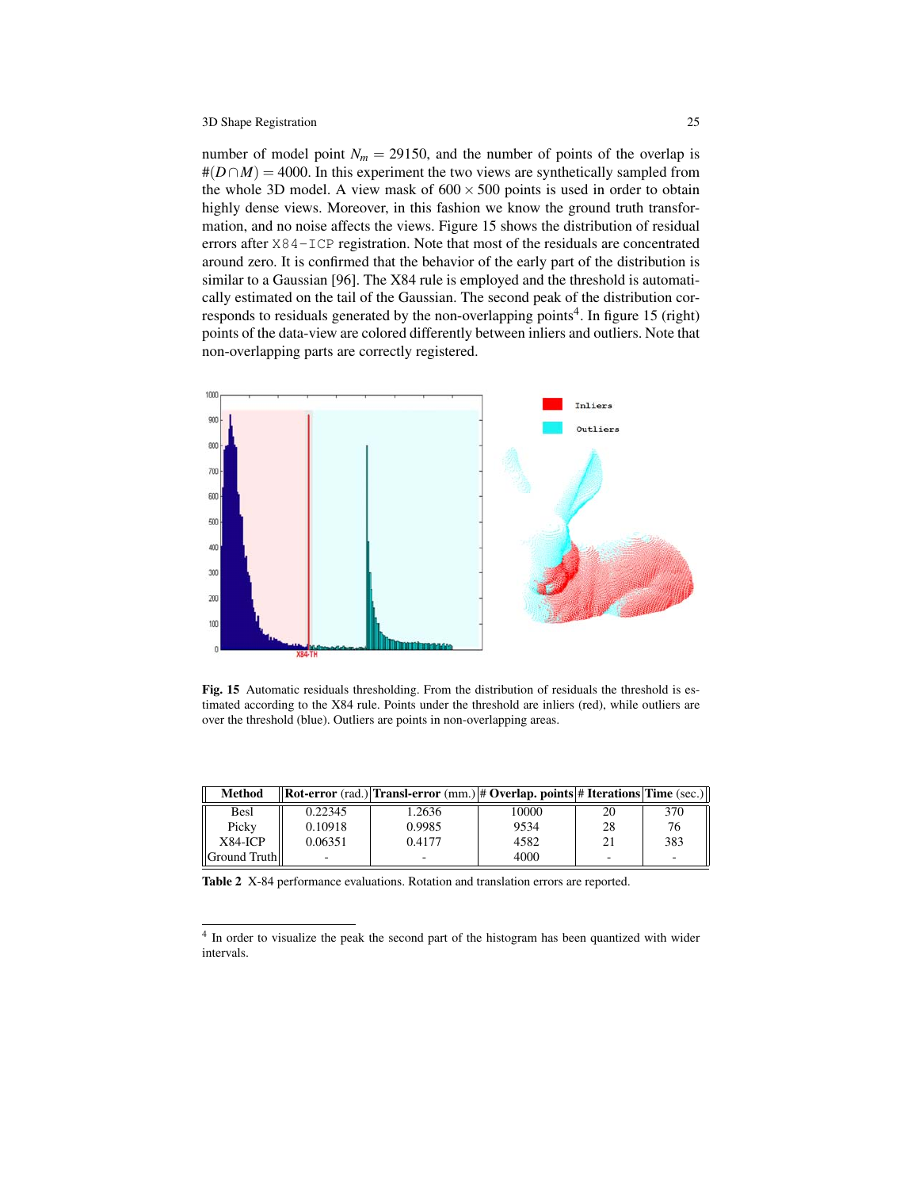number of model point $N_m = 29150$, and the number of points of the overlap is $\#(D \cap M) = 4000$. In this experiment the two views are synthetically sampled from the whole 3D model. A view mask of $600 \times 500$ points is used in order to obtain highly dense views. Moreover, in this fashion we know the ground truth transformation, and no noise affects the views. Figure 15 shows the distribution of residual errors after `X84-ICP` registration. Note that most of the residuals are concentrated around zero. It is confirmed that the behavior of the early part of the distribution is similar to a Gaussian [96]. The X84 rule is employed and the threshold is automatically estimated on the tail of the Gaussian. The second peak of the distribution corresponds to residuals generated by the non-overlapping points[4]. In figure 15 (right) points of the data-view are colored differently between inliers and outliers. Note that non-overlapping parts are correctly registered.

**Fig. 15** Automatic residuals thresholding. From the distribution of residuals the threshold is estimated according to the X84 rule. Points under the threshold are inliers (red), while outliers are over the threshold (blue). Outliers are points in non-overlapping areas.

| **Method** | **Rot-error** (rad.) | **Transl-error** (mm.) | **# Overlap. points** | **# Iterations** | **Time** (sec.) |
|---|---|---|---|---|---|
| Besl | 0.22345 | 1.2636 | 10000 | 20 | 370 |
| Picky | 0.10918 | 0.9985 | 9534 | 28 | 76 |
| X84-ICP | 0.06351 | 0.4177 | 4582 | 21 | 383 |
| Ground Truth | - | - | 4000 | - | - |

**Table 2** X-84 performance evaluations. Rotation and translation errors are reported.

[4] In order to visualize the peak the second part of the histogram has been quantized with wider intervals.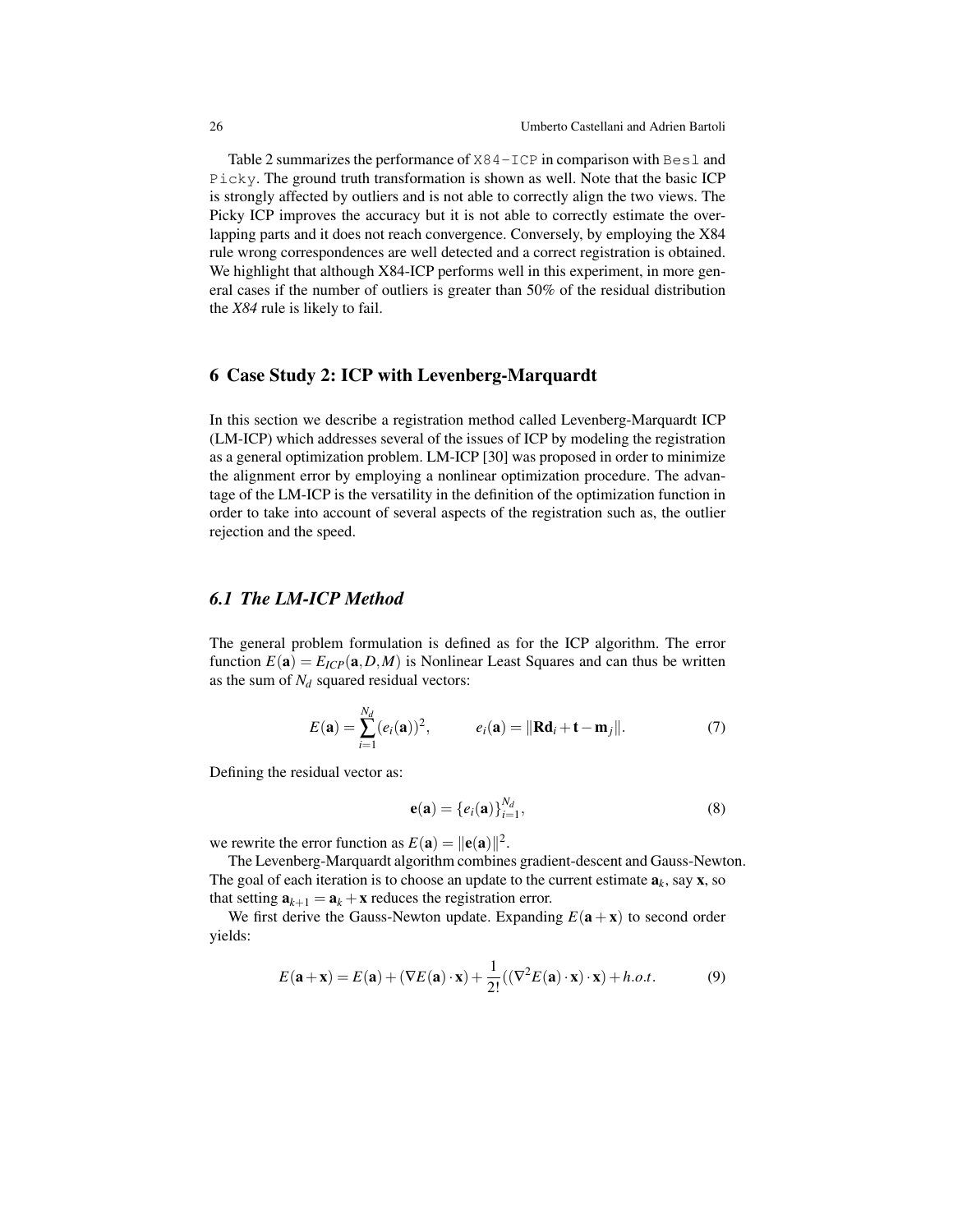Table 2 summarizes the performance of `X84-ICP` in comparison with `Besl` and `Picky`. The ground truth transformation is shown as well. Note that the basic ICP is strongly affected by outliers and is not able to correctly align the two views. The Picky ICP improves the accuracy but it is not able to correctly estimate the overlapping parts and it does not reach convergence. Conversely, by employing the X84 rule wrong correspondences are well detected and a correct registration is obtained. We highlight that although X84-ICP performs well in this experiment, in more general cases if the number of outliers is greater than 50% of the residual distribution the *X84* rule is likely to fail.

## 6 Case Study 2: ICP with Levenberg-Marquardt

In this section we describe a registration method called Levenberg-Marquardt ICP (LM-ICP) which addresses several of the issues of ICP by modeling the registration as a general optimization problem. LM-ICP [30] was proposed in order to minimize the alignment error by employing a nonlinear optimization procedure. The advantage of the LM-ICP is the versatility in the definition of the optimization function in order to take into account of several aspects of the registration such as, the outlier rejection and the speed.

### *6.1 The LM-ICP Method*

The general problem formulation is defined as for the ICP algorithm. The error function $E(\mathbf{a}) = E_{ICP}(\mathbf{a}, D, M)$ is Nonlinear Least Squares and can thus be written as the sum of $N_d$ squared residual vectors:

$$E(\mathbf{a}) = \sum_{i=1}^{N_d} (e_i(\mathbf{a}))^2, \qquad e_i(\mathbf{a}) = \|\mathbf{R}\mathbf{d}_i + \mathbf{t} - \mathbf{m}_j\|. \tag{7}$$

Defining the residual vector as:

$$\mathbf{e}(\mathbf{a}) = \{e_i(\mathbf{a})\}_{i=1}^{N_d}, \tag{8}$$

we rewrite the error function as $E(\mathbf{a}) = \|\mathbf{e}(\mathbf{a})\|^2$.

The Levenberg-Marquardt algorithm combines gradient-descent and Gauss-Newton. The goal of each iteration is to choose an update to the current estimate $\mathbf{a}_k$, say $\mathbf{x}$, so that setting $\mathbf{a}_{k+1} = \mathbf{a}_k + \mathbf{x}$ reduces the registration error.

We first derive the Gauss-Newton update. Expanding $E(\mathbf{a} + \mathbf{x})$ to second order yields:

$$E(\mathbf{a} + \mathbf{x}) = E(\mathbf{a}) + (\nabla E(\mathbf{a}) \cdot \mathbf{x}) + \frac{1}{2!}((\nabla^2 E(\mathbf{a}) \cdot \mathbf{x}) \cdot \mathbf{x}) + h.o.t. \tag{9}$$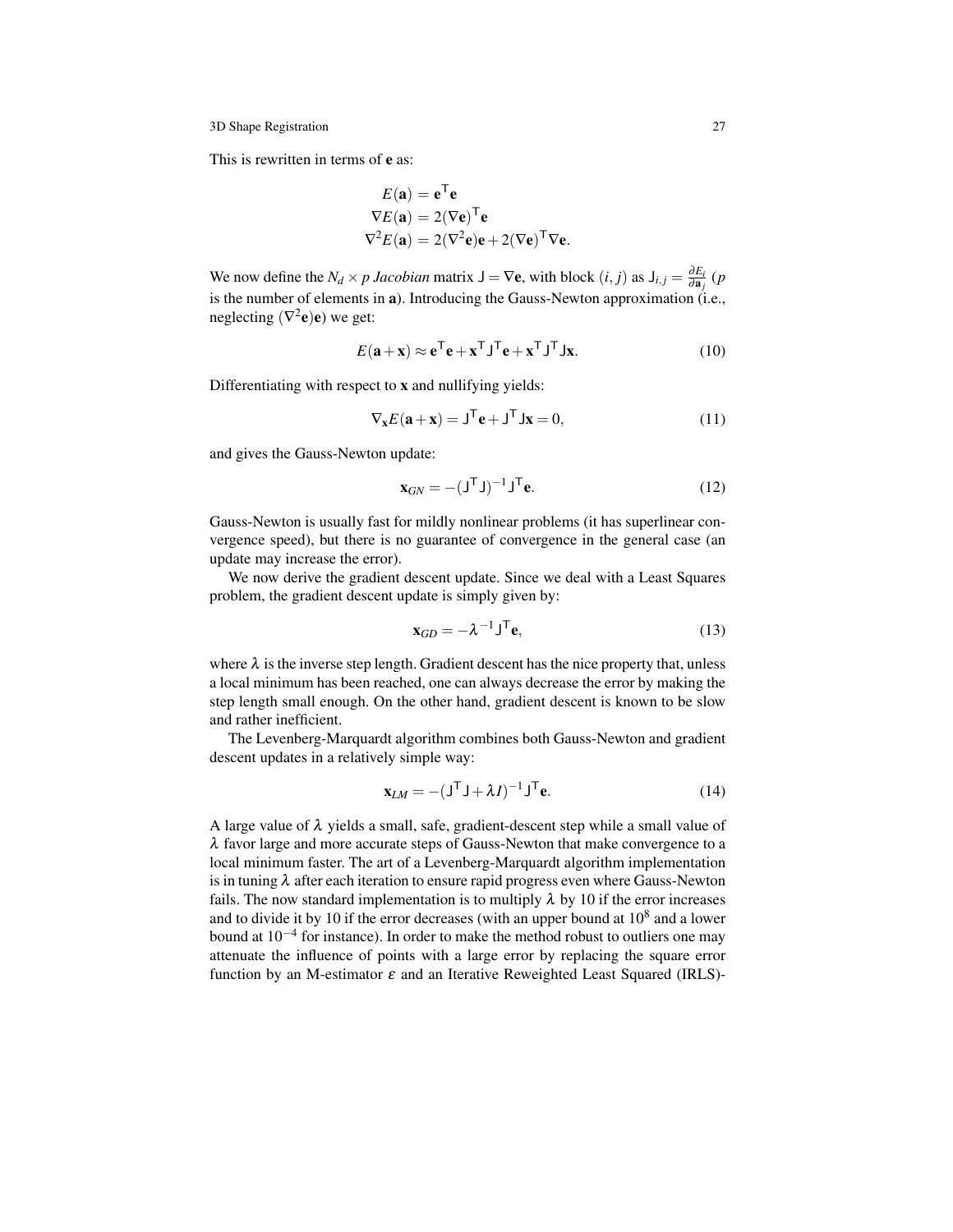This is rewritten in terms of $\mathbf{e}$ as:

$$
\begin{aligned}
E(\mathbf{a}) &= \mathbf{e}^\mathsf{T}\mathbf{e} \\
\nabla E(\mathbf{a}) &= 2(\nabla \mathbf{e})^\mathsf{T}\mathbf{e} \\
\nabla^2 E(\mathbf{a}) &= 2(\nabla^2 \mathbf{e})\mathbf{e} + 2(\nabla \mathbf{e})^\mathsf{T}\nabla \mathbf{e}.
\end{aligned}
$$

We now define the $N_d \times p$ *Jacobian* matrix $\mathsf{J} = \nabla \mathbf{e}$, with block $(i, j)$ as $\mathsf{J}_{i,j} = \frac{\partial E_i}{\partial \mathbf{a}_j}$ ($p$ is the number of elements in $\mathbf{a}$). Introducing the Gauss-Newton approximation (i.e., neglecting $(\nabla^2 \mathbf{e})\mathbf{e}$) we get:

$$
E(\mathbf{a}+\mathbf{x}) \approx \mathbf{e}^\mathsf{T}\mathbf{e} + \mathbf{x}^\mathsf{T}\mathsf{J}^\mathsf{T}\mathbf{e} + \mathbf{x}^\mathsf{T}\mathsf{J}^\mathsf{T}\mathsf{J}\mathbf{x}. \tag{10}
$$

Differentiating with respect to $\mathbf{x}$ and nullifying yields:

$$
\nabla_\mathbf{x} E(\mathbf{a}+\mathbf{x}) = \mathsf{J}^\mathsf{T}\mathbf{e} + \mathsf{J}^\mathsf{T}\mathsf{J}\mathbf{x} = 0, \tag{11}
$$

and gives the Gauss-Newton update:

$$
\mathbf{x}_{GN} = -(\mathsf{J}^\mathsf{T}\mathsf{J})^{-1}\mathsf{J}^\mathsf{T}\mathbf{e}. \tag{12}
$$

Gauss-Newton is usually fast for mildly nonlinear problems (it has superlinear convergence speed), but there is no guarantee of convergence in the general case (an update may increase the error).

We now derive the gradient descent update. Since we deal with a Least Squares problem, the gradient descent update is simply given by:

$$
\mathbf{x}_{GD} = -\lambda^{-1}\mathsf{J}^\mathsf{T}\mathbf{e}, \tag{13}
$$

where $\lambda$ is the inverse step length. Gradient descent has the nice property that, unless a local minimum has been reached, one can always decrease the error by making the step length small enough. On the other hand, gradient descent is known to be slow and rather inefficient.

The Levenberg-Marquardt algorithm combines both Gauss-Newton and gradient descent updates in a relatively simple way:

$$
\mathbf{x}_{LM} = -(\mathsf{J}^\mathsf{T}\mathsf{J} + \lambda I)^{-1}\mathsf{J}^\mathsf{T}\mathbf{e}. \tag{14}
$$

A large value of $\lambda$ yields a small, safe, gradient-descent step while a small value of $\lambda$ favor large and more accurate steps of Gauss-Newton that make convergence to a local minimum faster. The art of a Levenberg-Marquardt algorithm implementation is in tuning $\lambda$ after each iteration to ensure rapid progress even where Gauss-Newton fails. The now standard implementation is to multiply $\lambda$ by 10 if the error increases and to divide it by 10 if the error decreases (with an upper bound at $10^8$ and a lower bound at $10^{-4}$ for instance). In order to make the method robust to outliers one may attenuate the influence of points with a large error by replacing the square error function by an M-estimator $\varepsilon$ and an Iterative Reweighted Least Squared (IRLS)-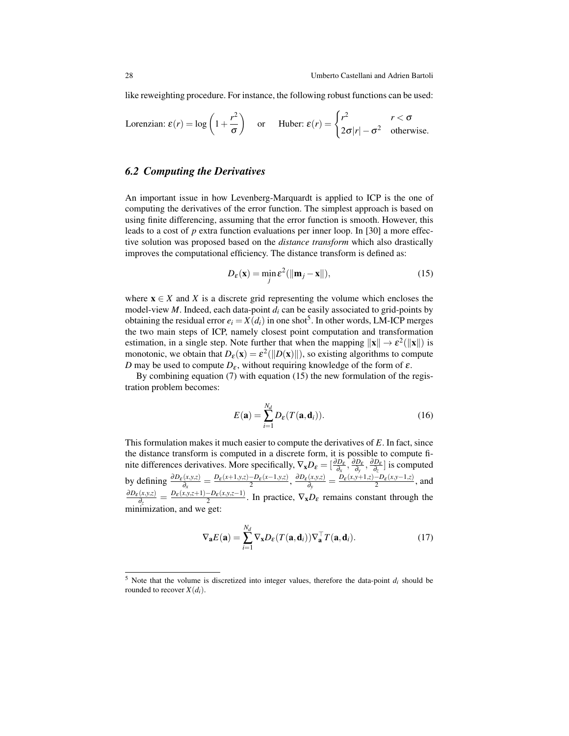like reweighting procedure. For instance, the following robust functions can be used:

$$\text{Lorenzian: } \varepsilon(r) = \log\left(1 + \frac{r^2}{\sigma}\right) \quad \text{or} \quad \text{Huber: } \varepsilon(r) = \begin{cases} r^2 & r < \sigma \\ 2\sigma|r| - \sigma^2 & \text{otherwise.} \end{cases}$$

### *6.2 Computing the Derivatives*

An important issue in how Levenberg-Marquardt is applied to ICP is the one of computing the derivatives of the error function. The simplest approach is based on using finite differencing, assuming that the error function is smooth. However, this leads to a cost of $p$ extra function evaluations per inner loop. In [30] a more effective solution was proposed based on the *distance transform* which also drastically improves the computational efficiency. The distance transform is defined as:

$$D_\varepsilon(\mathbf{x}) = \min_j \varepsilon^2(\|\mathbf{m}_j - \mathbf{x}\|), \tag{15}$$

where $\mathbf{x} \in X$ and $X$ is a discrete grid representing the volume which encloses the model-view $M$. Indeed, each data-point $d_i$ can be easily associated to grid-points by obtaining the residual error $e_i = X(d_i)$ in one shot[5]. In other words, LM-ICP merges the two main steps of ICP, namely closest point computation and transformation estimation, in a single step. Note further that when the mapping $\|\mathbf{x}\| \rightarrow \varepsilon^2(\|\mathbf{x}\|)$ is monotonic, we obtain that $D_\varepsilon(\mathbf{x}) = \varepsilon^2(\|D(\mathbf{x})\|)$, so existing algorithms to compute $D$ may be used to compute $D_\varepsilon$, without requiring knowledge of the form of $\varepsilon$.

By combining equation (7) with equation (15) the new formulation of the registration problem becomes:

$$E(\mathbf{a}) = \sum_{i=1}^{N_d} D_\varepsilon(T(\mathbf{a}, \mathbf{d}_i)). \tag{16}$$

This formulation makes it much easier to compute the derivatives of $E$. In fact, since the distance transform is computed in a discrete form, it is possible to compute finite differences derivatives. More specifically, $\nabla_\mathbf{x} D_\varepsilon = [\frac{\partial D_\varepsilon}{\partial_x}, \frac{\partial D_\varepsilon}{\partial_y}, \frac{\partial D_\varepsilon}{\partial_z}]$ is computed by defining $\frac{\partial D_\varepsilon(x,y,z)}{\partial_x} = \frac{D_\varepsilon(x+1,y,z) - D_\varepsilon(x-1,y,z)}{2}$, $\frac{\partial D_\varepsilon(x,y,z)}{\partial_y} = \frac{D_\varepsilon(x,y+1,z) - D_\varepsilon(x,y-1,z)}{2}$, and $\frac{\partial D_\varepsilon(x,y,z)}{\partial_z} = \frac{D_\varepsilon(x,y,z+1) - D_\varepsilon(x,y,z-1)}{2}$. In practice, $\nabla_\mathbf{x} D_\varepsilon$ remains constant through the minimization, and we get:

$$\nabla_\mathbf{a} E(\mathbf{a}) = \sum_{i=1}^{N_d} \nabla_\mathbf{x} D_\varepsilon(T(\mathbf{a}, \mathbf{d}_i)) \nabla_\mathbf{a}^\top T(\mathbf{a}, \mathbf{d}_i). \tag{17}$$

[5] Note that the volume is discretized into integer values, therefore the data-point $d_i$ should be rounded to recover $X(d_i)$.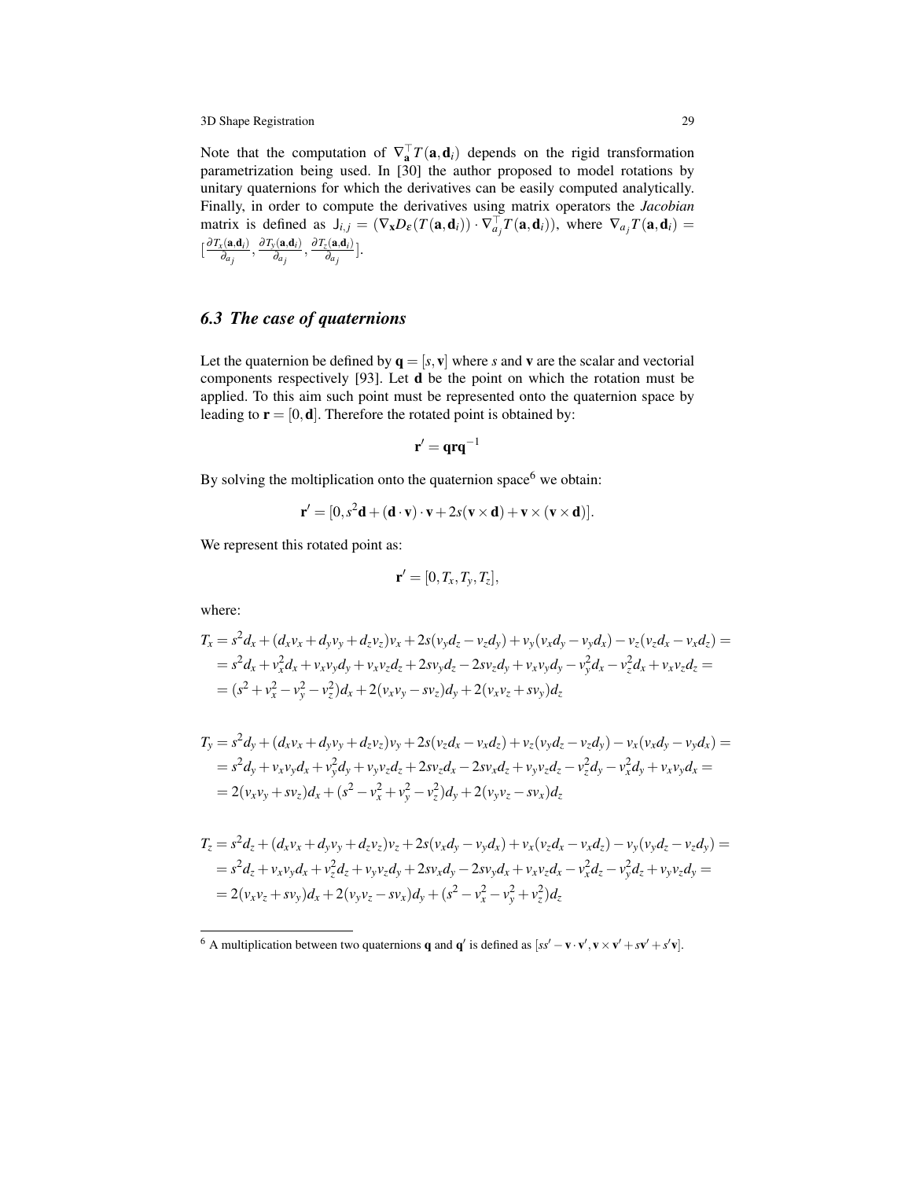Note that the computation of $\nabla_{\mathbf{a}}^{\top} T(\mathbf{a}, \mathbf{d}_i)$ depends on the rigid transformation parametrization being used. In [30] the author proposed to model rotations by unitary quaternions for which the derivatives can be easily computed analytically. Finally, in order to compute the derivatives using matrix operators the *Jacobian* matrix is defined as $\mathsf{J}_{i,j} = (\nabla_{\mathbf{x}} D_{\varepsilon}(T(\mathbf{a}, \mathbf{d}_i)) \cdot \nabla_{a_j}^{\top} T(\mathbf{a}, \mathbf{d}_i))$, where $\nabla_{a_j} T(\mathbf{a}, \mathbf{d}_i) = [\frac{\partial T_x(\mathbf{a}, \mathbf{d}_i)}{\partial_{a_j}}, \frac{\partial T_y(\mathbf{a}, \mathbf{d}_i)}{\partial_{a_j}}, \frac{\partial T_z(\mathbf{a}, \mathbf{d}_i)}{\partial_{a_j}}]$.

### 6.3 The case of quaternions

Let the quaternion be defined by $\mathbf{q} = [s, \mathbf{v}]$ where $s$ and $\mathbf{v}$ are the scalar and vectorial components respectively [93]. Let $\mathbf{d}$ be the point on which the rotation must be applied. To this aim such point must be represented onto the quaternion space by leading to $\mathbf{r} = [0, \mathbf{d}]$. Therefore the rotated point is obtained by:

$$\mathbf{r}' = \mathbf{q}\mathbf{r}\mathbf{q}^{-1}$$

By solving the moltiplication onto the quaternion space[6] we obtain:

$$\mathbf{r}' = [0, s^2\mathbf{d} + (\mathbf{d} \cdot \mathbf{v}) \cdot \mathbf{v} + 2s(\mathbf{v} \times \mathbf{d}) + \mathbf{v} \times (\mathbf{v} \times \mathbf{d})].$$

We represent this rotated point as:

$$\mathbf{r}' = [0, T_x, T_y, T_z],$$

where:

$$\begin{aligned}
T_x &= s^2 d_x + (d_x v_x + d_y v_y + d_z v_z) v_x + 2s(v_y d_z - v_z d_y) + v_y(v_x d_y - v_y d_x) - v_z(v_z d_x - v_x d_z) = \\
&= s^2 d_x + v_x^2 d_x + v_x v_y d_y + v_x v_z d_z + 2s v_y d_z - 2s v_z d_y + v_x v_y d_y - v_y^2 d_x - v_z^2 d_x + v_x v_z d_z = \\
&= (s^2 + v_x^2 - v_y^2 - v_z^2) d_x + 2(v_x v_y - s v_z) d_y + 2(v_x v_z + s v_y) d_z
\end{aligned}$$

$$\begin{aligned}
T_y &= s^2 d_y + (d_x v_x + d_y v_y + d_z v_z) v_y + 2s(v_z d_x - v_x d_z) + v_z(v_y d_z - v_z d_y) - v_x(v_x d_y - v_y d_x) = \\
&= s^2 d_y + v_x v_y d_x + v_y^2 d_y + v_y v_z d_z + 2s v_z d_x - 2s v_x d_z + v_y v_z d_z - v_z^2 d_y - v_x^2 d_y + v_x v_y d_x = \\
&= 2(v_x v_y + s v_z) d_x + (s^2 - v_x^2 + v_y^2 - v_z^2) d_y + 2(v_y v_z - s v_x) d_z
\end{aligned}$$

$$\begin{aligned}
T_z &= s^2 d_z + (d_x v_x + d_y v_y + d_z v_z) v_z + 2s(v_x d_y - v_y d_x) + v_x(v_z d_x - v_x d_z) - v_y(v_y d_z - v_z d_y) = \\
&= s^2 d_z + v_x v_y d_x + v_z^2 d_z + v_y v_z d_y + 2s v_x d_y - 2s v_y d_x + v_x v_z d_x - v_x^2 d_z - v_y^2 d_z + v_y v_z d_y = \\
&= 2(v_x v_z + s v_y) d_x + 2(v_y v_z - s v_x) d_y + (s^2 - v_x^2 - v_y^2 + v_z^2) d_z
\end{aligned}$$

---

[6] A multiplication between two quaternions $\mathbf{q}$ and $\mathbf{q}'$ is defined as $[ss' - \mathbf{v} \cdot \mathbf{v}', \mathbf{v} \times \mathbf{v}' + s\mathbf{v}' + s'\mathbf{v}]$.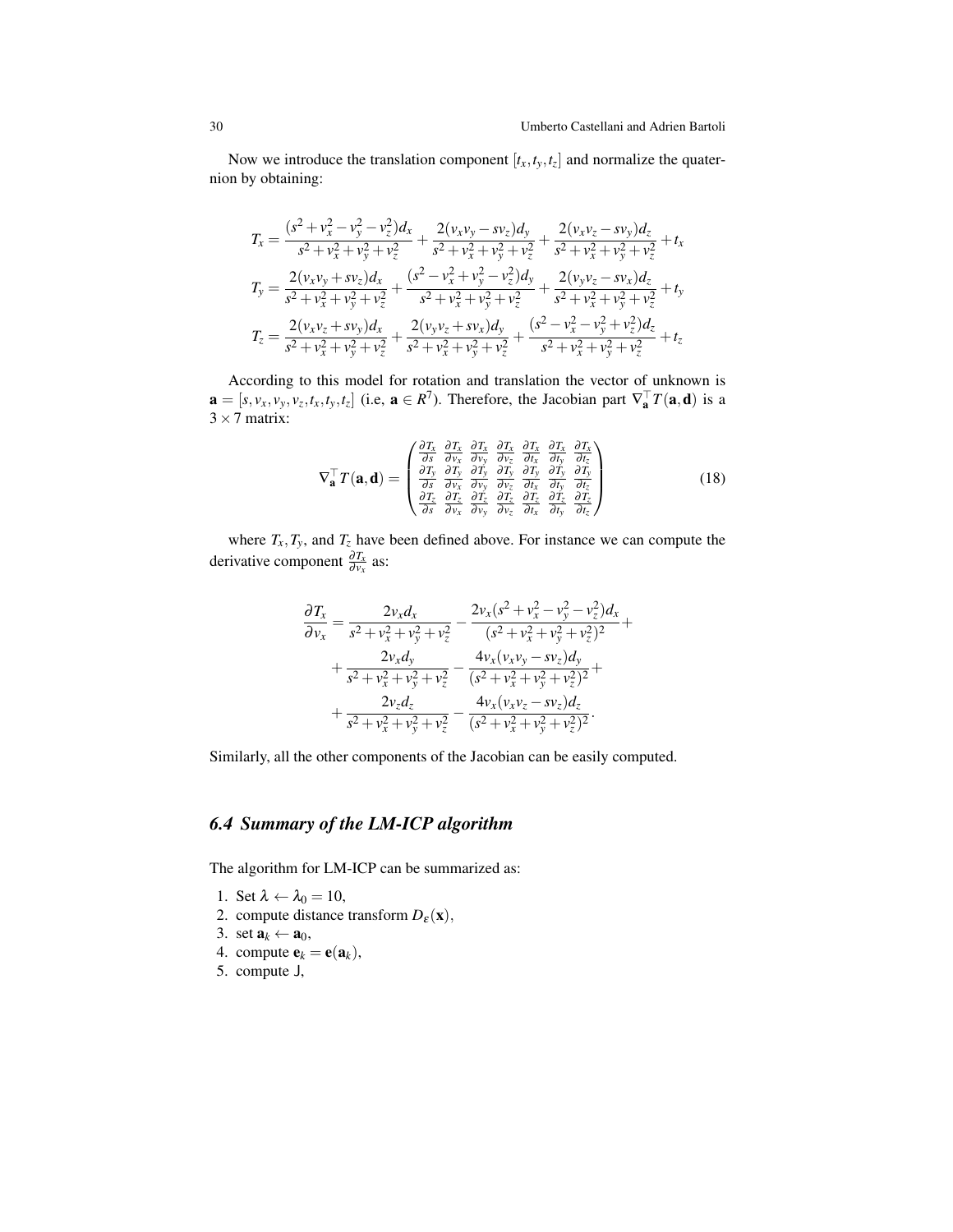Now we introduce the translation component $[t_x, t_y, t_z]$ and normalize the quaternion by obtaining:

$$
\begin{aligned}
T_x &= \frac{(s^2 + v_x^2 - v_y^2 - v_z^2)d_x}{s^2 + v_x^2 + v_y^2 + v_z^2} + \frac{2(v_x v_y - s v_z)d_y}{s^2 + v_x^2 + v_y^2 + v_z^2} + \frac{2(v_x v_z - s v_y)d_z}{s^2 + v_x^2 + v_y^2 + v_z^2} + t_x \\
T_y &= \frac{2(v_x v_y + s v_z)d_x}{s^2 + v_x^2 + v_y^2 + v_z^2} + \frac{(s^2 - v_x^2 + v_y^2 - v_z^2)d_y}{s^2 + v_x^2 + v_y^2 + v_z^2} + \frac{2(v_y v_z - s v_x)d_z}{s^2 + v_x^2 + v_y^2 + v_z^2} + t_y \\
T_z &= \frac{2(v_x v_z + s v_y)d_x}{s^2 + v_x^2 + v_y^2 + v_z^2} + \frac{2(v_y v_z + s v_x)d_y}{s^2 + v_x^2 + v_y^2 + v_z^2} + \frac{(s^2 - v_x^2 - v_y^2 + v_z^2)d_z}{s^2 + v_x^2 + v_y^2 + v_z^2} + t_z
\end{aligned}
$$

According to this model for rotation and translation the vector of unknown is $\mathbf{a} = [s, v_x, v_y, v_z, t_x, t_y, t_z]$ (i.e, $\mathbf{a} \in R^7$). Therefore, the Jacobian part $\nabla_{\mathbf{a}}^{\top} T(\mathbf{a}, \mathbf{d})$ is a $3 \times 7$ matrix:

$$
\nabla_{\mathbf{a}}^{\top} T(\mathbf{a}, \mathbf{d}) = \begin{pmatrix}
\frac{\partial T_x}{\partial s} & \frac{\partial T_x}{\partial v_x} & \frac{\partial T_x}{\partial v_y} & \frac{\partial T_x}{\partial v_z} & \frac{\partial T_x}{\partial t_x} & \frac{\partial T_x}{\partial t_y} & \frac{\partial T_x}{\partial t_z} \\
\frac{\partial T_y}{\partial s} & \frac{\partial T_y}{\partial v_x} & \frac{\partial T_y}{\partial v_y} & \frac{\partial T_y}{\partial v_z} & \frac{\partial T_y}{\partial t_x} & \frac{\partial T_y}{\partial t_y} & \frac{\partial T_y}{\partial t_z} \\
\frac{\partial T_z}{\partial s} & \frac{\partial T_z}{\partial v_x} & \frac{\partial T_z}{\partial v_y} & \frac{\partial T_z}{\partial v_z} & \frac{\partial T_z}{\partial t_x} & \frac{\partial T_z}{\partial t_y} & \frac{\partial T_z}{\partial t_z}
\end{pmatrix} \tag{18}
$$

where $T_x, T_y$, and $T_z$ have been defined above. For instance we can compute the derivative component $\frac{\partial T_x}{\partial v_x}$ as:

$$
\begin{aligned}
\frac{\partial T_x}{\partial v_x} = & \frac{2v_x d_x}{s^2 + v_x^2 + v_y^2 + v_z^2} - \frac{2v_x(s^2 + v_x^2 - v_y^2 - v_z^2)d_x}{(s^2 + v_x^2 + v_y^2 + v_z^2)^2} + \\
& + \frac{2v_x d_y}{s^2 + v_x^2 + v_y^2 + v_z^2} - \frac{4v_x(v_x v_y - s v_z)d_y}{(s^2 + v_x^2 + v_y^2 + v_z^2)^2} + \\
& + \frac{2v_z d_z}{s^2 + v_x^2 + v_y^2 + v_z^2} - \frac{4v_x(v_x v_z - s v_z)d_z}{(s^2 + v_x^2 + v_y^2 + v_z^2)^2}.
\end{aligned}
$$

Similarly, all the other components of the Jacobian can be easily computed.

### 6.4 Summary of the LM-ICP algorithm

The algorithm for LM-ICP can be summarized as:

1. Set $\lambda \leftarrow \lambda_0 = 10$,
2. compute distance transform $D_\varepsilon(\mathbf{x})$,
3. set $\mathbf{a}_k \leftarrow \mathbf{a}_0$,
4. compute $\mathbf{e}_k = \mathbf{e}(\mathbf{a}_k)$,
5. compute J,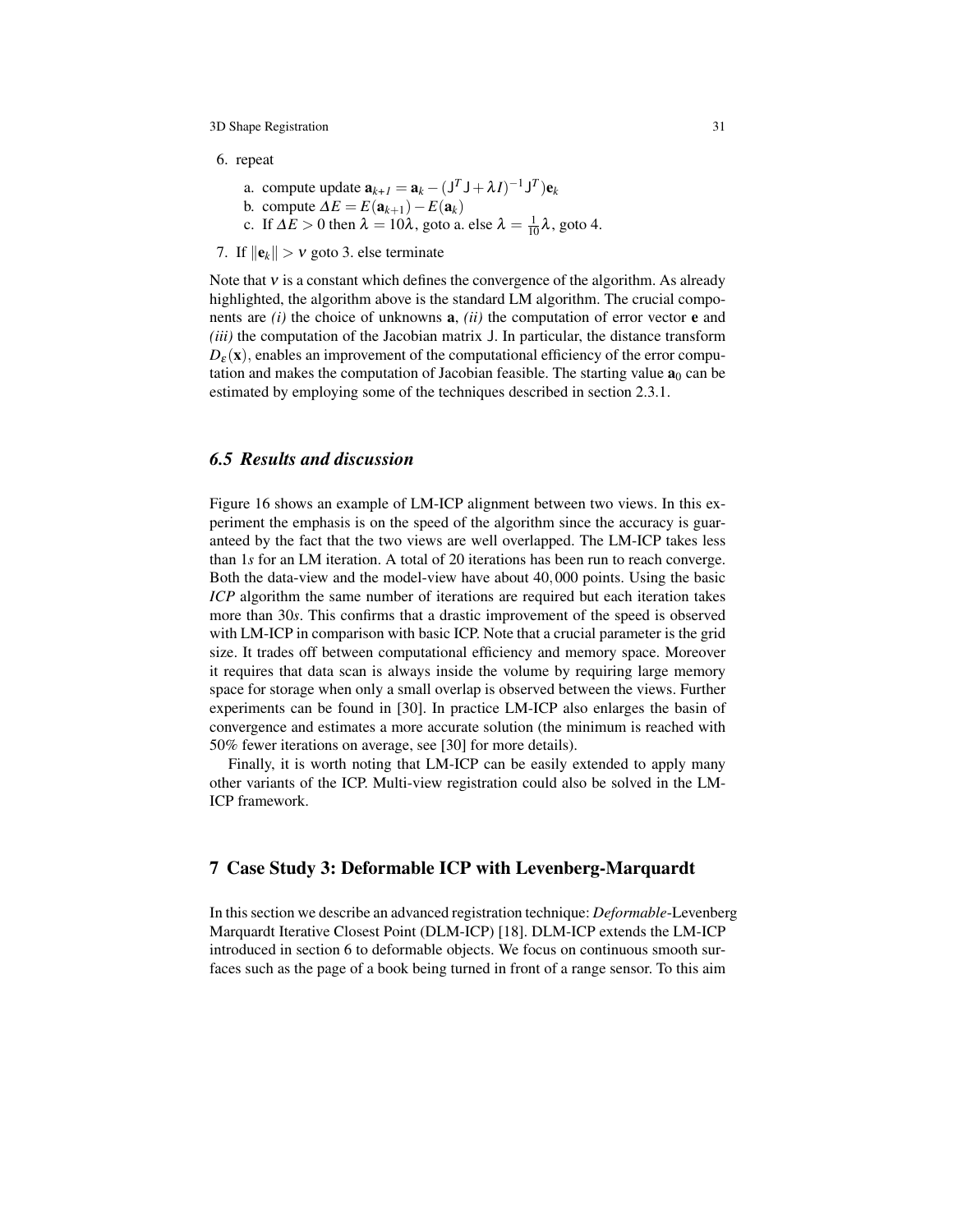6. repeat

    a. compute update $\mathbf{a}_{k+1} = \mathbf{a}_k - (\mathsf{J}^T\mathsf{J} + \lambda I)^{-1}\mathsf{J}^T)\mathbf{e}_k$
    b. compute $\Delta E = E(\mathbf{a}_{k+1}) - E(\mathbf{a}_k)$
    c. If $\Delta E > 0$ then $\lambda = 10\lambda$, goto a. else $\lambda = \frac{1}{10}\lambda$, goto 4.

7. If $\|\mathbf{e}_k\| > \nu$ goto 3. else terminate

Note that $\nu$ is a constant which defines the convergence of the algorithm. As already highlighted, the algorithm above is the standard LM algorithm. The crucial components are *(i)* the choice of unknowns $\mathbf{a}$, *(ii)* the computation of error vector $\mathbf{e}$ and *(iii)* the computation of the Jacobian matrix $\mathsf{J}$. In particular, the distance transform $D_\varepsilon(\mathbf{x})$, enables an improvement of the computational efficiency of the error computation and makes the computation of Jacobian feasible. The starting value $\mathbf{a}_0$ can be estimated by employing some of the techniques described in section 2.3.1.

### 6.5 Results and discussion

Figure 16 shows an example of LM-ICP alignment between two views. In this experiment the emphasis is on the speed of the algorithm since the accuracy is guaranteed by the fact that the two views are well overlapped. The LM-ICP takes less than $1s$ for an LM iteration. A total of 20 iterations has been run to reach converge. Both the data-view and the model-view have about $40,000$ points. Using the basic *ICP* algorithm the same number of iterations are required but each iteration takes more than $30s$. This confirms that a drastic improvement of the speed is observed with LM-ICP in comparison with basic ICP. Note that a crucial parameter is the grid size. It trades off between computational efficiency and memory space. Moreover it requires that data scan is always inside the volume by requiring large memory space for storage when only a small overlap is observed between the views. Further experiments can be found in [30]. In practice LM-ICP also enlarges the basin of convergence and estimates a more accurate solution (the minimum is reached with 50% fewer iterations on average, see [30] for more details).

Finally, it is worth noting that LM-ICP can be easily extended to apply many other variants of the ICP. Multi-view registration could also be solved in the LM-ICP framework.

## 7 Case Study 3: Deformable ICP with Levenberg-Marquardt

In this section we describe an advanced registration technique: *Deformable*-Levenberg Marquardt Iterative Closest Point (DLM-ICP) [18]. DLM-ICP extends the LM-ICP introduced in section 6 to deformable objects. We focus on continuous smooth surfaces such as the page of a book being turned in front of a range sensor. To this aim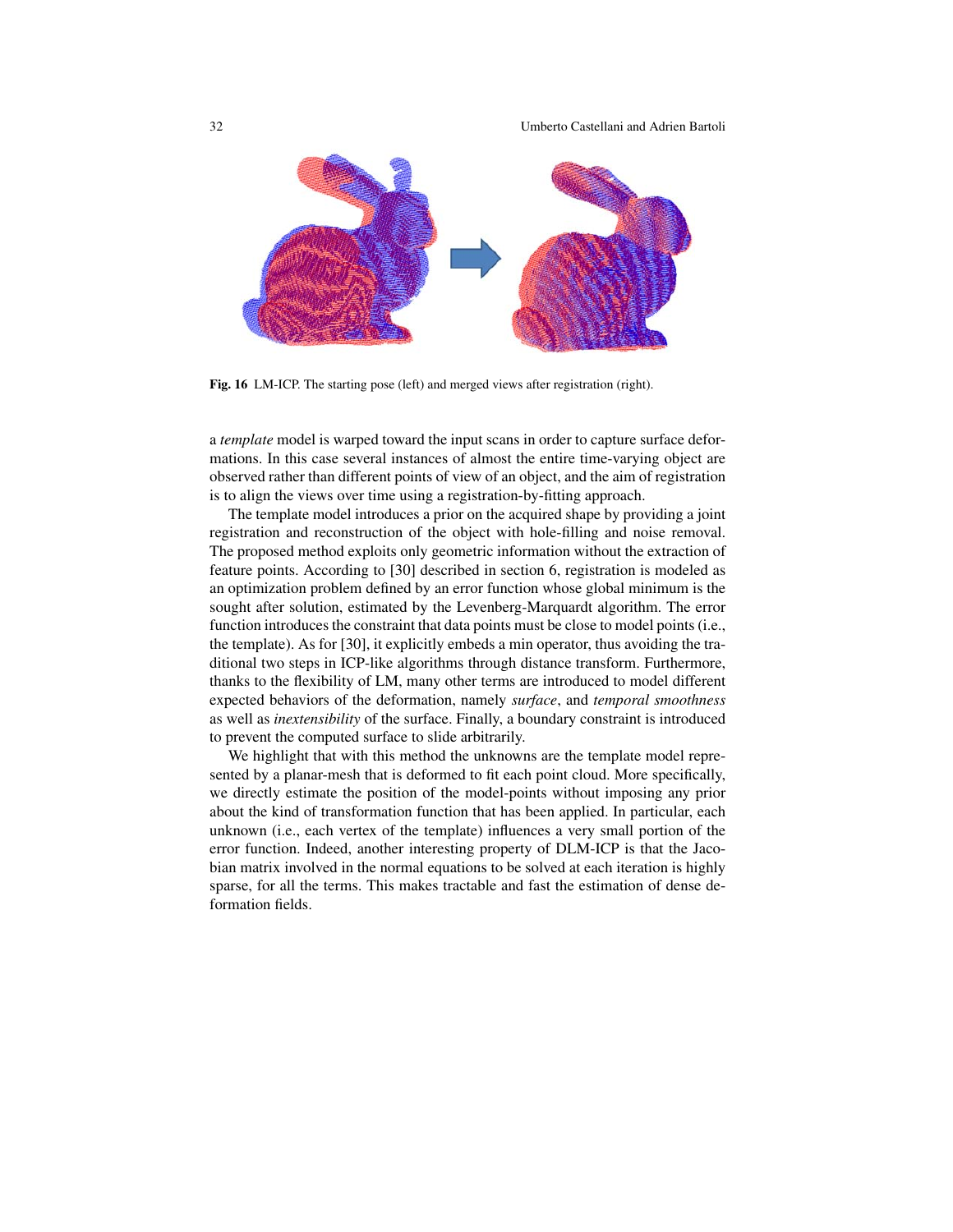**Fig. 16** LM-ICP. The starting pose (left) and merged views after registration (right).

a *template* model is warped toward the input scans in order to capture surface deformations. In this case several instances of almost the entire time-varying object are observed rather than different points of view of an object, and the aim of registration is to align the views over time using a registration-by-fitting approach.

The template model introduces a prior on the acquired shape by providing a joint registration and reconstruction of the object with hole-filling and noise removal. The proposed method exploits only geometric information without the extraction of feature points. According to [30] described in section 6, registration is modeled as an optimization problem defined by an error function whose global minimum is the sought after solution, estimated by the Levenberg-Marquardt algorithm. The error function introduces the constraint that data points must be close to model points (i.e., the template). As for [30], it explicitly embeds a min operator, thus avoiding the traditional two steps in ICP-like algorithms through distance transform. Furthermore, thanks to the flexibility of LM, many other terms are introduced to model different expected behaviors of the deformation, namely *surface*, and *temporal smoothness* as well as *inextensibility* of the surface. Finally, a boundary constraint is introduced to prevent the computed surface to slide arbitrarily.

We highlight that with this method the unknowns are the template model represented by a planar-mesh that is deformed to fit each point cloud. More specifically, we directly estimate the position of the model-points without imposing any prior about the kind of transformation function that has been applied. In particular, each unknown (i.e., each vertex of the template) influences a very small portion of the error function. Indeed, another interesting property of DLM-ICP is that the Jacobian matrix involved in the normal equations to be solved at each iteration is highly sparse, for all the terms. This makes tractable and fast the estimation of dense deformation fields.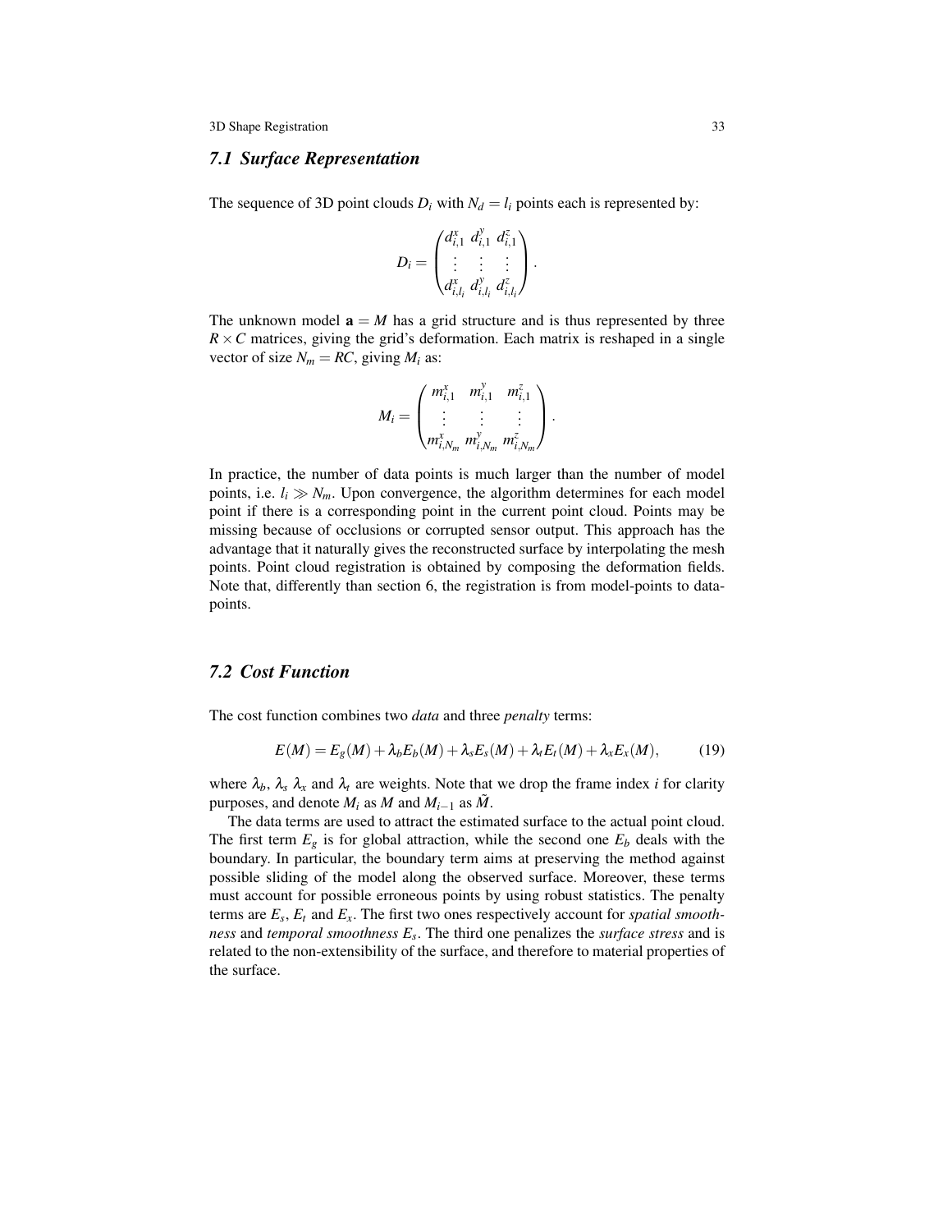### 7.1 Surface Representation

The sequence of 3D point clouds $D_i$ with $N_d = l_i$ points each is represented by:

$$D_i = \begin{pmatrix} d^x_{i,1} & d^y_{i,1} & d^z_{i,1} \\ \vdots & \vdots & \vdots \\ d^x_{i,l_i} & d^y_{i,l_i} & d^z_{i,l_i} \end{pmatrix}.$$

The unknown model $\mathbf{a} = M$ has a grid structure and is thus represented by three $R \times C$ matrices, giving the grid's deformation. Each matrix is reshaped in a single vector of size $N_m = RC$, giving $M_i$ as:

$$M_i = \begin{pmatrix} m^x_{i,1} & m^y_{i,1} & m^z_{i,1} \\ \vdots & \vdots & \vdots \\ m^x_{i,N_m} & m^y_{i,N_m} & m^z_{i,N_m} \end{pmatrix}.$$

In practice, the number of data points is much larger than the number of model points, i.e. $l_i \gg N_m$. Upon convergence, the algorithm determines for each model point if there is a corresponding point in the current point cloud. Points may be missing because of occlusions or corrupted sensor output. This approach has the advantage that it naturally gives the reconstructed surface by interpolating the mesh points. Point cloud registration is obtained by composing the deformation fields. Note that, differently than section 6, the registration is from model-points to data-points.

### 7.2 Cost Function

The cost function combines two *data* and three *penalty* terms:

$$E(M) = E_g(M) + \lambda_b E_b(M) + \lambda_s E_s(M) + \lambda_t E_t(M) + \lambda_x E_x(M), \qquad (19)$$

where $\lambda_b$, $\lambda_s$ $\lambda_x$ and $\lambda_t$ are weights. Note that we drop the frame index $i$ for clarity purposes, and denote $M_i$ as $M$ and $M_{i-1}$ as $\tilde{M}$.

The data terms are used to attract the estimated surface to the actual point cloud. The first term $E_g$ is for global attraction, while the second one $E_b$ deals with the boundary. In particular, the boundary term aims at preserving the method against possible sliding of the model along the observed surface. Moreover, these terms must account for possible erroneous points by using robust statistics. The penalty terms are $E_s$, $E_t$ and $E_x$. The first two ones respectively account for *spatial smoothness* and *temporal smoothness* $E_s$. The third one penalizes the *surface stress* and is related to the non-extensibility of the surface, and therefore to material properties of the surface.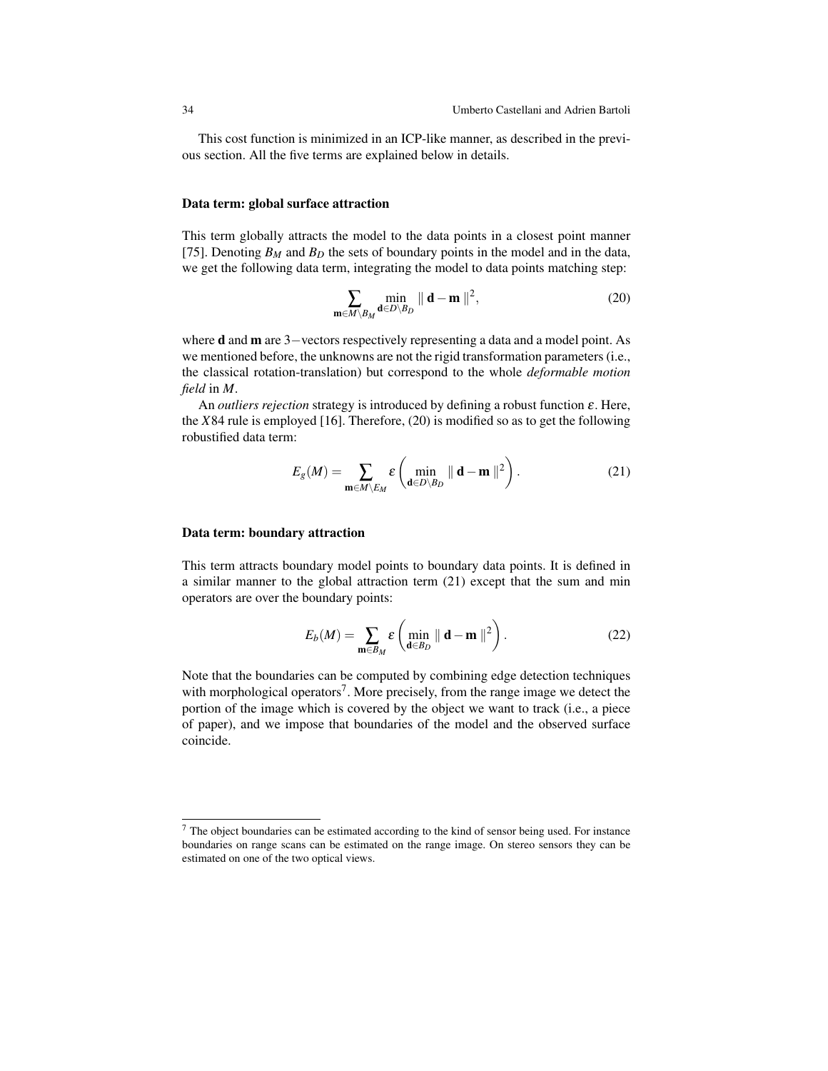This cost function is minimized in an ICP-like manner, as described in the previous section. All the five terms are explained below in details.

### Data term: global surface attraction

This term globally attracts the model to the data points in a closest point manner [75]. Denoting $B_M$ and $B_D$ the sets of boundary points in the model and in the data, we get the following data term, integrating the model to data points matching step:

$$\sum_{\mathbf{m} \in M \setminus B_M} \min_{\mathbf{d} \in D \setminus B_D} \parallel \mathbf{d} - \mathbf{m} \parallel^2, \tag{20}$$

where $\mathbf{d}$ and $\mathbf{m}$ are $3-$vectors respectively representing a data and a model point. As we mentioned before, the unknowns are not the rigid transformation parameters (i.e., the classical rotation-translation) but correspond to the whole *deformable motion field* in $M$.

An *outliers rejection* strategy is introduced by defining a robust function $\varepsilon$. Here, the $X84$ rule is employed [16]. Therefore, (20) is modified so as to get the following robustified data term:

$$E_g(M) = \sum_{\mathbf{m} \in M \setminus E_M} \varepsilon \left( \min_{\mathbf{d} \in D \setminus B_D} \parallel \mathbf{d} - \mathbf{m} \parallel^2 \right). \tag{21}$$

### Data term: boundary attraction

This term attracts boundary model points to boundary data points. It is defined in a similar manner to the global attraction term (21) except that the sum and min operators are over the boundary points:

$$E_b(M) = \sum_{\mathbf{m} \in B_M} \varepsilon \left( \min_{\mathbf{d} \in B_D} \parallel \mathbf{d} - \mathbf{m} \parallel^2 \right). \tag{22}$$

Note that the boundaries can be computed by combining edge detection techniques with morphological operators[7]. More precisely, from the range image we detect the portion of the image which is covered by the object we want to track (i.e., a piece of paper), and we impose that boundaries of the model and the observed surface coincide.

---

[7] The object boundaries can be estimated according to the kind of sensor being used. For instance boundaries on range scans can be estimated on the range image. On stereo sensors they can be estimated on one of the two optical views.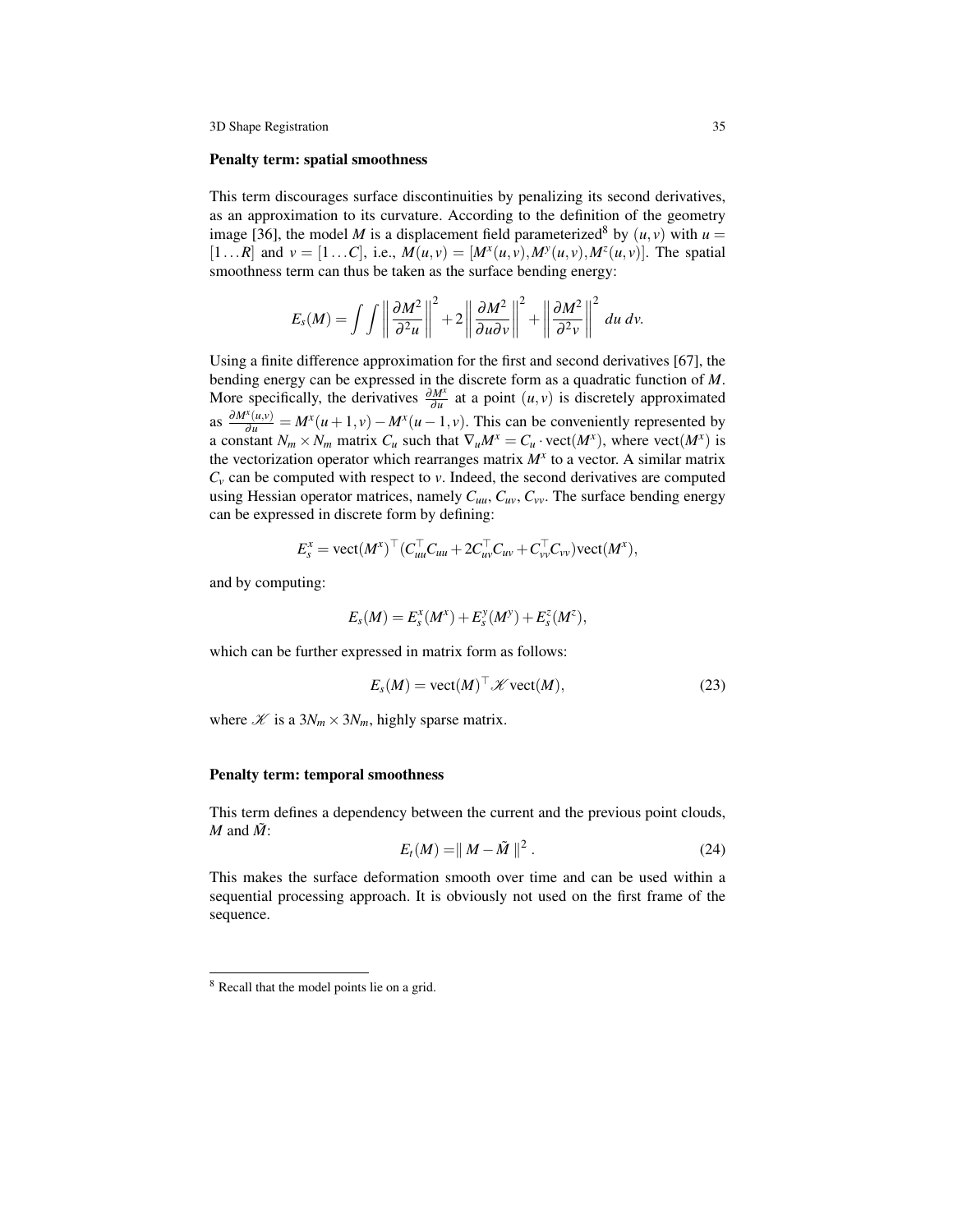### Penalty term: spatial smoothness

This term discourages surface discontinuities by penalizing its second derivatives, as an approximation to its curvature. According to the definition of the geometry image [36], the model $M$ is a displacement field parameterized[8] by $(u,v)$ with $u = [1\dots R]$ and $v = [1\dots C]$, i.e., $M(u,v) = [M^x(u,v), M^y(u,v), M^z(u,v)]$. The spatial smoothness term can thus be taken as the surface bending energy:

$$E_s(M) = \int\int \left\| \frac{\partial M^2}{\partial^2 u} \right\|^2 + 2\left\| \frac{\partial M^2}{\partial u \partial v} \right\|^2 + \left\| \frac{\partial M^2}{\partial^2 v} \right\|^2 \, du\, dv.$$

Using a finite difference approximation for the first and second derivatives [67], the bending energy can be expressed in the discrete form as a quadratic function of $M$. More specifically, the derivatives $\frac{\partial M^x}{\partial u}$ at a point $(u,v)$ is discretely approximated as $\frac{\partial M^x(u,v)}{\partial u} = M^x(u+1,v) - M^x(u-1,v)$. This can be conveniently represented by a constant $N_m \times N_m$ matrix $C_u$ such that $\nabla_u M^x = C_u \cdot \text{vect}(M^x)$, where $\text{vect}(M^x)$ is the vectorization operator which rearranges matrix $M^x$ to a vector. A similar matrix $C_v$ can be computed with respect to $v$. Indeed, the second derivatives are computed using Hessian operator matrices, namely $C_{uu}$, $C_{uv}$, $C_{vv}$. The surface bending energy can be expressed in discrete form by defining:

$$E_s^x = \text{vect}(M^x)^\top (C_{uu}^\top C_{uu} + 2C_{uv}^\top C_{uv} + C_{vv}^\top C_{vv})\text{vect}(M^x),$$

and by computing:

$$E_s(M) = E_s^x(M^x) + E_s^y(M^y) + E_s^z(M^z),$$

which can be further expressed in matrix form as follows:

$$E_s(M) = \text{vect}(M)^\top \mathscr{K}\, \text{vect}(M), \tag{23}$$

where $\mathscr{K}$ is a $3N_m \times 3N_m$, highly sparse matrix.

### Penalty term: temporal smoothness

This term defines a dependency between the current and the previous point clouds, $M$ and $\tilde{M}$:

$$E_t(M) = \| M - \tilde{M} \|^2 . \tag{24}$$

This makes the surface deformation smooth over time and can be used within a sequential processing approach. It is obviously not used on the first frame of the sequence.

---

[8] Recall that the model points lie on a grid.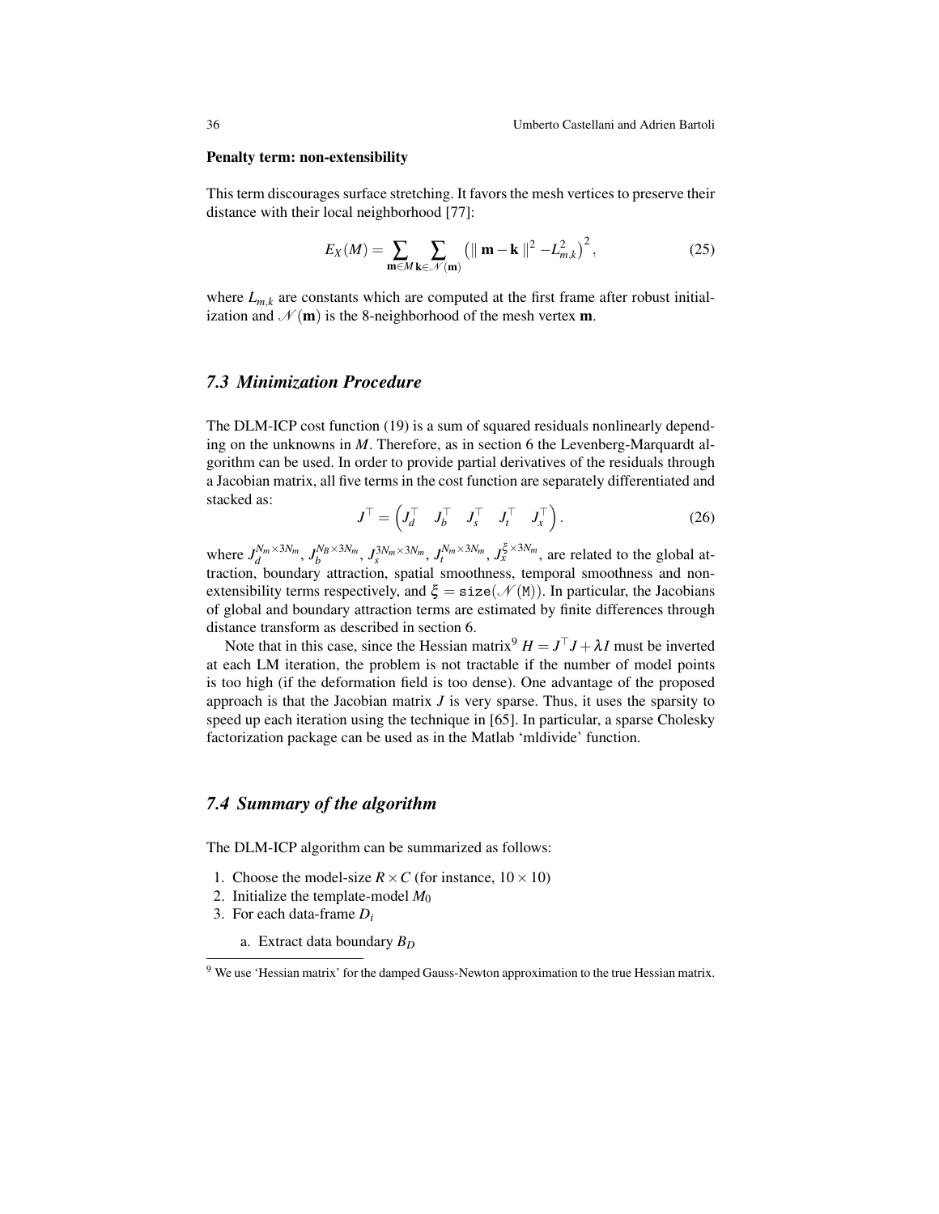**Penalty term: non-extensibility**

This term discourages surface stretching. It favors the mesh vertices to preserve their distance with their local neighborhood [77]:

$$E_X(M) = \sum_{\mathbf{m} \in M} \sum_{\mathbf{k} \in \mathcal{N}(\mathbf{m})} \left( \| \mathbf{m} - \mathbf{k} \|^2 - L_{m,k}^2 \right)^2, \tag{25}$$

where $L_{m,k}$ are constants which are computed at the first frame after robust initialization and $\mathcal{N}(\mathbf{m})$ is the 8-neighborhood of the mesh vertex $\mathbf{m}$.

## 7.3 Minimization Procedure

The DLM-ICP cost function (19) is a sum of squared residuals nonlinearly depending on the unknowns in $M$. Therefore, as in section 6 the Levenberg-Marquardt algorithm can be used. In order to provide partial derivatives of the residuals through a Jacobian matrix, all five terms in the cost function are separately differentiated and stacked as:

$$J^\top = \begin{pmatrix} J_d^\top & J_b^\top & J_s^\top & J_t^\top & J_x^\top \end{pmatrix}. \tag{26}$$

where $J_d^{N_m \times 3N_m}$, $J_b^{N_B \times 3N_m}$, $J_s^{3N_m \times 3N_m}$, $J_t^{N_m \times 3N_m}$, $J_x^{\xi \times 3N_m}$, are related to the global attraction, boundary attraction, spatial smoothness, temporal smoothness and non-extensibility terms respectively, and $\xi = \mathtt{size}(\mathcal{N}(\mathtt{M}))$. In particular, the Jacobians of global and boundary attraction terms are estimated by finite differences through distance transform as described in section 6.

Note that in this case, since the Hessian matrix[9] $H = J^\top J + \lambda I$ must be inverted at each LM iteration, the problem is not tractable if the number of model points is too high (if the deformation field is too dense). One advantage of the proposed approach is that the Jacobian matrix $J$ is very sparse. Thus, it uses the sparsity to speed up each iteration using the technique in [65]. In particular, a sparse Cholesky factorization package can be used as in the Matlab 'mldivide' function.

## 7.4 Summary of the algorithm

The DLM-ICP algorithm can be summarized as follows:

1. Choose the model-size $R \times C$ (for instance, $10 \times 10$)
2. Initialize the template-model $M_0$
3. For each data-frame $D_i$
    a. Extract data boundary $B_D$

[9] We use 'Hessian matrix' for the damped Gauss-Newton approximation to the true Hessian matrix.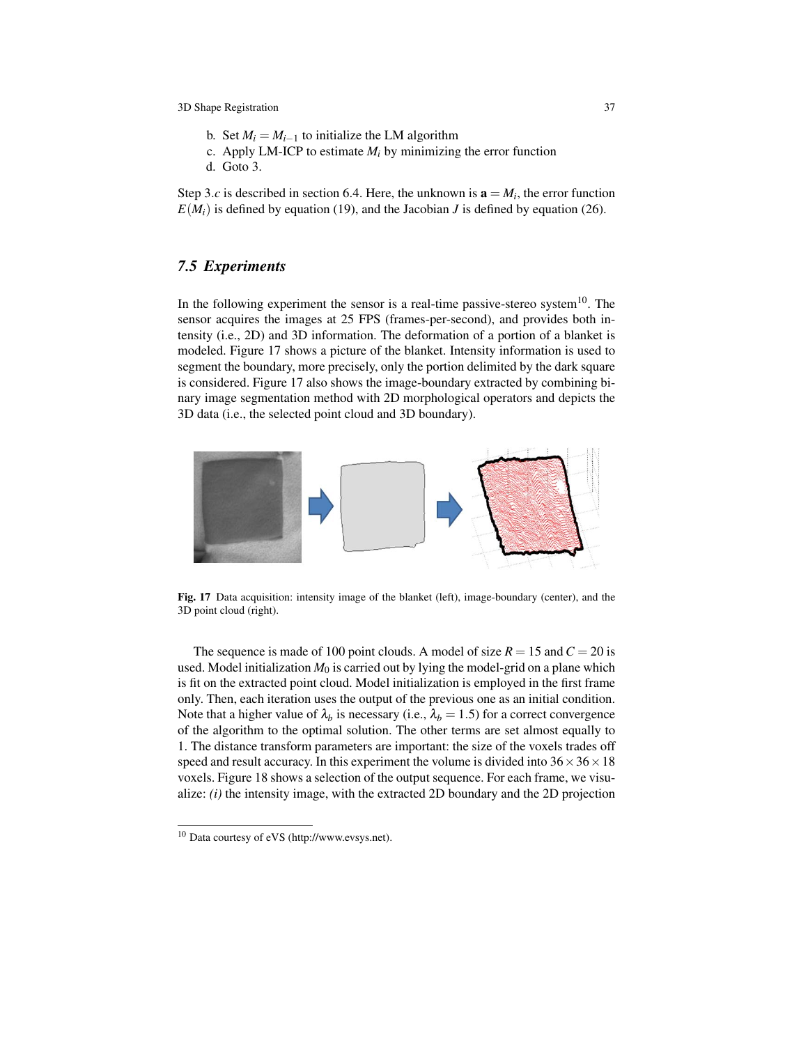b. Set $M_i = M_{i-1}$ to initialize the LM algorithm
c. Apply LM-ICP to estimate $M_i$ by minimizing the error function
d. Goto 3.

Step 3.$c$ is described in section 6.4. Here, the unknown is $\mathbf{a} = M_i$, the error function $E(M_i)$ is defined by equation (19), and the Jacobian $J$ is defined by equation (26).

### 7.5 Experiments

In the following experiment the sensor is a real-time passive-stereo system[10]. The sensor acquires the images at 25 FPS (frames-per-second), and provides both intensity (i.e., 2D) and 3D information. The deformation of a portion of a blanket is modeled. Figure 17 shows a picture of the blanket. Intensity information is used to segment the boundary, more precisely, only the portion delimited by the dark square is considered. Figure 17 also shows the image-boundary extracted by combining binary image segmentation method with 2D morphological operators and depicts the 3D data (i.e., the selected point cloud and 3D boundary).

**Fig. 17** Data acquisition: intensity image of the blanket (left), image-boundary (center), and the 3D point cloud (right).

The sequence is made of 100 point clouds. A model of size $R = 15$ and $C = 20$ is used. Model initialization $M_0$ is carried out by lying the model-grid on a plane which is fit on the extracted point cloud. Model initialization is employed in the first frame only. Then, each iteration uses the output of the previous one as an initial condition. Note that a higher value of $\lambda_b$ is necessary (i.e., $\lambda_b = 1.5$) for a correct convergence of the algorithm to the optimal solution. The other terms are set almost equally to 1. The distance transform parameters are important: the size of the voxels trades off speed and result accuracy. In this experiment the volume is divided into $36 \times 36 \times 18$ voxels. Figure 18 shows a selection of the output sequence. For each frame, we visualize: *(i)* the intensity image, with the extracted 2D boundary and the 2D projection

[10] Data courtesy of eVS (http://www.evsys.net).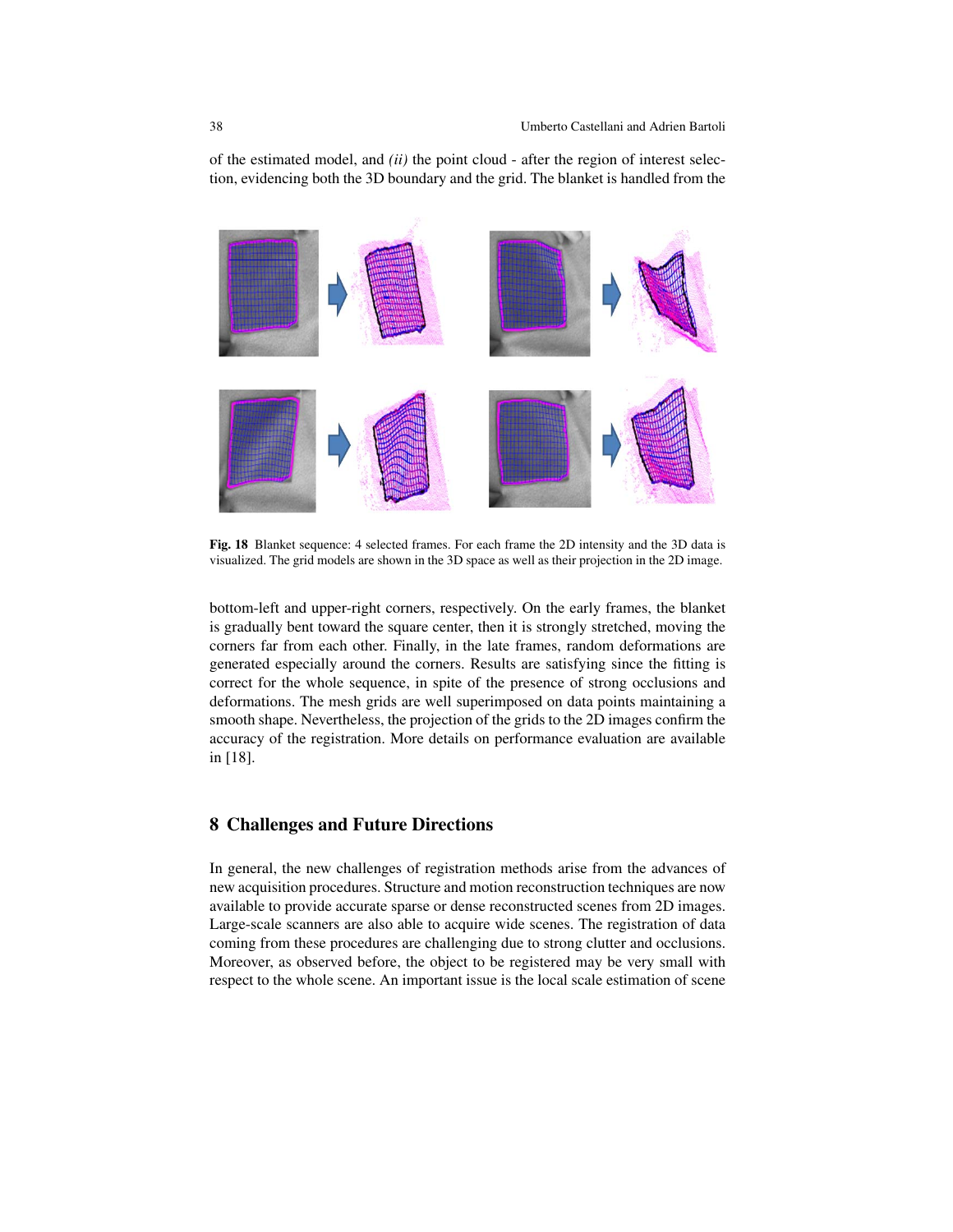of the estimated model, and *(ii)* the point cloud - after the region of interest selection, evidencing both the 3D boundary and the grid. The blanket is handled from the

**Fig. 18** Blanket sequence: 4 selected frames. For each frame the 2D intensity and the 3D data is visualized. The grid models are shown in the 3D space as well as their projection in the 2D image.

bottom-left and upper-right corners, respectively. On the early frames, the blanket is gradually bent toward the square center, then it is strongly stretched, moving the corners far from each other. Finally, in the late frames, random deformations are generated especially around the corners. Results are satisfying since the fitting is correct for the whole sequence, in spite of the presence of strong occlusions and deformations. The mesh grids are well superimposed on data points maintaining a smooth shape. Nevertheless, the projection of the grids to the 2D images confirm the accuracy of the registration. More details on performance evaluation are available in [18].

## 8 Challenges and Future Directions

In general, the new challenges of registration methods arise from the advances of new acquisition procedures. Structure and motion reconstruction techniques are now available to provide accurate sparse or dense reconstructed scenes from 2D images. Large-scale scanners are also able to acquire wide scenes. The registration of data coming from these procedures are challenging due to strong clutter and occlusions. Moreover, as observed before, the object to be registered may be very small with respect to the whole scene. An important issue is the local scale estimation of scene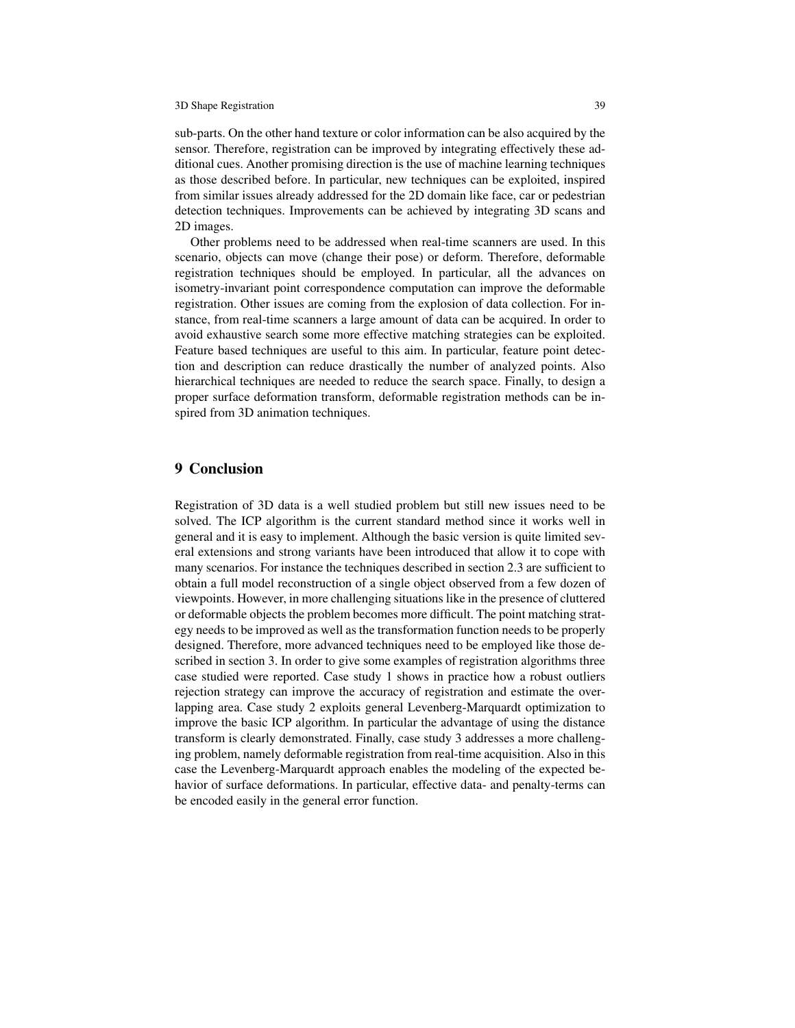sub-parts. On the other hand texture or color information can be also acquired by the sensor. Therefore, registration can be improved by integrating effectively these additional cues. Another promising direction is the use of machine learning techniques as those described before. In particular, new techniques can be exploited, inspired from similar issues already addressed for the 2D domain like face, car or pedestrian detection techniques. Improvements can be achieved by integrating 3D scans and 2D images.

Other problems need to be addressed when real-time scanners are used. In this scenario, objects can move (change their pose) or deform. Therefore, deformable registration techniques should be employed. In particular, all the advances on isometry-invariant point correspondence computation can improve the deformable registration. Other issues are coming from the explosion of data collection. For instance, from real-time scanners a large amount of data can be acquired. In order to avoid exhaustive search some more effective matching strategies can be exploited. Feature based techniques are useful to this aim. In particular, feature point detection and description can reduce drastically the number of analyzed points. Also hierarchical techniques are needed to reduce the search space. Finally, to design a proper surface deformation transform, deformable registration methods can be inspired from 3D animation techniques.

## 9 Conclusion

Registration of 3D data is a well studied problem but still new issues need to be solved. The ICP algorithm is the current standard method since it works well in general and it is easy to implement. Although the basic version is quite limited several extensions and strong variants have been introduced that allow it to cope with many scenarios. For instance the techniques described in section 2.3 are sufficient to obtain a full model reconstruction of a single object observed from a few dozen of viewpoints. However, in more challenging situations like in the presence of cluttered or deformable objects the problem becomes more difficult. The point matching strategy needs to be improved as well as the transformation function needs to be properly designed. Therefore, more advanced techniques need to be employed like those described in section 3. In order to give some examples of registration algorithms three case studied were reported. Case study 1 shows in practice how a robust outliers rejection strategy can improve the accuracy of registration and estimate the overlapping area. Case study 2 exploits general Levenberg-Marquardt optimization to improve the basic ICP algorithm. In particular the advantage of using the distance transform is clearly demonstrated. Finally, case study 3 addresses a more challenging problem, namely deformable registration from real-time acquisition. Also in this case the Levenberg-Marquardt approach enables the modeling of the expected behavior of surface deformations. In particular, effective data- and penalty-terms can be encoded easily in the general error function.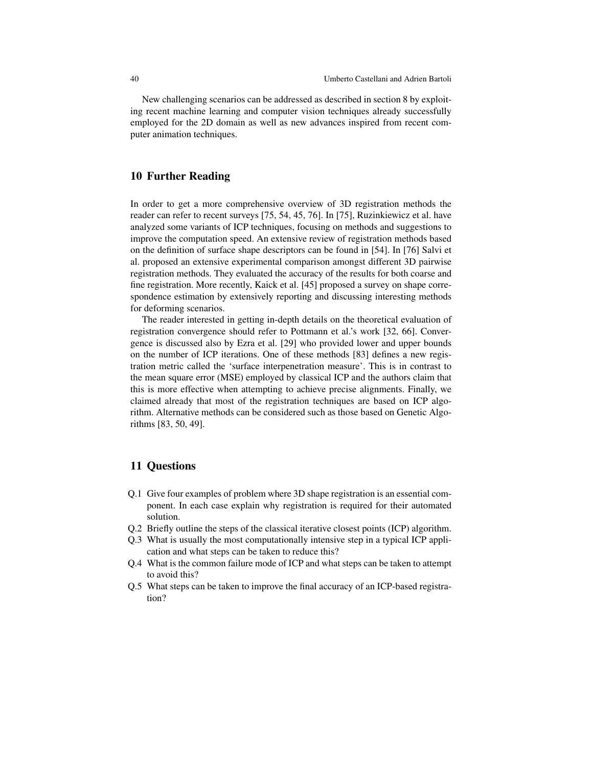New challenging scenarios can be addressed as described in section 8 by exploiting recent machine learning and computer vision techniques already successfully employed for the 2D domain as well as new advances inspired from recent computer animation techniques.

## 10 Further Reading

In order to get a more comprehensive overview of 3D registration methods the reader can refer to recent surveys [75, 54, 45, 76]. In [75], Ruzinkiewicz et al. have analyzed some variants of ICP techniques, focusing on methods and suggestions to improve the computation speed. An extensive review of registration methods based on the definition of surface shape descriptors can be found in [54]. In [76] Salvi et al. proposed an extensive experimental comparison amongst different 3D pairwise registration methods. They evaluated the accuracy of the results for both coarse and fine registration. More recently, Kaick et al. [45] proposed a survey on shape correspondence estimation by extensively reporting and discussing interesting methods for deforming scenarios.

The reader interested in getting in-depth details on the theoretical evaluation of registration convergence should refer to Pottmann et al.'s work [32, 66]. Convergence is discussed also by Ezra et al. [29] who provided lower and upper bounds on the number of ICP iterations. One of these methods [83] defines a new registration metric called the 'surface interpenetration measure'. This is in contrast to the mean square error (MSE) employed by classical ICP and the authors claim that this is more effective when attempting to achieve precise alignments. Finally, we claimed already that most of the registration techniques are based on ICP algorithm. Alternative methods can be considered such as those based on Genetic Algorithms [83, 50, 49].

## 11 Questions

- Q.1 Give four examples of problem where 3D shape registration is an essential component. In each case explain why registration is required for their automated solution.
- Q.2 Briefly outline the steps of the classical iterative closest points (ICP) algorithm.
- Q.3 What is usually the most computationally intensive step in a typical ICP application and what steps can be taken to reduce this?
- Q.4 What is the common failure mode of ICP and what steps can be taken to attempt to avoid this?
- Q.5 What steps can be taken to improve the final accuracy of an ICP-based registration?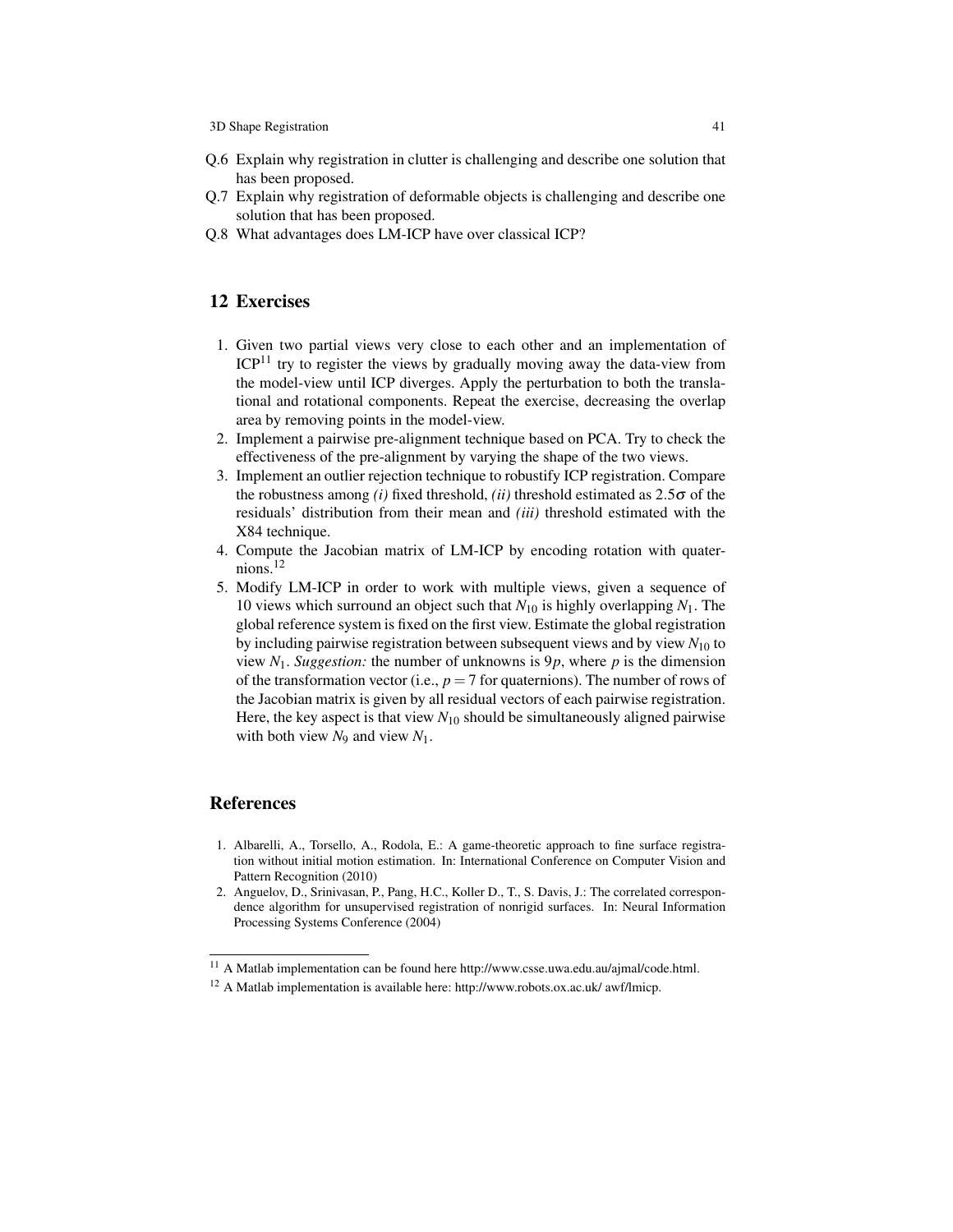Q.6 Explain why registration in clutter is challenging and describe one solution that has been proposed.

Q.7 Explain why registration of deformable objects is challenging and describe one solution that has been proposed.

Q.8 What advantages does LM-ICP have over classical ICP?

## 12 Exercises

1. Given two partial views very close to each other and an implementation of ICP[11] try to register the views by gradually moving away the data-view from the model-view until ICP diverges. Apply the perturbation to both the translational and rotational components. Repeat the exercise, decreasing the overlap area by removing points in the model-view.
2. Implement a pairwise pre-alignment technique based on PCA. Try to check the effectiveness of the pre-alignment by varying the shape of the two views.
3. Implement an outlier rejection technique to robustify ICP registration. Compare the robustness among *(i)* fixed threshold, *(ii)* threshold estimated as $2.5\sigma$ of the residuals' distribution from their mean and *(iii)* threshold estimated with the X84 technique.
4. Compute the Jacobian matrix of LM-ICP by encoding rotation with quaternions.[12]
5. Modify LM-ICP in order to work with multiple views, given a sequence of 10 views which surround an object such that $N_{10}$ is highly overlapping $N_1$. The global reference system is fixed on the first view. Estimate the global registration by including pairwise registration between subsequent views and by view $N_{10}$ to view $N_1$. *Suggestion:* the number of unknowns is $9p$, where $p$ is the dimension of the transformation vector (i.e., $p = 7$ for quaternions). The number of rows of the Jacobian matrix is given by all residual vectors of each pairwise registration. Here, the key aspect is that view $N_{10}$ should be simultaneously aligned pairwise with both view $N_9$ and view $N_1$.

## References

1. Albarelli, A., Torsello, A., Rodola, E.: A game-theoretic approach to fine surface registration without initial motion estimation. In: International Conference on Computer Vision and Pattern Recognition (2010)
2. Anguelov, D., Srinivasan, P., Pang, H.C., Koller D., T., S. Davis, J.: The correlated correspondence algorithm for unsupervised registration of nonrigid surfaces. In: Neural Information Processing Systems Conference (2004)

[11] A Matlab implementation can be found here http://www.csse.uwa.edu.au/ajmal/code.html.

[12] A Matlab implementation is available here: http://www.robots.ox.ac.uk/ awf/lmicp.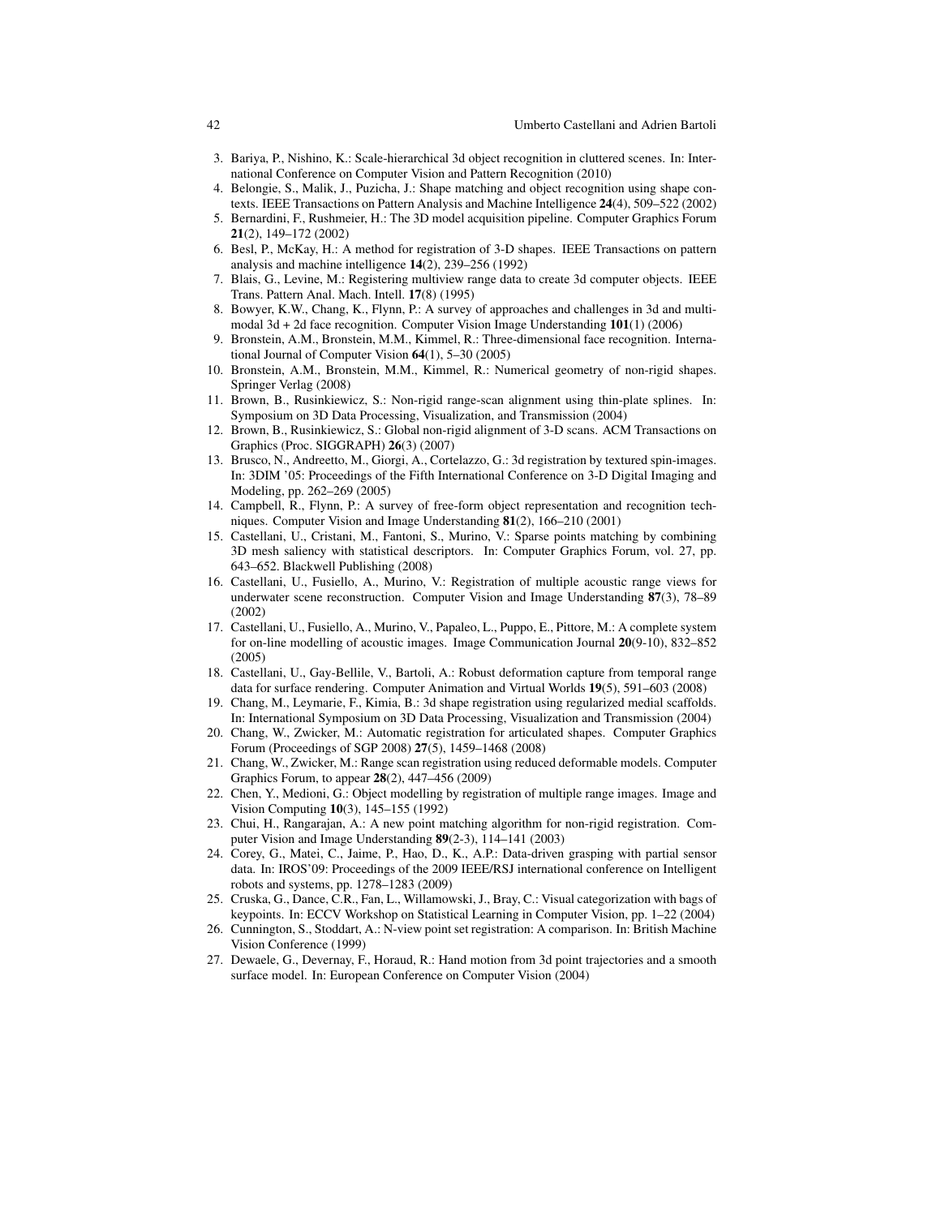3. Bariya, P., Nishino, K.: Scale-hierarchical 3d object recognition in cluttered scenes. In: International Conference on Computer Vision and Pattern Recognition (2010)
4. Belongie, S., Malik, J., Puzicha, J.: Shape matching and object recognition using shape contexts. IEEE Transactions on Pattern Analysis and Machine Intelligence **24**(4), 509–522 (2002)
5. Bernardini, F., Rushmeier, H.: The 3D model acquisition pipeline. Computer Graphics Forum **21**(2), 149–172 (2002)
6. Besl, P., McKay, H.: A method for registration of 3-D shapes. IEEE Transactions on pattern analysis and machine intelligence **14**(2), 239–256 (1992)
7. Blais, G., Levine, M.: Registering multiview range data to create 3d computer objects. IEEE Trans. Pattern Anal. Mach. Intell. **17**(8) (1995)
8. Bowyer, K.W., Chang, K., Flynn, P.: A survey of approaches and challenges in 3d and multi-modal 3d + 2d face recognition. Computer Vision Image Understanding **101**(1) (2006)
9. Bronstein, A.M., Bronstein, M.M., Kimmel, R.: Three-dimensional face recognition. International Journal of Computer Vision **64**(1), 5–30 (2005)
10. Bronstein, A.M., Bronstein, M.M., Kimmel, R.: Numerical geometry of non-rigid shapes. Springer Verlag (2008)
11. Brown, B., Rusinkiewicz, S.: Non-rigid range-scan alignment using thin-plate splines. In: Symposium on 3D Data Processing, Visualization, and Transmission (2004)
12. Brown, B., Rusinkiewicz, S.: Global non-rigid alignment of 3-D scans. ACM Transactions on Graphics (Proc. SIGGRAPH) **26**(3) (2007)
13. Brusco, N., Andreetto, M., Giorgi, A., Cortelazzo, G.: 3d registration by textured spin-images. In: 3DIM '05: Proceedings of the Fifth International Conference on 3-D Digital Imaging and Modeling, pp. 262–269 (2005)
14. Campbell, R., Flynn, P.: A survey of free-form object representation and recognition techniques. Computer Vision and Image Understanding **81**(2), 166–210 (2001)
15. Castellani, U., Cristani, M., Fantoni, S., Murino, V.: Sparse points matching by combining 3D mesh saliency with statistical descriptors. In: Computer Graphics Forum, vol. 27, pp. 643–652. Blackwell Publishing (2008)
16. Castellani, U., Fusiello, A., Murino, V.: Registration of multiple acoustic range views for underwater scene reconstruction. Computer Vision and Image Understanding **87**(3), 78–89 (2002)
17. Castellani, U., Fusiello, A., Murino, V., Papaleo, L., Puppo, E., Pittore, M.: A complete system for on-line modelling of acoustic images. Image Communication Journal **20**(9-10), 832–852 (2005)
18. Castellani, U., Gay-Bellile, V., Bartoli, A.: Robust deformation capture from temporal range data for surface rendering. Computer Animation and Virtual Worlds **19**(5), 591–603 (2008)
19. Chang, M., Leymarie, F., Kimia, B.: 3d shape registration using regularized medial scaffolds. In: International Symposium on 3D Data Processing, Visualization and Transmission (2004)
20. Chang, W., Zwicker, M.: Automatic registration for articulated shapes. Computer Graphics Forum (Proceedings of SGP 2008) **27**(5), 1459–1468 (2008)
21. Chang, W., Zwicker, M.: Range scan registration using reduced deformable models. Computer Graphics Forum, to appear **28**(2), 447–456 (2009)
22. Chen, Y., Medioni, G.: Object modelling by registration of multiple range images. Image and Vision Computing **10**(3), 145–155 (1992)
23. Chui, H., Rangarajan, A.: A new point matching algorithm for non-rigid registration. Computer Vision and Image Understanding **89**(2-3), 114–141 (2003)
24. Corey, G., Matei, C., Jaime, P., Hao, D., K., A.P.: Data-driven grasping with partial sensor data. In: IROS'09: Proceedings of the 2009 IEEE/RSJ international conference on Intelligent robots and systems, pp. 1278–1283 (2009)
25. Cruska, G., Dance, C.R., Fan, L., Willamowski, J., Bray, C.: Visual categorization with bags of keypoints. In: ECCV Workshop on Statistical Learning in Computer Vision, pp. 1–22 (2004)
26. Cunnington, S., Stoddart, A.: N-view point set registration: A comparison. In: British Machine Vision Conference (1999)
27. Dewaele, G., Devernay, F., Horaud, R.: Hand motion from 3d point trajectories and a smooth surface model. In: European Conference on Computer Vision (2004)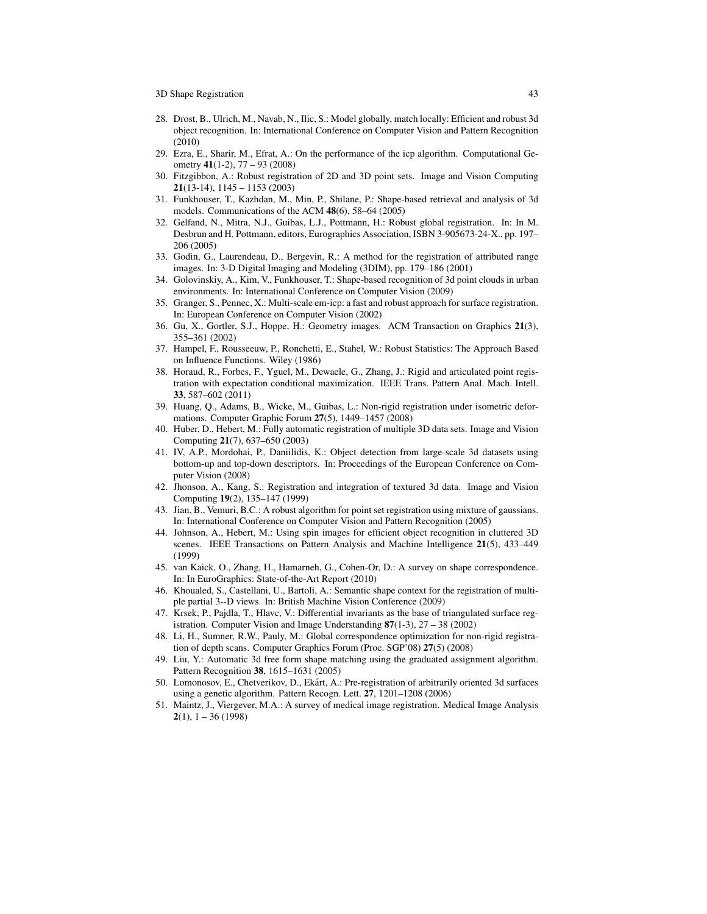28. Drost, B., Ulrich, M., Navab, N., Ilic, S.: Model globally, match locally: Efficient and robust 3d object recognition. In: International Conference on Computer Vision and Pattern Recognition (2010)
29. Ezra, E., Sharir, M., Efrat, A.: On the performance of the icp algorithm. Computational Geometry **41**(1-2), 77 – 93 (2008)
30. Fitzgibbon, A.: Robust registration of 2D and 3D point sets. Image and Vision Computing **21**(13-14), 1145 – 1153 (2003)
31. Funkhouser, T., Kazhdan, M., Min, P., Shilane, P.: Shape-based retrieval and analysis of 3d models. Communications of the ACM **48**(6), 58–64 (2005)
32. Gelfand, N., Mitra, N.J., Guibas, L.J., Pottmann, H.: Robust global registration. In: In M. Desbrun and H. Pottmann, editors, Eurographics Association, ISBN 3-905673-24-X., pp. 197–206 (2005)
33. Godin, G., Laurendeau, D., Bergevin, R.: A method for the registration of attributed range images. In: 3-D Digital Imaging and Modeling (3DIM), pp. 179–186 (2001)
34. Golovinskiy, A., Kim, V., Funkhouser, T.: Shape-based recognition of 3d point clouds in urban environments. In: International Conference on Computer Vision (2009)
35. Granger, S., Pennec, X.: Multi-scale em-icp: a fast and robust approach for surface registration. In: European Conference on Computer Vision (2002)
36. Gu, X., Gortler, S.J., Hoppe, H.: Geometry images. ACM Transaction on Graphics **21**(3), 355–361 (2002)
37. Hampel, F., Rousseeuw, P., Ronchetti, E., Stahel, W.: Robust Statistics: The Approach Based on Influence Functions. Wiley (1986)
38. Horaud, R., Forbes, F., Yguel, M., Dewaele, G., Zhang, J.: Rigid and articulated point registration with expectation conditional maximization. IEEE Trans. Pattern Anal. Mach. Intell. **33**, 587–602 (2011)
39. Huang, Q., Adams, B., Wicke, M., Guibas, L.: Non-rigid registration under isometric deformations. Computer Graphic Forum **27**(5), 1449–1457 (2008)
40. Huber, D., Hebert, M.: Fully automatic registration of multiple 3D data sets. Image and Vision Computing **21**(7), 637–650 (2003)
41. IV, A.P., Mordohai, P., Daniilidis, K.: Object detection from large-scale 3d datasets using bottom-up and top-down descriptors. In: Proceedings of the European Conference on Computer Vision (2008)
42. Jhonson, A., Kang, S.: Registration and integration of textured 3d data. Image and Vision Computing **19**(2), 135–147 (1999)
43. Jian, B., Vemuri, B.C.: A robust algorithm for point set registration using mixture of gaussians. In: International Conference on Computer Vision and Pattern Recognition (2005)
44. Johnson, A., Hebert, M.: Using spin images for efficient object recognition in cluttered 3D scenes. IEEE Transactions on Pattern Analysis and Machine Intelligence **21**(5), 433–449 (1999)
45. van Kaick, O., Zhang, H., Hamarneh, G., Cohen-Or, D.: A survey on shape correspondence. In: In EuroGraphics: State-of-the-Art Report (2010)
46. Khoualed, S., Castellani, U., Bartoli, A.: Semantic shape context for the registration of multiple partial 3--D views. In: British Machine Vision Conference (2009)
47. Krsek, P., Pajdla, T., Hlavc, V.: Differential invariants as the base of triangulated surface registration. Computer Vision and Image Understanding **87**(1-3), 27 – 38 (2002)
48. Li, H., Sumner, R.W., Pauly, M.: Global correspondence optimization for non-rigid registration of depth scans. Computer Graphics Forum (Proc. SGP'08) **27**(5) (2008)
49. Liu, Y.: Automatic 3d free form shape matching using the graduated assignment algorithm. Pattern Recognition **38**, 1615–1631 (2005)
50. Lomonosov, E., Chetverikov, D., Ekárt, A.: Pre-registration of arbitrarily oriented 3d surfaces using a genetic algorithm. Pattern Recogn. Lett. **27**, 1201–1208 (2006)
51. Maintz, J., Viergever, M.A.: A survey of medical image registration. Medical Image Analysis **2**(1), 1 – 36 (1998)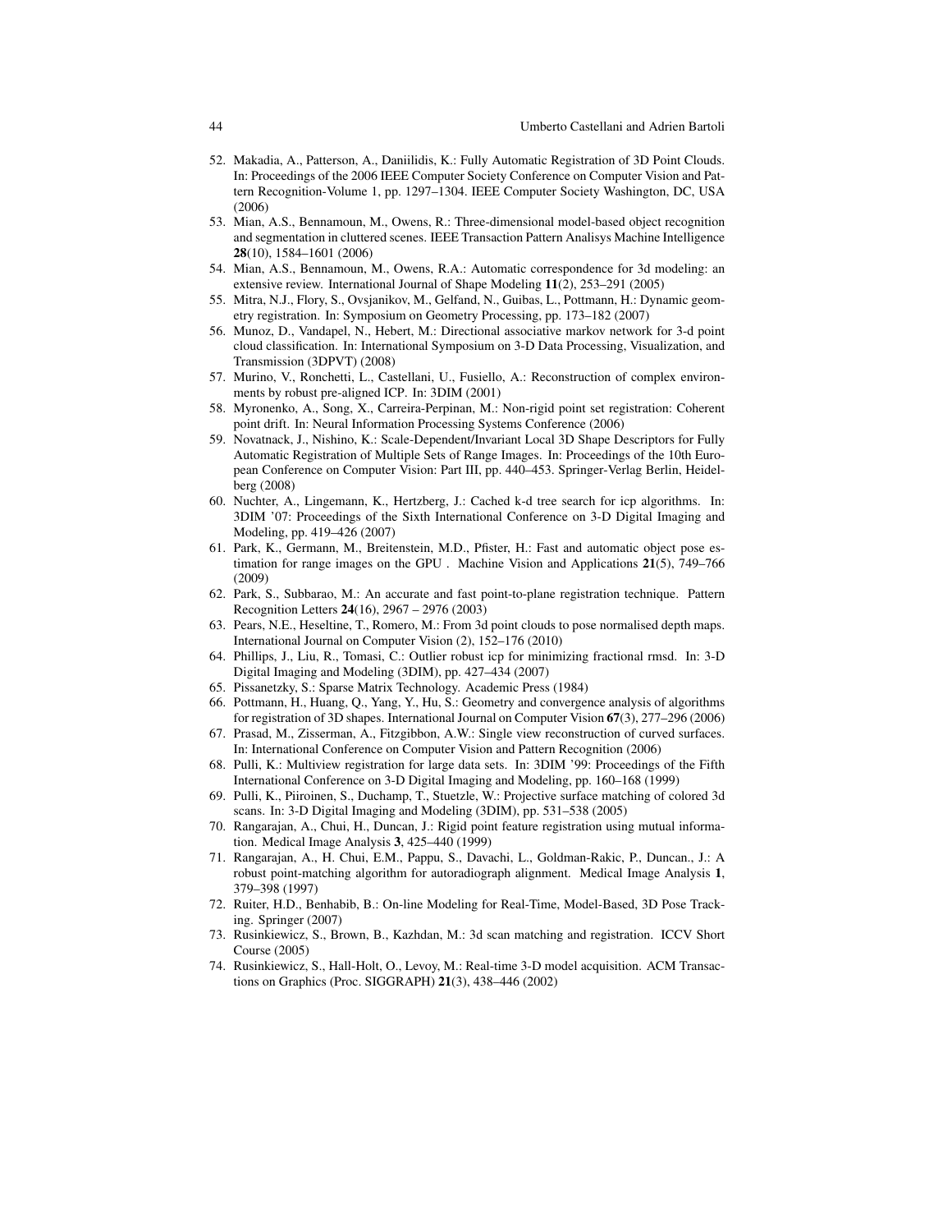52. Makadia, A., Patterson, A., Daniilidis, K.: Fully Automatic Registration of 3D Point Clouds. In: Proceedings of the 2006 IEEE Computer Society Conference on Computer Vision and Pattern Recognition-Volume 1, pp. 1297–1304. IEEE Computer Society Washington, DC, USA (2006)
53. Mian, A.S., Bennamoun, M., Owens, R.: Three-dimensional model-based object recognition and segmentation in cluttered scenes. IEEE Transaction Pattern Analisys Machine Intelligence **28**(10), 1584–1601 (2006)
54. Mian, A.S., Bennamoun, M., Owens, R.A.: Automatic correspondence for 3d modeling: an extensive review. International Journal of Shape Modeling **11**(2), 253–291 (2005)
55. Mitra, N.J., Flory, S., Ovsjanikov, M., Gelfand, N., Guibas, L., Pottmann, H.: Dynamic geometry registration. In: Symposium on Geometry Processing, pp. 173–182 (2007)
56. Munoz, D., Vandapel, N., Hebert, M.: Directional associative markov network for 3-d point cloud classification. In: International Symposium on 3-D Data Processing, Visualization, and Transmission (3DPVT) (2008)
57. Murino, V., Ronchetti, L., Castellani, U., Fusiello, A.: Reconstruction of complex environments by robust pre-aligned ICP. In: 3DIM (2001)
58. Myronenko, A., Song, X., Carreira-Perpinan, M.: Non-rigid point set registration: Coherent point drift. In: Neural Information Processing Systems Conference (2006)
59. Novatnack, J., Nishino, K.: Scale-Dependent/Invariant Local 3D Shape Descriptors for Fully Automatic Registration of Multiple Sets of Range Images. In: Proceedings of the 10th European Conference on Computer Vision: Part III, pp. 440–453. Springer-Verlag Berlin, Heidelberg (2008)
60. Nuchter, A., Lingemann, K., Hertzberg, J.: Cached k-d tree search for icp algorithms. In: 3DIM '07: Proceedings of the Sixth International Conference on 3-D Digital Imaging and Modeling, pp. 419–426 (2007)
61. Park, K., Germann, M., Breitenstein, M.D., Pfister, H.: Fast and automatic object pose estimation for range images on the GPU . Machine Vision and Applications **21**(5), 749–766 (2009)
62. Park, S., Subbarao, M.: An accurate and fast point-to-plane registration technique. Pattern Recognition Letters **24**(16), 2967 – 2976 (2003)
63. Pears, N.E., Heseltine, T., Romero, M.: From 3d point clouds to pose normalised depth maps. International Journal on Computer Vision (2), 152–176 (2010)
64. Phillips, J., Liu, R., Tomasi, C.: Outlier robust icp for minimizing fractional rmsd. In: 3-D Digital Imaging and Modeling (3DIM), pp. 427–434 (2007)
65. Pissanetzky, S.: Sparse Matrix Technology. Academic Press (1984)
66. Pottmann, H., Huang, Q., Yang, Y., Hu, S.: Geometry and convergence analysis of algorithms for registration of 3D shapes. International Journal on Computer Vision **67**(3), 277–296 (2006)
67. Prasad, M., Zisserman, A., Fitzgibbon, A.W.: Single view reconstruction of curved surfaces. In: International Conference on Computer Vision and Pattern Recognition (2006)
68. Pulli, K.: Multiview registration for large data sets. In: 3DIM '99: Proceedings of the Fifth International Conference on 3-D Digital Imaging and Modeling, pp. 160–168 (1999)
69. Pulli, K., Piiroinen, S., Duchamp, T., Stuetzle, W.: Projective surface matching of colored 3d scans. In: 3-D Digital Imaging and Modeling (3DIM), pp. 531–538 (2005)
70. Rangarajan, A., Chui, H., Duncan, J.: Rigid point feature registration using mutual information. Medical Image Analysis **3**, 425–440 (1999)
71. Rangarajan, A., H. Chui, E.M., Pappu, S., Davachi, L., Goldman-Rakic, P., Duncan., J.: A robust point-matching algorithm for autoradiograph alignment. Medical Image Analysis **1**, 379–398 (1997)
72. Ruiter, H.D., Benhabib, B.: On-line Modeling for Real-Time, Model-Based, 3D Pose Tracking. Springer (2007)
73. Rusinkiewicz, S., Brown, B., Kazhdan, M.: 3d scan matching and registration. ICCV Short Course (2005)
74. Rusinkiewicz, S., Hall-Holt, O., Levoy, M.: Real-time 3-D model acquisition. ACM Transactions on Graphics (Proc. SIGGRAPH) **21**(3), 438–446 (2002)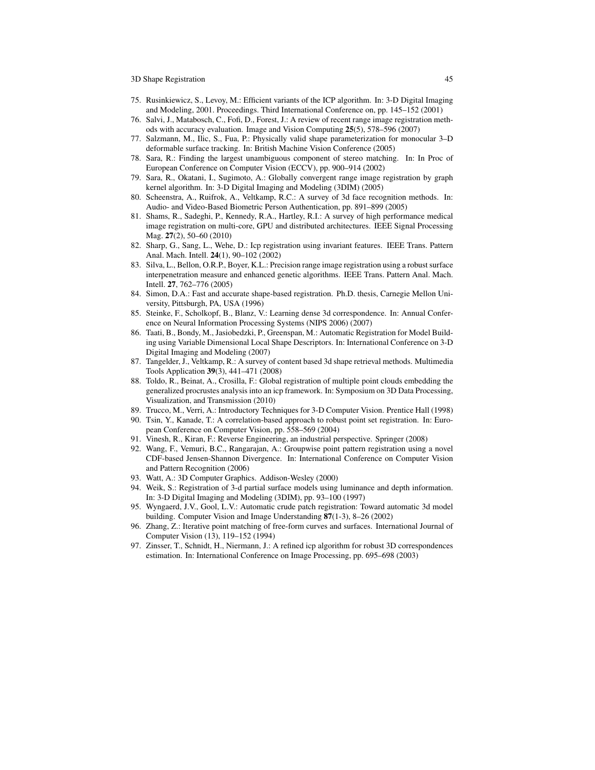75. Rusinkiewicz, S., Levoy, M.: Efficient variants of the ICP algorithm. In: 3-D Digital Imaging and Modeling, 2001. Proceedings. Third International Conference on, pp. 145–152 (2001)
76. Salvi, J., Matabosch, C., Fofi, D., Forest, J.: A review of recent range image registration methods with accuracy evaluation. Image and Vision Computing **25**(5), 578–596 (2007)
77. Salzmann, M., Ilic, S., Fua, P.: Physically valid shape parameterization for monocular 3–D deformable surface tracking. In: British Machine Vision Conference (2005)
78. Sara, R.: Finding the largest unambiguous component of stereo matching. In: In Proc of European Conference on Computer Vision (ECCV), pp. 900–914 (2002)
79. Sara, R., Okatani, I., Sugimoto, A.: Globally convergent range image registration by graph kernel algorithm. In: 3-D Digital Imaging and Modeling (3DIM) (2005)
80. Scheenstra, A., Ruifrok, A., Veltkamp, R.C.: A survey of 3d face recognition methods. In: Audio- and Video-Based Biometric Person Authentication, pp. 891–899 (2005)
81. Shams, R., Sadeghi, P., Kennedy, R.A., Hartley, R.I.: A survey of high performance medical image registration on multi-core, GPU and distributed architectures. IEEE Signal Processing Mag. **27**(2), 50–60 (2010)
82. Sharp, G., Sang, L., Wehe, D.: Icp registration using invariant features. IEEE Trans. Pattern Anal. Mach. Intell. **24**(1), 90–102 (2002)
83. Silva, L., Bellon, O.R.P., Boyer, K.L.: Precision range image registration using a robust surface interpenetration measure and enhanced genetic algorithms. IEEE Trans. Pattern Anal. Mach. Intell. **27**, 762–776 (2005)
84. Simon, D.A.: Fast and accurate shape-based registration. Ph.D. thesis, Carnegie Mellon University, Pittsburgh, PA, USA (1996)
85. Steinke, F., Scholkopf, B., Blanz, V.: Learning dense 3d correspondence. In: Annual Conference on Neural Information Processing Systems (NIPS 2006) (2007)
86. Taati, B., Bondy, M., Jasiobedzki, P., Greenspan, M.: Automatic Registration for Model Building using Variable Dimensional Local Shape Descriptors. In: International Conference on 3-D Digital Imaging and Modeling (2007)
87. Tangelder, J., Veltkamp, R.: A survey of content based 3d shape retrieval methods. Multimedia Tools Application **39**(3), 441–471 (2008)
88. Toldo, R., Beinat, A., Crosilla, F.: Global registration of multiple point clouds embedding the generalized procrustes analysis into an icp framework. In: Symposium on 3D Data Processing, Visualization, and Transmission (2010)
89. Trucco, M., Verri, A.: Introductory Techniques for 3-D Computer Vision. Prentice Hall (1998)
90. Tsin, Y., Kanade, T.: A correlation-based approach to robust point set registration. In: European Conference on Computer Vision, pp. 558–569 (2004)
91. Vinesh, R., Kiran, F.: Reverse Engineering, an industrial perspective. Springer (2008)
92. Wang, F., Vemuri, B.C., Rangarajan, A.: Groupwise point pattern registration using a novel CDF-based Jensen-Shannon Divergence. In: International Conference on Computer Vision and Pattern Recognition (2006)
93. Watt, A.: 3D Computer Graphics. Addison-Wesley (2000)
94. Weik, S.: Registration of 3-d partial surface models using luminance and depth information. In: 3-D Digital Imaging and Modeling (3DIM), pp. 93–100 (1997)
95. Wyngaerd, J.V., Gool, L.V.: Automatic crude patch registration: Toward automatic 3d model building. Computer Vision and Image Understanding **87**(1-3), 8–26 (2002)
96. Zhang, Z.: Iterative point matching of free-form curves and surfaces. International Journal of Computer Vision (13), 119–152 (1994)
97. Zinsser, T., Schnidt, H., Niermann, J.: A refined icp algorithm for robust 3D correspondences estimation. In: International Conference on Image Processing, pp. 695–698 (2003)